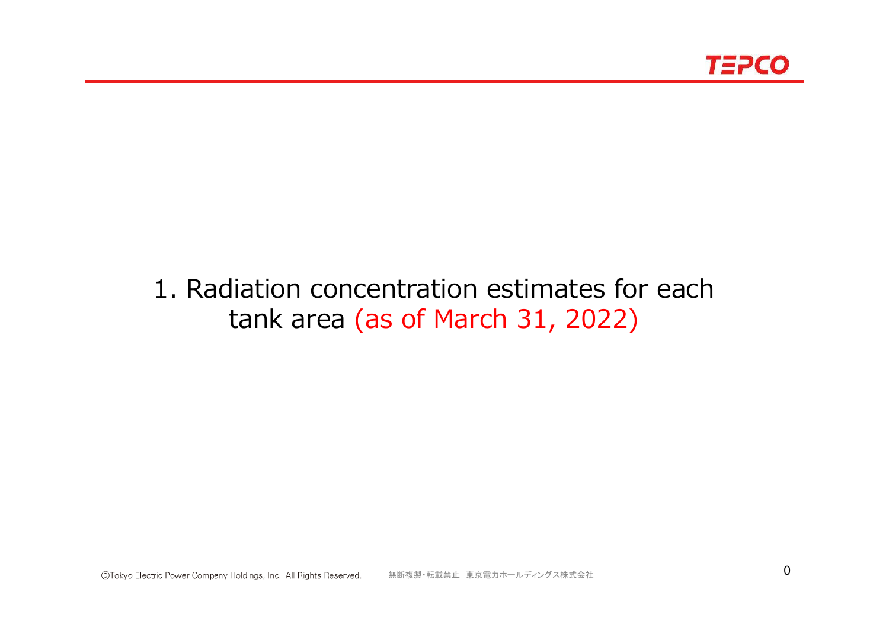# 1. Radiation concentration estimates for each tank area (as of March 31, 2022)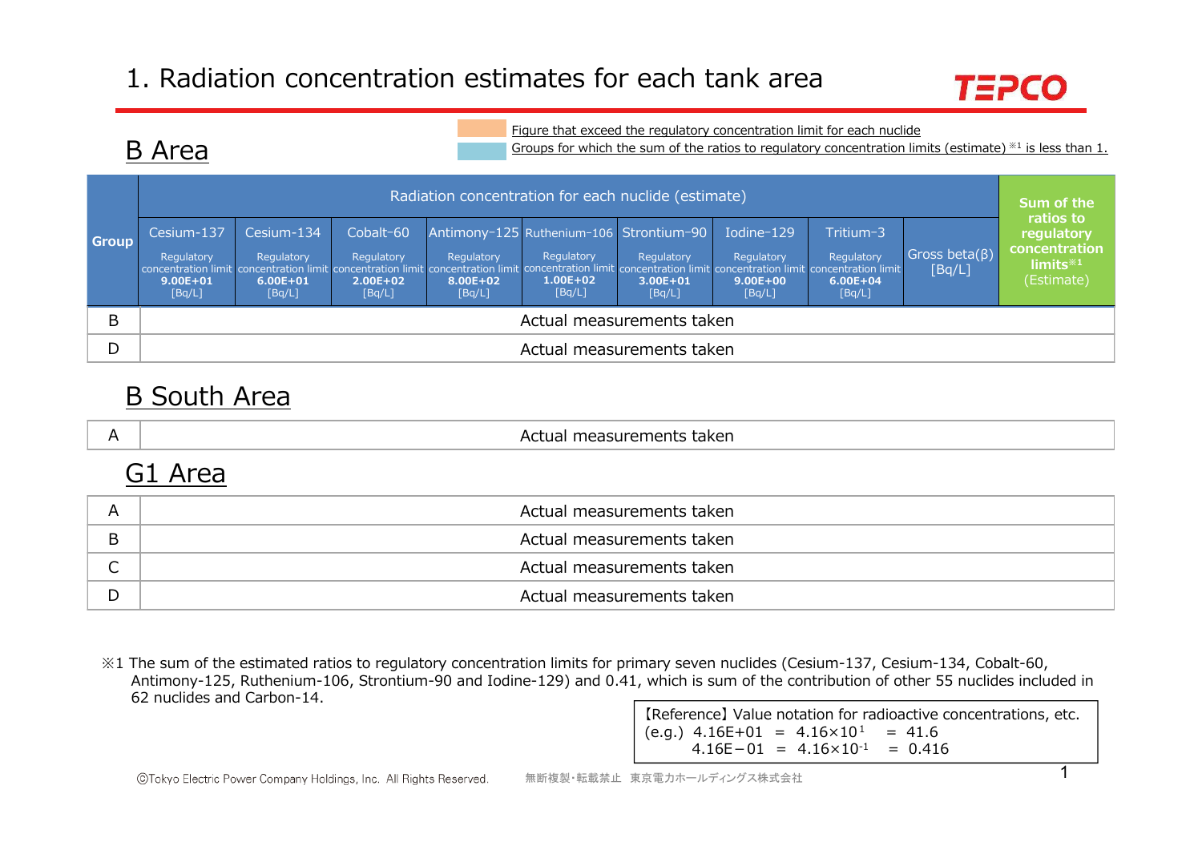# 1. Radiation concentration estimates for each tank area

## B Area

Figure that exceed the regulatory concentration limit for each nuclide

Groups for which the sum of the ratios to regulatory concentration limits (estimate) ※1 is less than 1.

| Group | Radiation concentration for each nuclide (estimate) | | | | | | | | | Sum of the ratios to regulatory concentration limits※1 (Estimate) |
|---|---|---|---|---|---|---|---|---|---|---|
| | Cesium-137 Regulatory concentration limit **9.00E+01** [Bq/L] | Cesium-134 Regulatory concentration limit **6.00E+01** [Bq/L] | Cobalt-60 Regulatory concentration limit **2.00E+02** [Bq/L] | Antimony-125 Regulatory concentration limit **8.00E+02** [Bq/L] | Ruthenium-106 Regulatory concentration limit **1.00E+02** [Bq/L] | Strontium-90 Regulatory concentration limit **3.00E+01** [Bq/L] | Iodine-129 Regulatory concentration limit **9.00E+00** [Bq/L] | Tritium-3 Regulatory concentration limit **6.00E+04** [Bq/L] | Gross beta(β) [Bq/L] | |
| B | Actual measurements taken | | | | | | | | | |
| D | Actual measurements taken | | | | | | | | | |

## B South Area

| Group | |
|---|---|
| A | Actual measurements taken |

## G1 Area

| Group | |
|---|---|
| A | Actual measurements taken |
| B | Actual measurements taken |
| C | Actual measurements taken |
| D | Actual measurements taken |

※1 The sum of the estimated ratios to regulatory concentration limits for primary seven nuclides (Cesium-137, Cesium-134, Cobalt-60, Antimony-125, Ruthenium-106, Strontium-90 and Iodine-129) and 0.41, which is sum of the contribution of other 55 nuclides included in 62 nuclides and Carbon-14.

【Reference】Value notation for radioactive concentrations, etc.
(e.g.) 4.16E+01 = $4.16 \times 10^{1}$ = 41.6
4.16E−01 = $4.16 \times 10^{-1}$ = 0.416

ⓒTokyo Electric Power Company Holdings, Inc. All Rights Reserved. 無断複製・転載禁止 東京電力ホールディングス株式会社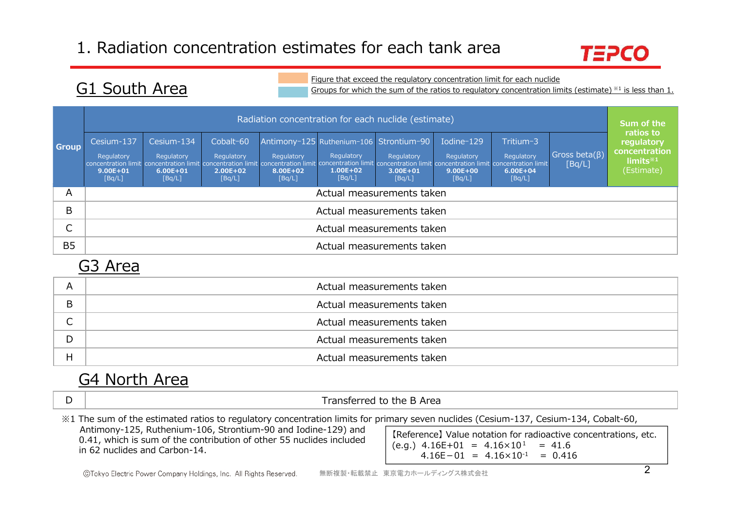# 1. Radiation concentration estimates for each tank area

## G1 South Area

Figure that exceed the regulatory concentration limit for each nuclide

Groups for which the sum of the ratios to regulatory concentration limits (estimate) ※1 is less than 1.

| Group | Radiation concentration for each nuclide (estimate) | | | | | | | | | Sum of the ratios to regulatory concentration limits※1 (Estimate) |
|---|---|---|---|---|---|---|---|---|---|---|
| | Cesium-137 Regulatory concentration limit **9.00E+01** [Bq/L] | Cesium-134 Regulatory concentration limit **6.00E+01** [Bq/L] | Cobalt-60 Regulatory concentration limit **2.00E+02** [Bq/L] | Antimony-125 Regulatory concentration limit **8.00E+02** [Bq/L] | Ruthenium-106 Regulatory concentration limit **1.00E+02** [Bq/L] | Strontium-90 Regulatory concentration limit **3.00E+01** [Bq/L] | Iodine-129 Regulatory concentration limit **9.00E+00** [Bq/L] | Tritium-3 Regulatory concentration limit **6.00E+04** [Bq/L] | Gross beta(β) [Bq/L] | |
| A | Actual measurements taken | | | | | | | | | |
| B | Actual measurements taken | | | | | | | | | |
| C | Actual measurements taken | | | | | | | | | |
| B5 | Actual measurements taken | | | | | | | | | |

## G3 Area

| Group | |
|---|---|
| A | Actual measurements taken |
| B | Actual measurements taken |
| C | Actual measurements taken |
| D | Actual measurements taken |
| H | Actual measurements taken |

## G4 North Area

| Group | |
|---|---|
| D | Transferred to the B Area |

※1 The sum of the estimated ratios to regulatory concentration limits for primary seven nuclides (Cesium-137, Cesium-134, Cobalt-60, Antimony-125, Ruthenium-106, Strontium-90 and Iodine-129) and 0.41, which is sum of the contribution of other 55 nuclides included in 62 nuclides and Carbon-14.

【Reference】Value notation for radioactive concentrations, etc.
(e.g.) 4.16E+01 = $4.16\times10^{1}$ = 41.6
4.16E−01 = $4.16\times10^{-1}$ = 0.416

©Tokyo Electric Power Company Holdings, Inc. All Rights Reserved. 無断複製・転載禁止 東京電力ホールディングス株式会社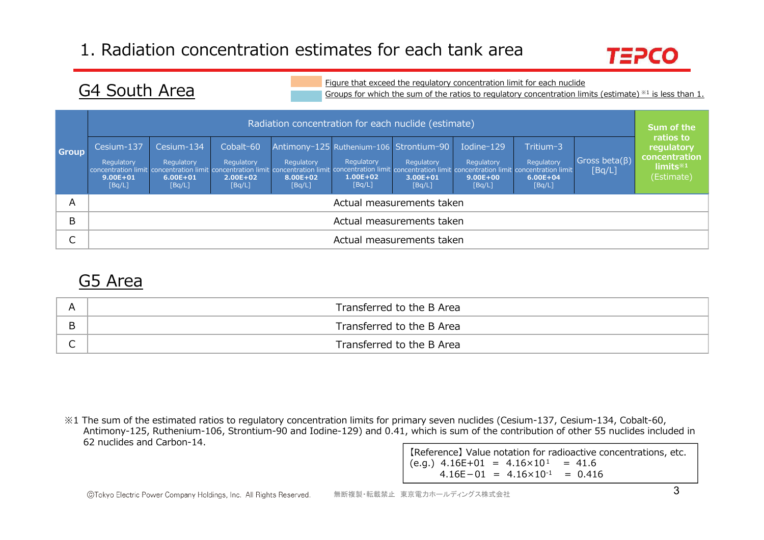# 1. Radiation concentration estimates for each tank area

## G4 South Area

Figure that exceed the regulatory concentration limit for each nuclide

Groups for which the sum of the ratios to regulatory concentration limits (estimate) ※1 is less than 1.

| Group | Radiation concentration for each nuclide (estimate) | | | | | | | | | Sum of the ratios to regulatory concentration limits※1 (Estimate) |
|---|---|---|---|---|---|---|---|---|---|---|
| | Cesium-137<br>Regulatory concentration limit **9.00E+01** [Bq/L] | Cesium-134<br>Regulatory concentration limit **6.00E+01** [Bq/L] | Cobalt-60<br>Regulatory concentration limit **2.00E+02** [Bq/L] | Antimony-125<br>Regulatory concentration limit **8.00E+02** [Bq/L] | Ruthenium-106<br>Regulatory concentration limit **1.00E+02** [Bq/L] | Strontium-90<br>Regulatory concentration limit **3.00E+01** [Bq/L] | Iodine-129<br>Regulatory concentration limit **9.00E+00** [Bq/L] | Tritium-3<br>Regulatory concentration limit **6.00E+04** [Bq/L] | Gross beta(β) [Bq/L] | |
| A | Actual measurements taken | | | | | | | | | |
| B | Actual measurements taken | | | | | | | | | |
| C | Actual measurements taken | | | | | | | | | |

## G5 Area

| | |
|---|---|
| A | Transferred to the B Area |
| B | Transferred to the B Area |
| C | Transferred to the B Area |

※1 The sum of the estimated ratios to regulatory concentration limits for primary seven nuclides (Cesium-137, Cesium-134, Cobalt-60, Antimony-125, Ruthenium-106, Strontium-90 and Iodine-129) and 0.41, which is sum of the contribution of other 55 nuclides included in 62 nuclides and Carbon-14.

【Reference】 Value notation for radioactive concentrations, etc.

(e.g.) 4.16E+01 = $4.16 \times 10^{1}$ = 41.6

4.16E−01 = $4.16 \times 10^{-1}$ = 0.416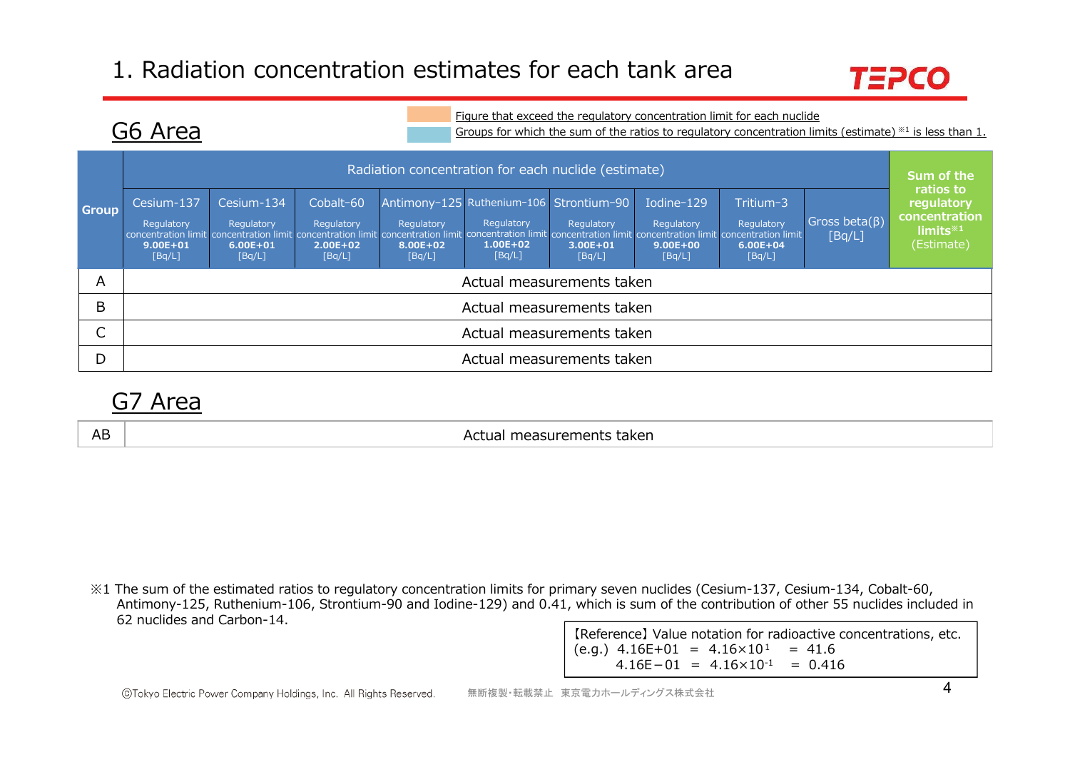# 1. Radiation concentration estimates for each tank area

## G6 Area

Figure that exceed the regulatory concentration limit for each nuclide

Groups for which the sum of the ratios to regulatory concentration limits (estimate) ※1 is less than 1.

| Group | Radiation concentration for each nuclide (estimate) | | | | | | | | | Sum of the ratios to regulatory concentration limits※1 (Estimate) |
|---|---|---|---|---|---|---|---|---|---|---|
| | Cesium-137 Regulatory concentration limit **9.00E+01** [Bq/L] | Cesium-134 Regulatory concentration limit **6.00E+01** [Bq/L] | Cobalt-60 Regulatory concentration limit **2.00E+02** [Bq/L] | Antimony-125 Regulatory concentration limit **8.00E+02** [Bq/L] | Ruthenium-106 Regulatory concentration limit **1.00E+02** [Bq/L] | Strontium-90 Regulatory concentration limit **3.00E+01** [Bq/L] | Iodine-129 Regulatory concentration limit **9.00E+00** [Bq/L] | Tritium-3 Regulatory concentration limit **6.00E+04** [Bq/L] | Gross beta(β) [Bq/L] | |
| A | Actual measurements taken | | | | | | | | | |
| B | Actual measurements taken | | | | | | | | | |
| C | Actual measurements taken | | | | | | | | | |
| D | Actual measurements taken | | | | | | | | | |

## G7 Area

| Group | |
|---|---|
| AB | Actual measurements taken |

※1 The sum of the estimated ratios to regulatory concentration limits for primary seven nuclides (Cesium-137, Cesium-134, Cobalt-60, Antimony-125, Ruthenium-106, Strontium-90 and Iodine-129) and 0.41, which is sum of the contribution of other 55 nuclides included in 62 nuclides and Carbon-14.

【Reference】Value notation for radioactive concentrations, etc.
(e.g.) 4.16E+01 = $4.16\times10^{1}$ = 41.6
4.16E−01 = $4.16\times10^{-1}$ = 0.416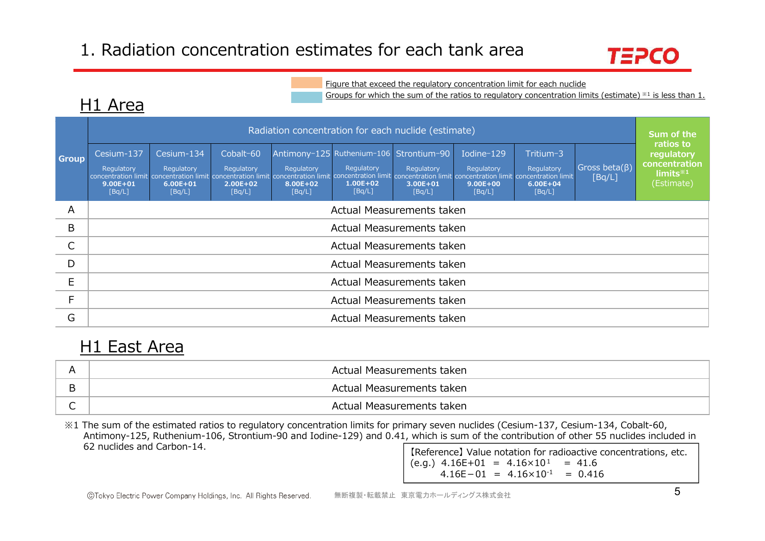# 1. Radiation concentration estimates for each tank area

Figure that exceed the regulatory concentration limit for each nuclide

Groups for which the sum of the ratios to regulatory concentration limits (estimate) ※1 is less than 1.

## H1 Area

| Group | Radiation concentration for each nuclide (estimate) | | | | | | | | | Sum of the ratios to regulatory concentration limits※1 (Estimate) |
|---|---|---|---|---|---|---|---|---|---|---|
| | Cesium-137 Regulatory concentration limit **9.00E+01** [Bq/L] | Cesium-134 Regulatory concentration limit **6.00E+01** [Bq/L] | Cobalt-60 Regulatory concentration limit **2.00E+02** [Bq/L] | Antimony-125 Regulatory concentration limit **8.00E+02** [Bq/L] | Ruthenium-106 Regulatory concentration limit **1.00E+02** [Bq/L] | Strontium-90 Regulatory concentration limit **3.00E+01** [Bq/L] | Iodine-129 Regulatory concentration limit **9.00E+00** [Bq/L] | Tritium-3 Regulatory concentration limit **6.00E+04** [Bq/L] | Gross beta(β) [Bq/L] | |
| A | Actual Measurements taken | | | | | | | | | |
| B | Actual Measurements taken | | | | | | | | | |
| C | Actual Measurements taken | | | | | | | | | |
| D | Actual Measurements taken | | | | | | | | | |
| E | Actual Measurements taken | | | | | | | | | |
| F | Actual Measurements taken | | | | | | | | | |
| G | Actual Measurements taken | | | | | | | | | |

## H1 East Area

| Group | |
|---|---|
| A | Actual Measurements taken |
| B | Actual Measurements taken |
| C | Actual Measurements taken |

※1 The sum of the estimated ratios to regulatory concentration limits for primary seven nuclides (Cesium-137, Cesium-134, Cobalt-60, Antimony-125, Ruthenium-106, Strontium-90 and Iodine-129) and 0.41, which is sum of the contribution of other 55 nuclides included in 62 nuclides and Carbon-14.

【Reference】Value notation for radioactive concentrations, etc.
(e.g.) 4.16E+01 = $4.16\times10^{1}$ = 41.6
4.16E−01 = $4.16\times10^{-1}$ = 0.416

ⒸTokyo Electric Power Company Holdings, Inc. All Rights Reserved. 無断複製・転載禁止 東京電力ホールディングス株式会社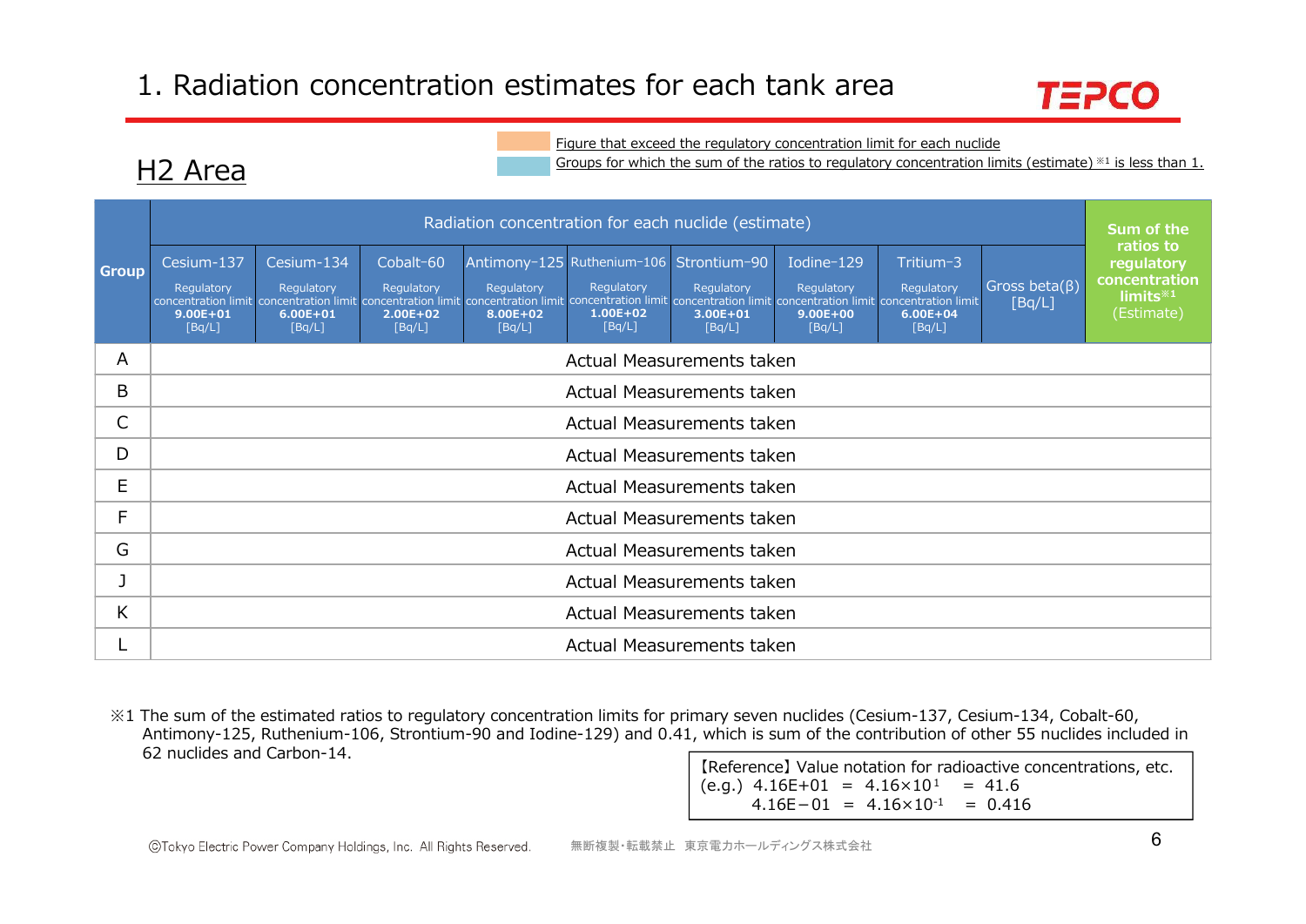# 1. Radiation concentration estimates for each tank area

## H2 Area

Figure that exceed the regulatory concentration limit for each nuclide

Groups for which the sum of the ratios to regulatory concentration limits (estimate) ※1 is less than 1.

| Group | Radiation concentration for each nuclide (estimate) | | | | | | | | | Sum of the ratios to regulatory concentration limits※1 (Estimate) |
|---|---|---|---|---|---|---|---|---|---|---|
| | Cesium-137 Regulatory concentration limit 9.00E+01 [Bq/L] | Cesium-134 Regulatory concentration limit 6.00E+01 [Bq/L] | Cobalt-60 Regulatory concentration limit 2.00E+02 [Bq/L] | Antimony-125 Regulatory concentration limit 8.00E+02 [Bq/L] | Ruthenium-106 Regulatory concentration limit 1.00E+02 [Bq/L] | Strontium-90 Regulatory concentration limit 3.00E+01 [Bq/L] | Iodine-129 Regulatory concentration limit 9.00E+00 [Bq/L] | Tritium-3 Regulatory concentration limit 6.00E+04 [Bq/L] | Gross beta(β) [Bq/L] | |
| A | Actual Measurements taken | | | | | | | | | |
| B | Actual Measurements taken | | | | | | | | | |
| C | Actual Measurements taken | | | | | | | | | |
| D | Actual Measurements taken | | | | | | | | | |
| E | Actual Measurements taken | | | | | | | | | |
| F | Actual Measurements taken | | | | | | | | | |
| G | Actual Measurements taken | | | | | | | | | |
| J | Actual Measurements taken | | | | | | | | | |
| K | Actual Measurements taken | | | | | | | | | |
| L | Actual Measurements taken | | | | | | | | | |

※1 The sum of the estimated ratios to regulatory concentration limits for primary seven nuclides (Cesium-137, Cesium-134, Cobalt-60, Antimony-125, Ruthenium-106, Strontium-90 and Iodine-129) and 0.41, which is sum of the contribution of other 55 nuclides included in 62 nuclides and Carbon-14.

【Reference】Value notation for radioactive concentrations, etc.
(e.g.) 4.16E+01 = $4.16\times10^{1}$ = 41.6
4.16E−01 = $4.16\times10^{-1}$ = 0.416

ⒸTokyo Electric Power Company Holdings, Inc. All Rights Reserved. 無断複製・転載禁止 東京電力ホールディングス株式会社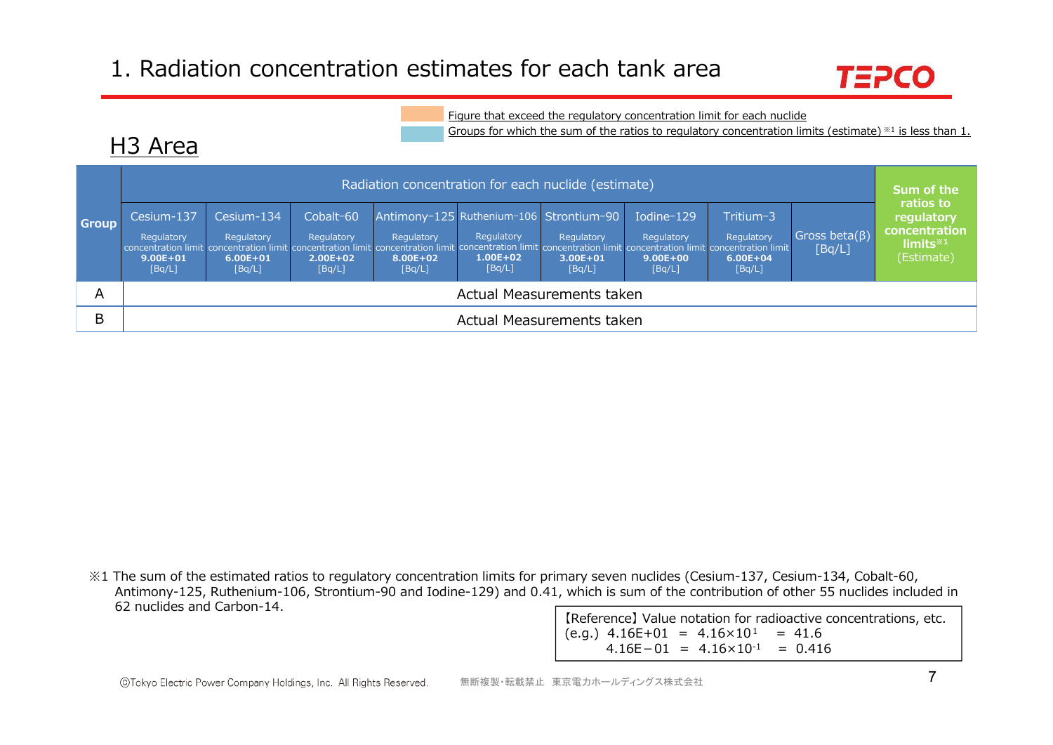# 1. Radiation concentration estimates for each tank area

Figure that exceed the regulatory concentration limit for each nuclide

Groups for which the sum of the ratios to regulatory concentration limits (estimate) ※1 is less than 1.

## H3 Area

| Group | Radiation concentration for each nuclide (estimate) | | | | | | | | | Sum of the ratios to regulatory concentration limits※1 (Estimate) |
|---|---|---|---|---|---|---|---|---|---|---|
| | Cesium-137 Regulatory concentration limit **9.00E+01** [Bq/L] | Cesium-134 Regulatory concentration limit **6.00E+01** [Bq/L] | Cobalt-60 Regulatory concentration limit **2.00E+02** [Bq/L] | Antimony-125 Regulatory concentration limit **8.00E+02** [Bq/L] | Ruthenium-106 Regulatory concentration limit **1.00E+02** [Bq/L] | Strontium-90 Regulatory concentration limit **3.00E+01** [Bq/L] | Iodine-129 Regulatory concentration limit **9.00E+00** [Bq/L] | Tritium-3 Regulatory concentration limit **6.00E+04** [Bq/L] | Gross beta(β) [Bq/L] | |
| A | Actual Measurements taken | | | | | | | | | |
| B | Actual Measurements taken | | | | | | | | | |

※1 The sum of the estimated ratios to regulatory concentration limits for primary seven nuclides (Cesium-137, Cesium-134, Cobalt-60, Antimony-125, Ruthenium-106, Strontium-90 and Iodine-129) and 0.41, which is sum of the contribution of other 55 nuclides included in 62 nuclides and Carbon-14.

【Reference】Value notation for radioactive concentrations, etc.
(e.g.) 4.16E+01 = $4.16\times10^{1}$ = 41.6
4.16E−01 = $4.16\times10^{-1}$ = 0.416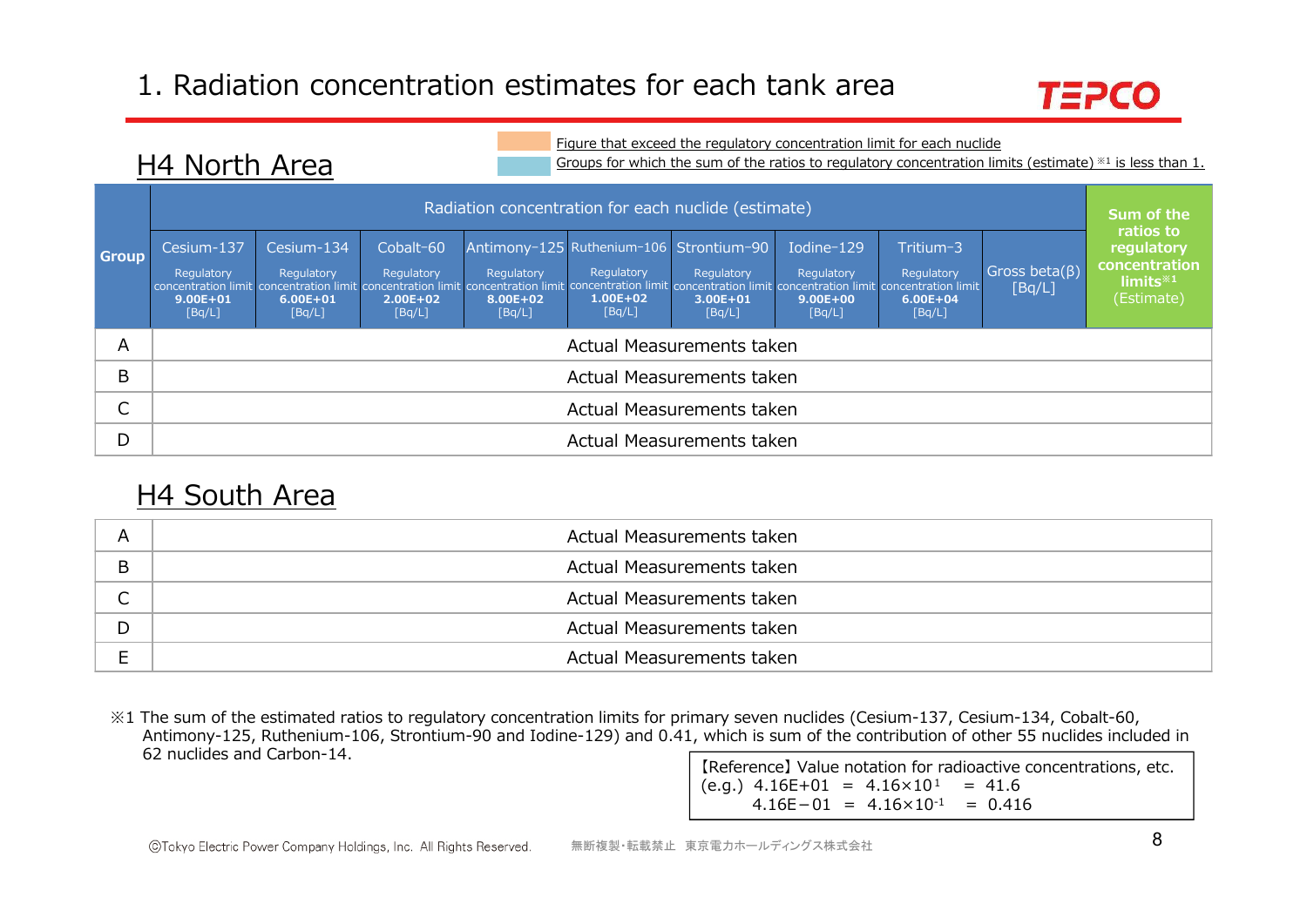# 1. Radiation concentration estimates for each tank area

## H4 North Area

Figure that exceed the regulatory concentration limit for each nuclide

Groups for which the sum of the ratios to regulatory concentration limits (estimate) ※1 is less than 1.

| Group | Radiation concentration for each nuclide (estimate) | | | | | | | | | Sum of the ratios to regulatory concentration limits※1 (Estimate) |
|---|---|---|---|---|---|---|---|---|---|---|
| | Cesium-137 Regulatory concentration limit **9.00E+01** [Bq/L] | Cesium-134 Regulatory concentration limit **6.00E+01** [Bq/L] | Cobalt-60 Regulatory concentration limit **2.00E+02** [Bq/L] | Antimony-125 Regulatory concentration limit **8.00E+02** [Bq/L] | Ruthenium-106 Regulatory concentration limit **1.00E+02** [Bq/L] | Strontium-90 Regulatory concentration limit **3.00E+01** [Bq/L] | Iodine-129 Regulatory concentration limit **9.00E+00** [Bq/L] | Tritium-3 Regulatory concentration limit **6.00E+04** [Bq/L] | Gross beta(β) [Bq/L] | |
| A | Actual Measurements taken | | | | | | | | | |
| B | Actual Measurements taken | | | | | | | | | |
| C | Actual Measurements taken | | | | | | | | | |
| D | Actual Measurements taken | | | | | | | | | |

## H4 South Area

| Group | |
|---|---|
| A | Actual Measurements taken |
| B | Actual Measurements taken |
| C | Actual Measurements taken |
| D | Actual Measurements taken |
| E | Actual Measurements taken |

※1 The sum of the estimated ratios to regulatory concentration limits for primary seven nuclides (Cesium-137, Cesium-134, Cobalt-60, Antimony-125, Ruthenium-106, Strontium-90 and Iodine-129) and 0.41, which is sum of the contribution of other 55 nuclides included in 62 nuclides and Carbon-14.

【Reference】Value notation for radioactive concentrations, etc.
(e.g.) 4.16E+01 = $4.16\times10^{1}$ = 41.6
4.16E−01 = $4.16\times10^{-1}$ = 0.416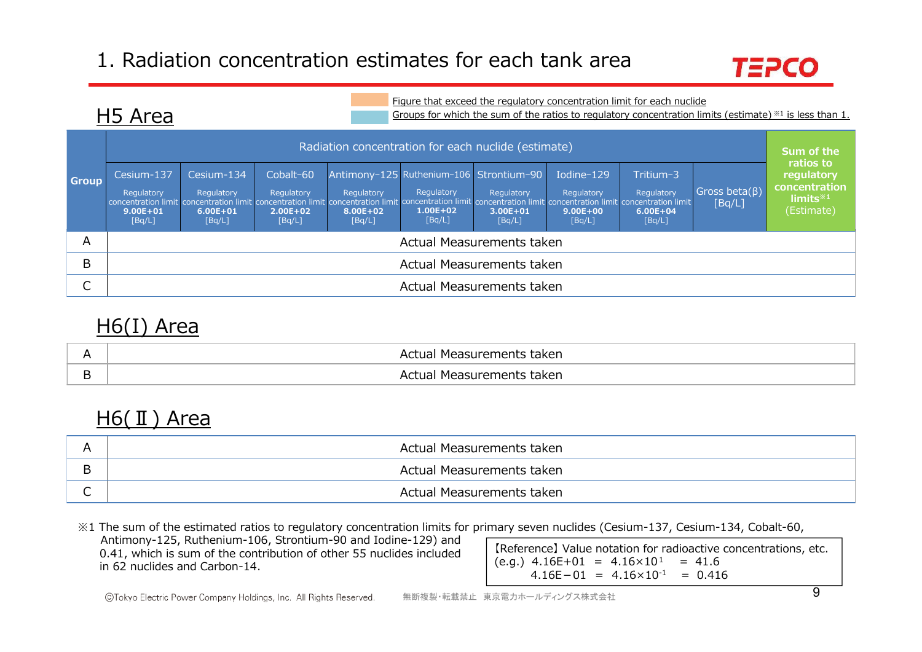# 1. Radiation concentration estimates for each tank area

Figure that exceed the regulatory concentration limit for each nuclide

Groups for which the sum of the ratios to regulatory concentration limits (estimate) ※1 is less than 1.

## H5 Area

| Group | Radiation concentration for each nuclide (estimate) | | | | | | | | | Sum of the ratios to regulatory concentration limits※1 (Estimate) |
|---|---|---|---|---|---|---|---|---|---|---|
| | Cesium-137 Regulatory concentration limit **9.00E+01** [Bq/L] | Cesium-134 Regulatory concentration limit **6.00E+01** [Bq/L] | Cobalt-60 Regulatory concentration limit **2.00E+02** [Bq/L] | Antimony-125 Regulatory concentration limit **8.00E+02** [Bq/L] | Ruthenium-106 Regulatory concentration limit **1.00E+02** [Bq/L] | Strontium-90 Regulatory concentration limit **3.00E+01** [Bq/L] | Iodine-129 Regulatory concentration limit **9.00E+00** [Bq/L] | Tritium-3 Regulatory concentration limit **6.00E+04** [Bq/L] | Gross beta(β) [Bq/L] | |
| A | Actual Measurements taken | | | | | | | | | |
| B | Actual Measurements taken | | | | | | | | | |
| C | Actual Measurements taken | | | | | | | | | |

## H6(I) Area

| Group | |
|---|---|
| A | Actual Measurements taken |
| B | Actual Measurements taken |

## H6(Ⅱ) Area

| Group | |
|---|---|
| A | Actual Measurements taken |
| B | Actual Measurements taken |
| C | Actual Measurements taken |

※1 The sum of the estimated ratios to regulatory concentration limits for primary seven nuclides (Cesium-137, Cesium-134, Cobalt-60, Antimony-125, Ruthenium-106, Strontium-90 and Iodine-129) and 0.41, which is sum of the contribution of other 55 nuclides included in 62 nuclides and Carbon-14.

【Reference】Value notation for radioactive concentrations, etc.
(e.g.) 4.16E+01 = $4.16\times10^{1}$ = 41.6
4.16E−01 = $4.16\times10^{-1}$ = 0.416

ⒸTokyo Electric Power Company Holdings, Inc. All Rights Reserved. 無断複製・転載禁止 東京電力ホールディングス株式会社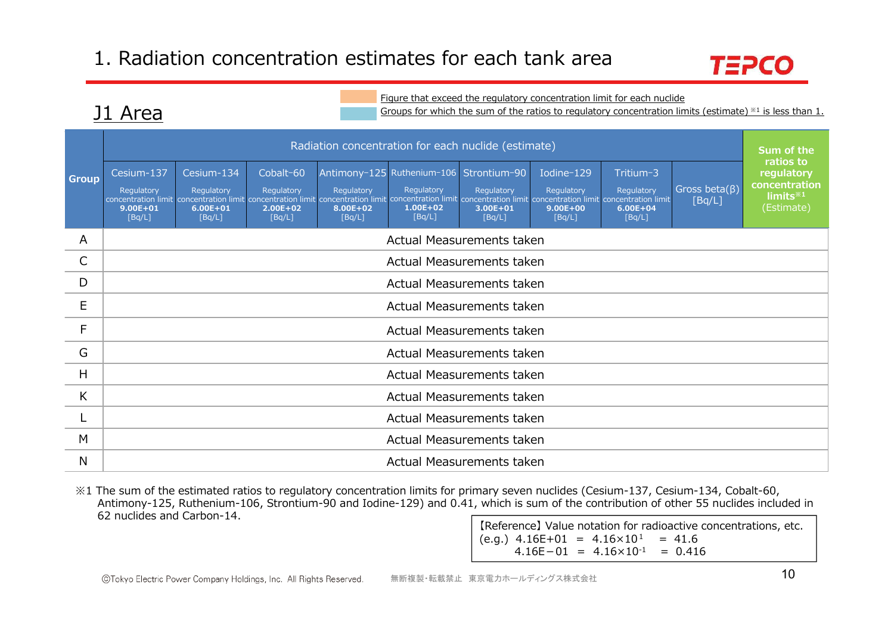# 1. Radiation concentration estimates for each tank area

## J1 Area

Figure that exceed the regulatory concentration limit for each nuclide

Groups for which the sum of the ratios to regulatory concentration limits (estimate) ※1 is less than 1.

| Group | Radiation concentration for each nuclide (estimate) | | | | | | | | | Sum of the ratios to regulatory concentration limits※1 (Estimate) |
|---|---|---|---|---|---|---|---|---|---|---|
| | Cesium-137 Regulatory concentration limit **9.00E+01** [Bq/L] | Cesium-134 Regulatory concentration limit **6.00E+01** [Bq/L] | Cobalt-60 Regulatory concentration limit **2.00E+02** [Bq/L] | Antimony-125 Regulatory concentration limit **8.00E+02** [Bq/L] | Ruthenium-106 Regulatory concentration limit **1.00E+02** [Bq/L] | Strontium-90 Regulatory concentration limit **3.00E+01** [Bq/L] | Iodine-129 Regulatory concentration limit **9.00E+00** [Bq/L] | Tritium-3 Regulatory concentration limit **6.00E+04** [Bq/L] | Gross beta(β) [Bq/L] | |
| A | Actual Measurements taken | | | | | | | | | |
| C | Actual Measurements taken | | | | | | | | | |
| D | Actual Measurements taken | | | | | | | | | |
| E | Actual Measurements taken | | | | | | | | | |
| F | Actual Measurements taken | | | | | | | | | |
| G | Actual Measurements taken | | | | | | | | | |
| H | Actual Measurements taken | | | | | | | | | |
| K | Actual Measurements taken | | | | | | | | | |
| L | Actual Measurements taken | | | | | | | | | |
| M | Actual Measurements taken | | | | | | | | | |
| N | Actual Measurements taken | | | | | | | | | |

※1 The sum of the estimated ratios to regulatory concentration limits for primary seven nuclides (Cesium-137, Cesium-134, Cobalt-60, Antimony-125, Ruthenium-106, Strontium-90 and Iodine-129) and 0.41, which is sum of the contribution of other 55 nuclides included in 62 nuclides and Carbon-14.

【Reference】Value notation for radioactive concentrations, etc.
(e.g.) 4.16E+01 = $4.16 \times 10^{1}$ = 41.6
4.16E−01 = $4.16 \times 10^{-1}$ = 0.416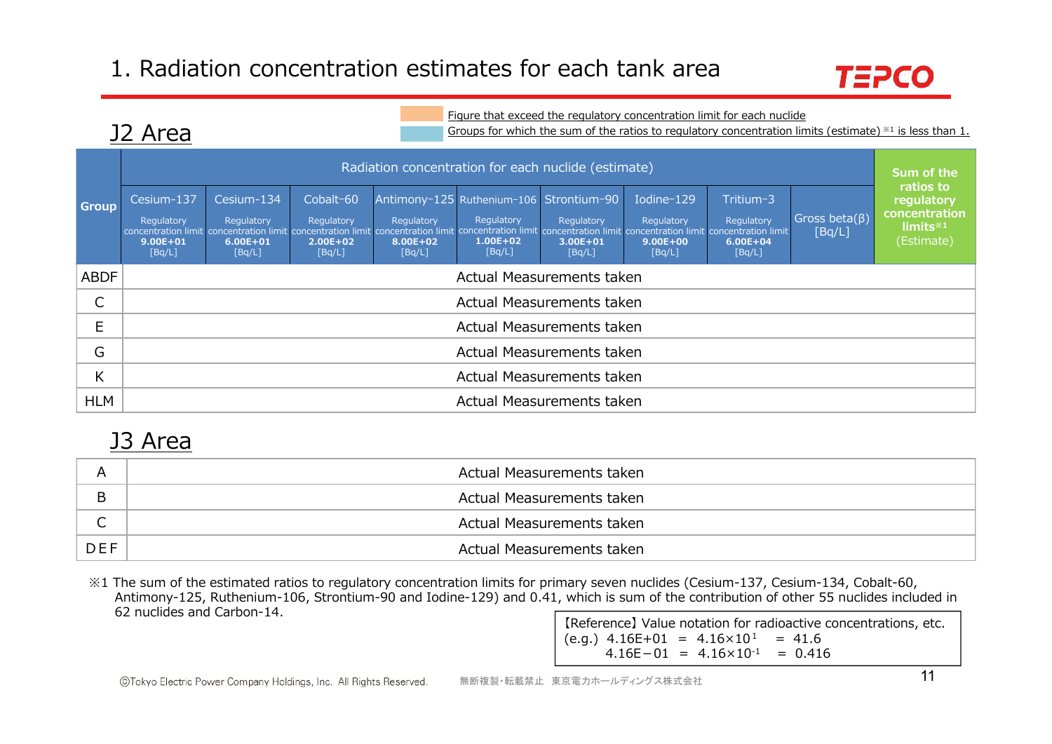# 1. Radiation concentration estimates for each tank area

## J2 Area

Figure that exceed the regulatory concentration limit for each nuclide

Groups for which the sum of the ratios to regulatory concentration limits (estimate) ※1 is less than 1.

| Group | Radiation concentration for each nuclide (estimate) | | | | | | | | | Sum of the ratios to regulatory concentration limits※1 (Estimate) |
|---|---|---|---|---|---|---|---|---|---|---|
| | Cesium-137 Regulatory concentration limit **9.00E+01** [Bq/L] | Cesium-134 Regulatory concentration limit **6.00E+01** [Bq/L] | Cobalt-60 Regulatory concentration limit **2.00E+02** [Bq/L] | Antimony-125 Regulatory concentration limit **8.00E+02** [Bq/L] | Ruthenium-106 Regulatory concentration limit **1.00E+02** [Bq/L] | Strontium-90 Regulatory concentration limit **3.00E+01** [Bq/L] | Iodine-129 Regulatory concentration limit **9.00E+00** [Bq/L] | Tritium-3 Regulatory concentration limit **6.00E+04** [Bq/L] | Gross beta(β) [Bq/L] | |
| ABDF | Actual Measurements taken | | | | | | | | | |
| C | Actual Measurements taken | | | | | | | | | |
| E | Actual Measurements taken | | | | | | | | | |
| G | Actual Measurements taken | | | | | | | | | |
| K | Actual Measurements taken | | | | | | | | | |
| HLM | Actual Measurements taken | | | | | | | | | |

## J3 Area

| Group | |
|---|---|
| A | Actual Measurements taken |
| B | Actual Measurements taken |
| C | Actual Measurements taken |
| DEF | Actual Measurements taken |

※1 The sum of the estimated ratios to regulatory concentration limits for primary seven nuclides (Cesium-137, Cesium-134, Cobalt-60, Antimony-125, Ruthenium-106, Strontium-90 and Iodine-129) and 0.41, which is sum of the contribution of other 55 nuclides included in 62 nuclides and Carbon-14.

【Reference】Value notation for radioactive concentrations, etc.
(e.g.) 4.16E+01 = $4.16\times10^{1}$ = 41.6
4.16E−01 = $4.16\times10^{-1}$ = 0.416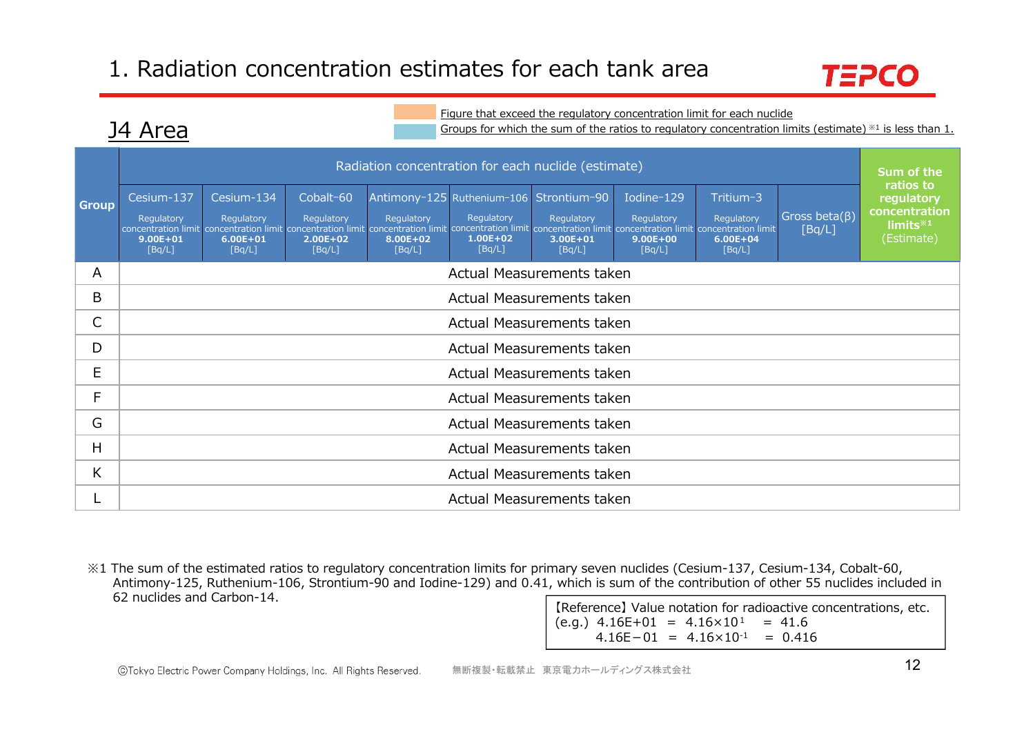# 1. Radiation concentration estimates for each tank area

## J4 Area

Figure that exceed the regulatory concentration limit for each nuclide

Groups for which the sum of the ratios to regulatory concentration limits (estimate) ※1 is less than 1.

| Group | Radiation concentration for each nuclide (estimate) | | | | | | | | | Sum of the ratios to regulatory concentration limits※1 (Estimate) |
|---|---|---|---|---|---|---|---|---|---|---|
| | Cesium-137 Regulatory concentration limit 9.00E+01 [Bq/L] | Cesium-134 Regulatory concentration limit 6.00E+01 [Bq/L] | Cobalt-60 Regulatory concentration limit 2.00E+02 [Bq/L] | Antimony-125 Regulatory concentration limit 8.00E+02 [Bq/L] | Ruthenium-106 Regulatory concentration limit 1.00E+02 [Bq/L] | Strontium-90 Regulatory concentration limit 3.00E+01 [Bq/L] | Iodine-129 Regulatory concentration limit 9.00E+00 [Bq/L] | Tritium-3 Regulatory concentration limit 6.00E+04 [Bq/L] | Gross beta(β) [Bq/L] | |
| A | Actual Measurements taken | | | | | | | | | |
| B | Actual Measurements taken | | | | | | | | | |
| C | Actual Measurements taken | | | | | | | | | |
| D | Actual Measurements taken | | | | | | | | | |
| E | Actual Measurements taken | | | | | | | | | |
| F | Actual Measurements taken | | | | | | | | | |
| G | Actual Measurements taken | | | | | | | | | |
| H | Actual Measurements taken | | | | | | | | | |
| K | Actual Measurements taken | | | | | | | | | |
| L | Actual Measurements taken | | | | | | | | | |

※1 The sum of the estimated ratios to regulatory concentration limits for primary seven nuclides (Cesium-137, Cesium-134, Cobalt-60, Antimony-125, Ruthenium-106, Strontium-90 and Iodine-129) and 0.41, which is sum of the contribution of other 55 nuclides included in 62 nuclides and Carbon-14.

【Reference】Value notation for radioactive concentrations, etc.
(e.g.) 4.16E+01 = $4.16 \times 10^{1}$ = 41.6
4.16E−01 = $4.16 \times 10^{-1}$ = 0.416

ⒸTokyo Electric Power Company Holdings, Inc. All Rights Reserved. 無断複製・転載禁止 東京電力ホールディングス株式会社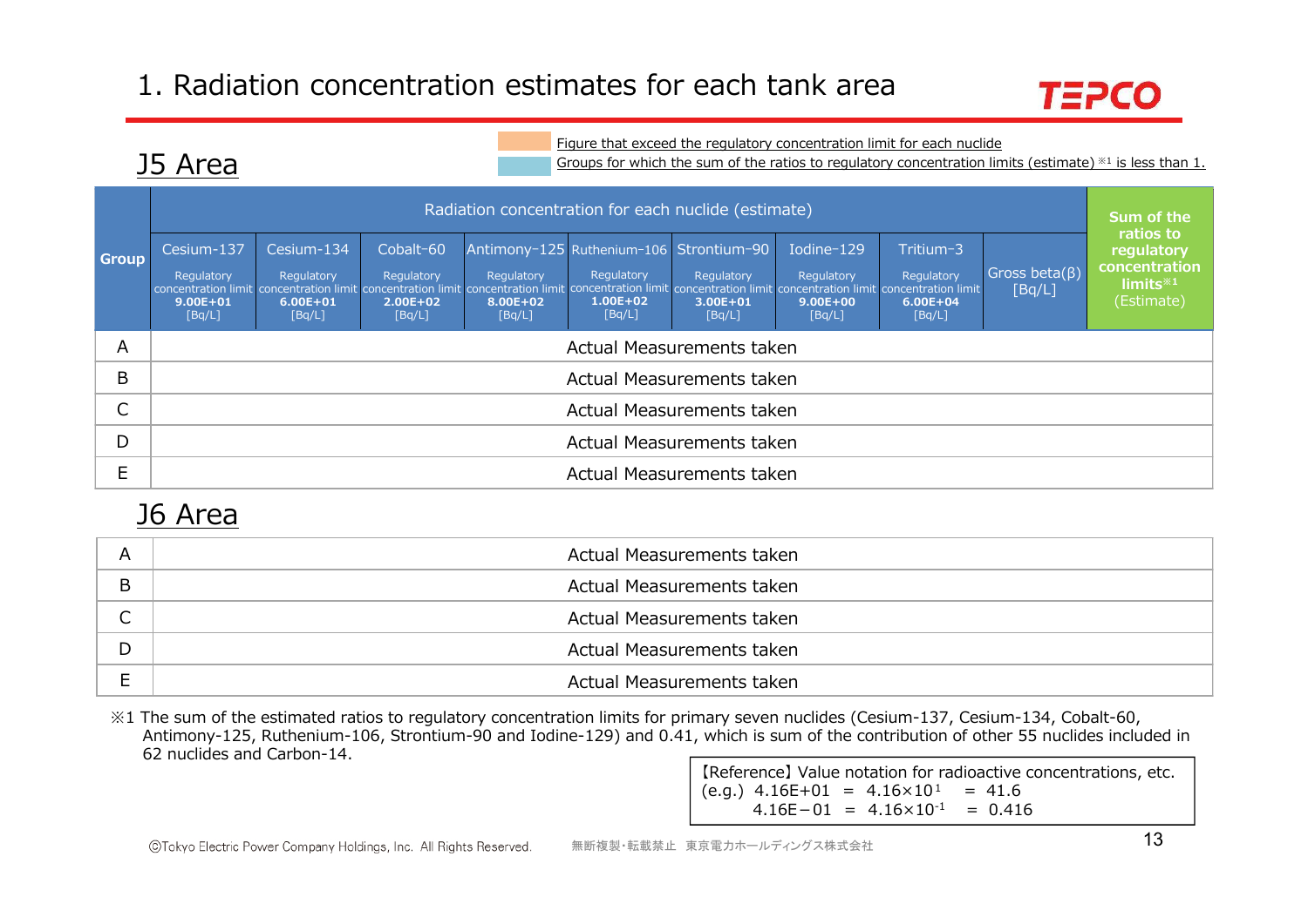# 1. Radiation concentration estimates for each tank area

## J5 Area

Figure that exceed the regulatory concentration limit for each nuclide

Groups for which the sum of the ratios to regulatory concentration limits (estimate) ※1 is less than 1.

| Group | Radiation concentration for each nuclide (estimate) | | | | | | | | | Sum of the ratios to regulatory concentration limits※1 (Estimate) |
|---|---|---|---|---|---|---|---|---|---|---|
| | Cesium-137 Regulatory concentration limit 9.00E+01 [Bq/L] | Cesium-134 Regulatory concentration limit 6.00E+01 [Bq/L] | Cobalt-60 Regulatory concentration limit 2.00E+02 [Bq/L] | Antimony-125 Regulatory concentration limit 8.00E+02 [Bq/L] | Ruthenium-106 Regulatory concentration limit 1.00E+02 [Bq/L] | Strontium-90 Regulatory concentration limit 3.00E+01 [Bq/L] | Iodine-129 Regulatory concentration limit 9.00E+00 [Bq/L] | Tritium-3 Regulatory concentration limit 6.00E+04 [Bq/L] | Gross beta(β) [Bq/L] | |
| A | Actual Measurements taken | | | | | | | | | |
| B | Actual Measurements taken | | | | | | | | | |
| C | Actual Measurements taken | | | | | | | | | |
| D | Actual Measurements taken | | | | | | | | | |
| E | Actual Measurements taken | | | | | | | | | |

## J6 Area

| Group | |
|---|---|
| A | Actual Measurements taken |
| B | Actual Measurements taken |
| C | Actual Measurements taken |
| D | Actual Measurements taken |
| E | Actual Measurements taken |

※1 The sum of the estimated ratios to regulatory concentration limits for primary seven nuclides (Cesium-137, Cesium-134, Cobalt-60, Antimony-125, Ruthenium-106, Strontium-90 and Iodine-129) and 0.41, which is sum of the contribution of other 55 nuclides included in 62 nuclides and Carbon-14.

【Reference】Value notation for radioactive concentrations, etc.
(e.g.) 4.16E+01 = $4.16\times10^{1}$ = 41.6
4.16E−01 = $4.16\times10^{-1}$ = 0.416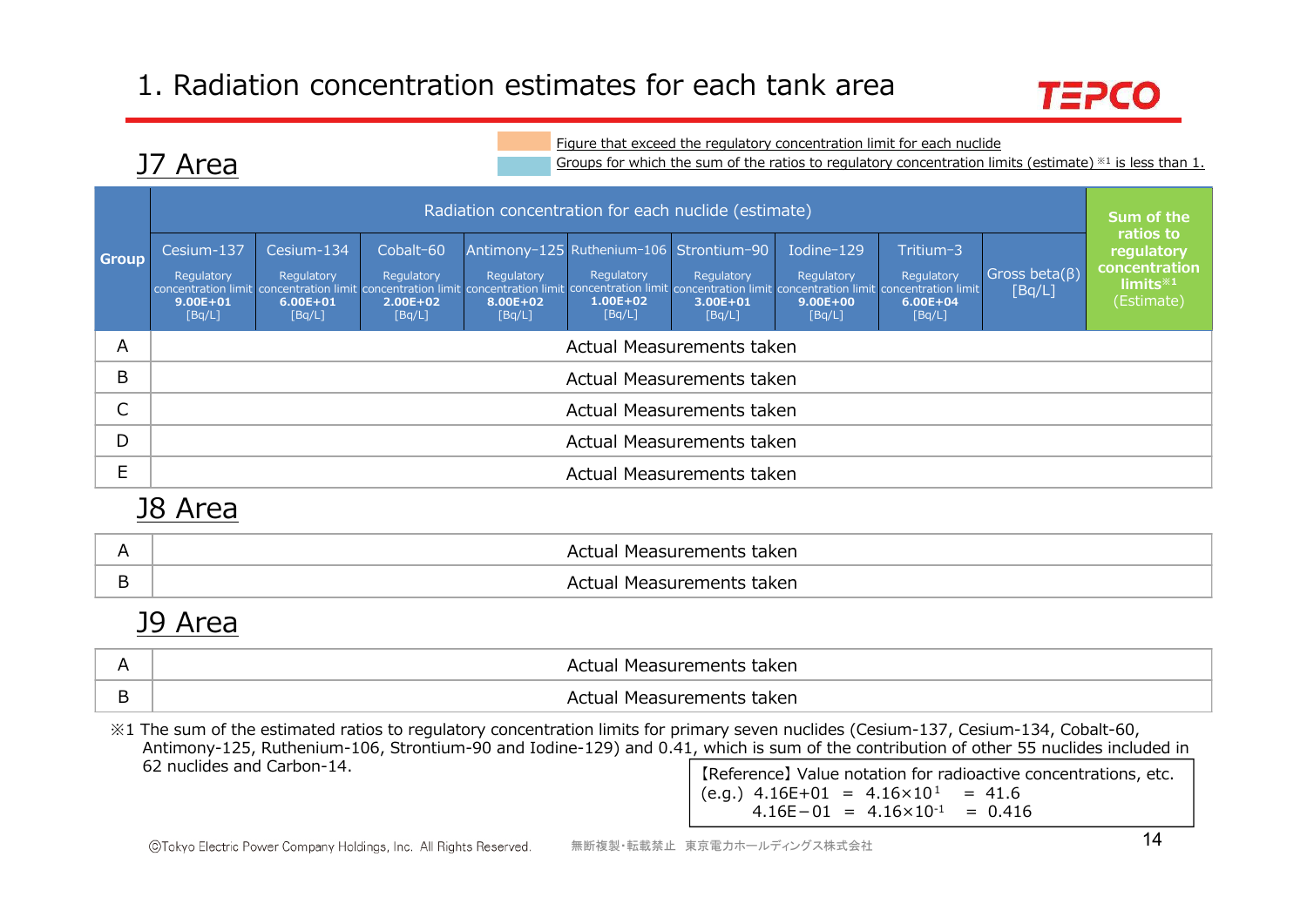# 1. Radiation concentration estimates for each tank area

## J7 Area

Figure that exceed the regulatory concentration limit for each nuclide

Groups for which the sum of the ratios to regulatory concentration limits (estimate) ※1 is less than 1.

| Group | Radiation concentration for each nuclide (estimate) | | | | | | | | | Sum of the ratios to regulatory concentration limits※1 (Estimate) |
|---|---|---|---|---|---|---|---|---|---|---|
| | Cesium-137 Regulatory concentration limit **9.00E+01** [Bq/L] | Cesium-134 Regulatory concentration limit **6.00E+01** [Bq/L] | Cobalt-60 Regulatory concentration limit **2.00E+02** [Bq/L] | Antimony-125 Regulatory concentration limit **8.00E+02** [Bq/L] | Ruthenium-106 Regulatory concentration limit **1.00E+02** [Bq/L] | Strontium-90 Regulatory concentration limit **3.00E+01** [Bq/L] | Iodine-129 Regulatory concentration limit **9.00E+00** [Bq/L] | Tritium-3 Regulatory concentration limit **6.00E+04** [Bq/L] | Gross beta(β) [Bq/L] | |
| A | Actual Measurements taken | | | | | | | | | |
| B | Actual Measurements taken | | | | | | | | | |
| C | Actual Measurements taken | | | | | | | | | |
| D | Actual Measurements taken | | | | | | | | | |
| E | Actual Measurements taken | | | | | | | | | |

## J8 Area

| Group | |
|---|---|
| A | Actual Measurements taken |
| B | Actual Measurements taken |

## J9 Area

| Group | |
|---|---|
| A | Actual Measurements taken |
| B | Actual Measurements taken |

※1 The sum of the estimated ratios to regulatory concentration limits for primary seven nuclides (Cesium-137, Cesium-134, Cobalt-60, Antimony-125, Ruthenium-106, Strontium-90 and Iodine-129) and 0.41, which is sum of the contribution of other 55 nuclides included in 62 nuclides and Carbon-14.

【Reference】Value notation for radioactive concentrations, etc.
(e.g.) 4.16E+01 = $4.16 \times 10^{1}$ = 41.6
4.16E−01 = $4.16 \times 10^{-1}$ = 0.416

ⓒTokyo Electric Power Company Holdings, Inc. All Rights Reserved. 無断複製・転載禁止 東京電力ホールディングス株式会社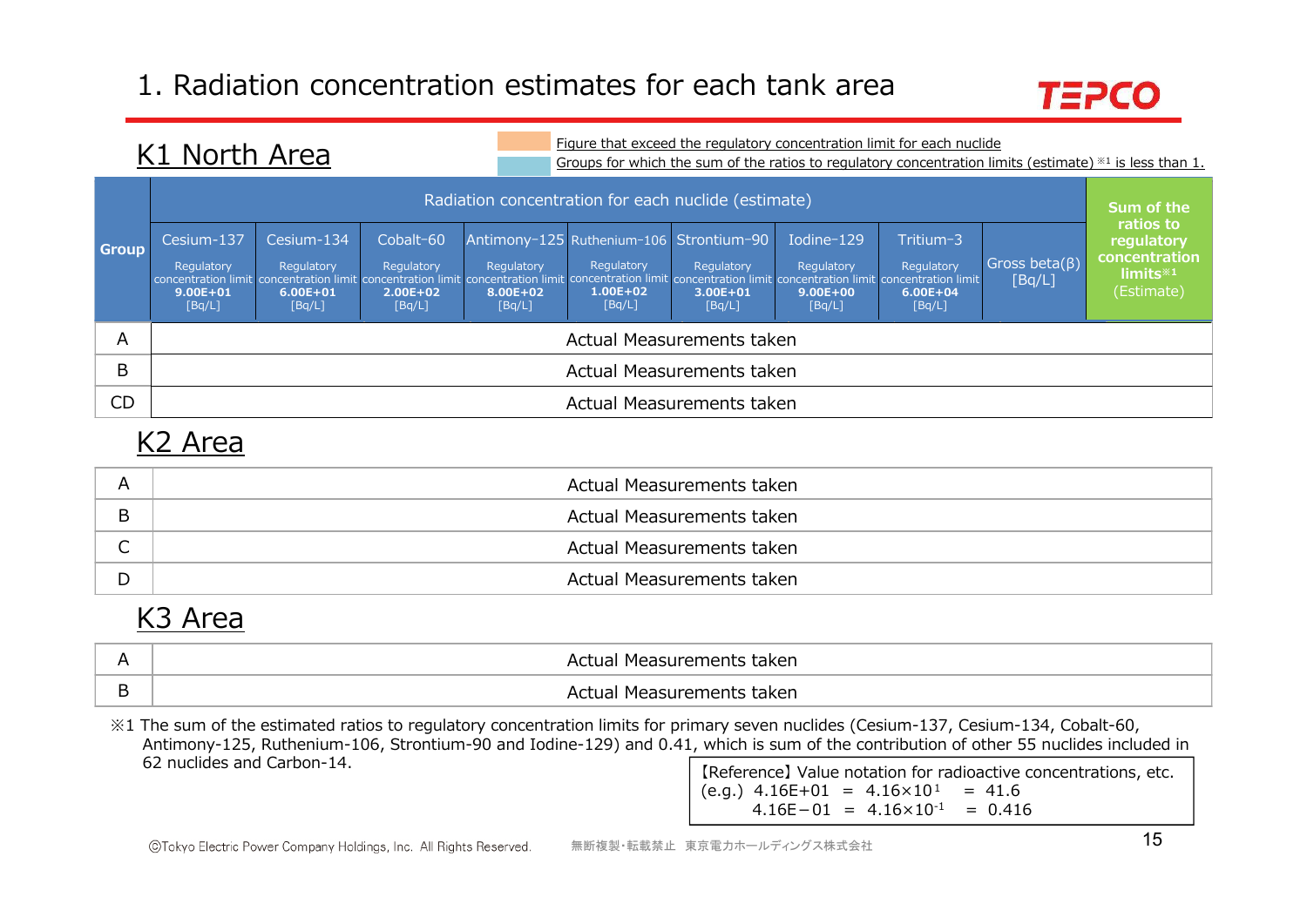# 1. Radiation concentration estimates for each tank area

## K1 North Area

Figure that exceed the regulatory concentration limit for each nuclide

Groups for which the sum of the ratios to regulatory concentration limits (estimate) ※1 is less than 1.

| Group | Radiation concentration for each nuclide (estimate) | | | | | | | | | Sum of the ratios to regulatory concentration limits※1 (Estimate) |
|---|---|---|---|---|---|---|---|---|---|---|
| | Cesium-137 Regulatory concentration limit 9.00E+01 [Bq/L] | Cesium-134 Regulatory concentration limit 6.00E+01 [Bq/L] | Cobalt-60 Regulatory concentration limit 2.00E+02 [Bq/L] | Antimony-125 Regulatory concentration limit 8.00E+02 [Bq/L] | Ruthenium-106 Regulatory concentration limit 1.00E+02 [Bq/L] | Strontium-90 Regulatory concentration limit 3.00E+01 [Bq/L] | Iodine-129 Regulatory concentration limit 9.00E+00 [Bq/L] | Tritium-3 Regulatory concentration limit 6.00E+04 [Bq/L] | Gross beta(β) [Bq/L] | |
| A | Actual Measurements taken | | | | | | | | | |
| B | Actual Measurements taken | | | | | | | | | |
| CD | Actual Measurements taken | | | | | | | | | |

## K2 Area

| Group | |
|---|---|
| A | Actual Measurements taken |
| B | Actual Measurements taken |
| C | Actual Measurements taken |
| D | Actual Measurements taken |

## K3 Area

| Group | |
|---|---|
| A | Actual Measurements taken |
| B | Actual Measurements taken |

※1 The sum of the estimated ratios to regulatory concentration limits for primary seven nuclides (Cesium-137, Cesium-134, Cobalt-60, Antimony-125, Ruthenium-106, Strontium-90 and Iodine-129) and 0.41, which is sum of the contribution of other 55 nuclides included in 62 nuclides and Carbon-14.

【Reference】Value notation for radioactive concentrations, etc.
(e.g.) 4.16E+01 = $4.16 \times 10^{1}$ = 41.6
4.16E−01 = $4.16 \times 10^{-1}$ = 0.416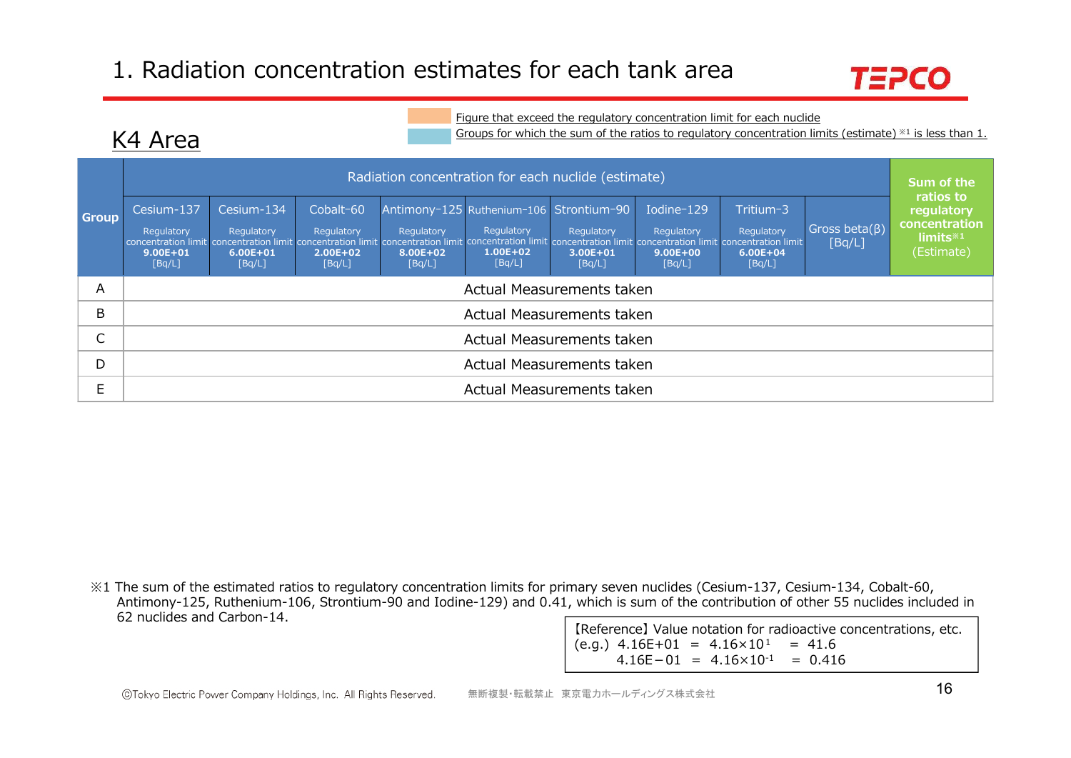# 1. Radiation concentration estimates for each tank area

## K4 Area

Figure that exceed the regulatory concentration limit for each nuclide

Groups for which the sum of the ratios to regulatory concentration limits (estimate) ※1 is less than 1.

| Group | Radiation concentration for each nuclide (estimate) | | | | | | | | | Sum of the ratios to regulatory concentration limits※1 (Estimate) |
|---|---|---|---|---|---|---|---|---|---|---|
| | Cesium-137 Regulatory concentration limit **9.00E+01** [Bq/L] | Cesium-134 Regulatory concentration limit **6.00E+01** [Bq/L] | Cobalt-60 Regulatory concentration limit **2.00E+02** [Bq/L] | Antimony-125 Regulatory concentration limit **8.00E+02** [Bq/L] | Ruthenium-106 Regulatory concentration limit **1.00E+02** [Bq/L] | Strontium-90 Regulatory concentration limit **3.00E+01** [Bq/L] | Iodine-129 Regulatory concentration limit **9.00E+00** [Bq/L] | Tritium-3 Regulatory concentration limit **6.00E+04** [Bq/L] | Gross beta(β) [Bq/L] | |
| A | Actual Measurements taken | | | | | | | | | |
| B | Actual Measurements taken | | | | | | | | | |
| C | Actual Measurements taken | | | | | | | | | |
| D | Actual Measurements taken | | | | | | | | | |
| E | Actual Measurements taken | | | | | | | | | |

※1 The sum of the estimated ratios to regulatory concentration limits for primary seven nuclides (Cesium-137, Cesium-134, Cobalt-60, Antimony-125, Ruthenium-106, Strontium-90 and Iodine-129) and 0.41, which is sum of the contribution of other 55 nuclides included in 62 nuclides and Carbon-14.

【Reference】Value notation for radioactive concentrations, etc.
(e.g.) 4.16E+01 = $4.16\times10^{1}$ = 41.6
4.16E−01 = $4.16\times10^{-1}$ = 0.416

ⒸTokyo Electric Power Company Holdings, Inc. All Rights Reserved. 無断複製・転載禁止 東京電力ホールディングス株式会社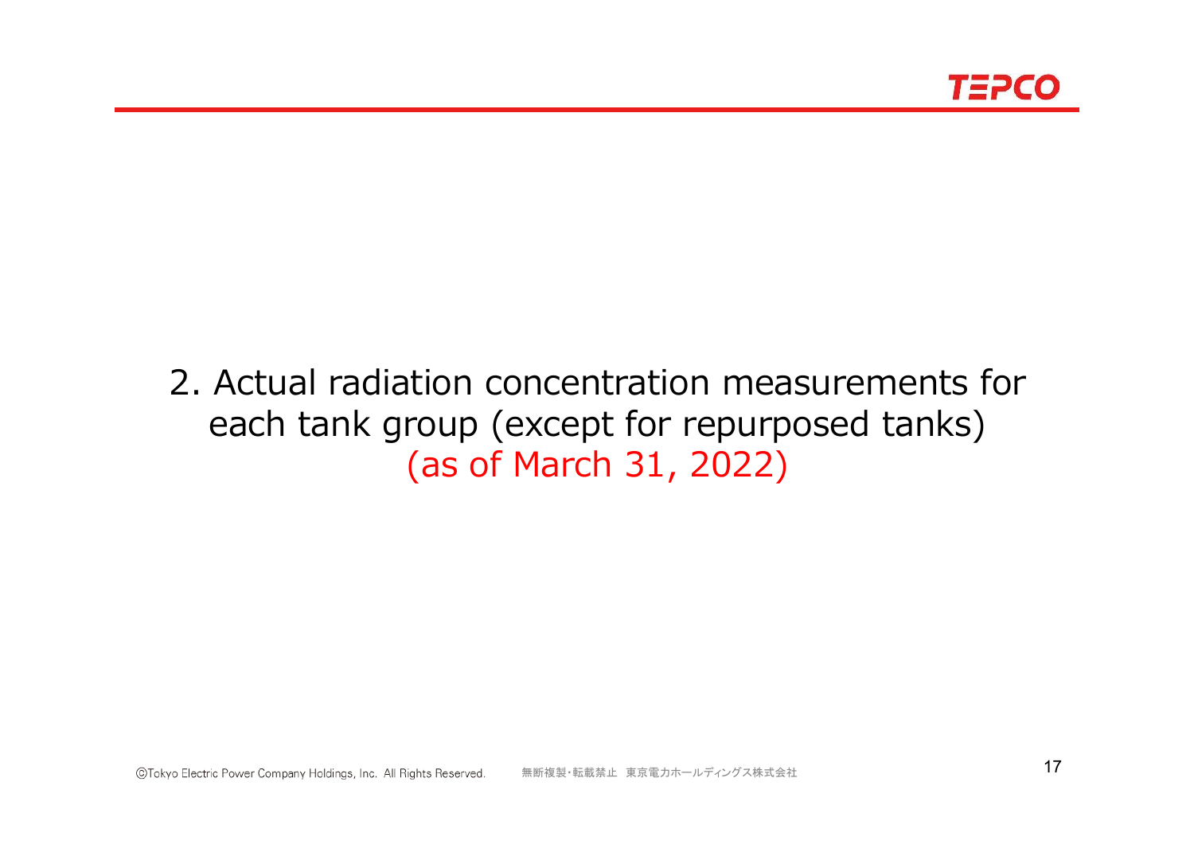# 2. Actual radiation concentration measurements for each tank group (except for repurposed tanks) (as of March 31, 2022)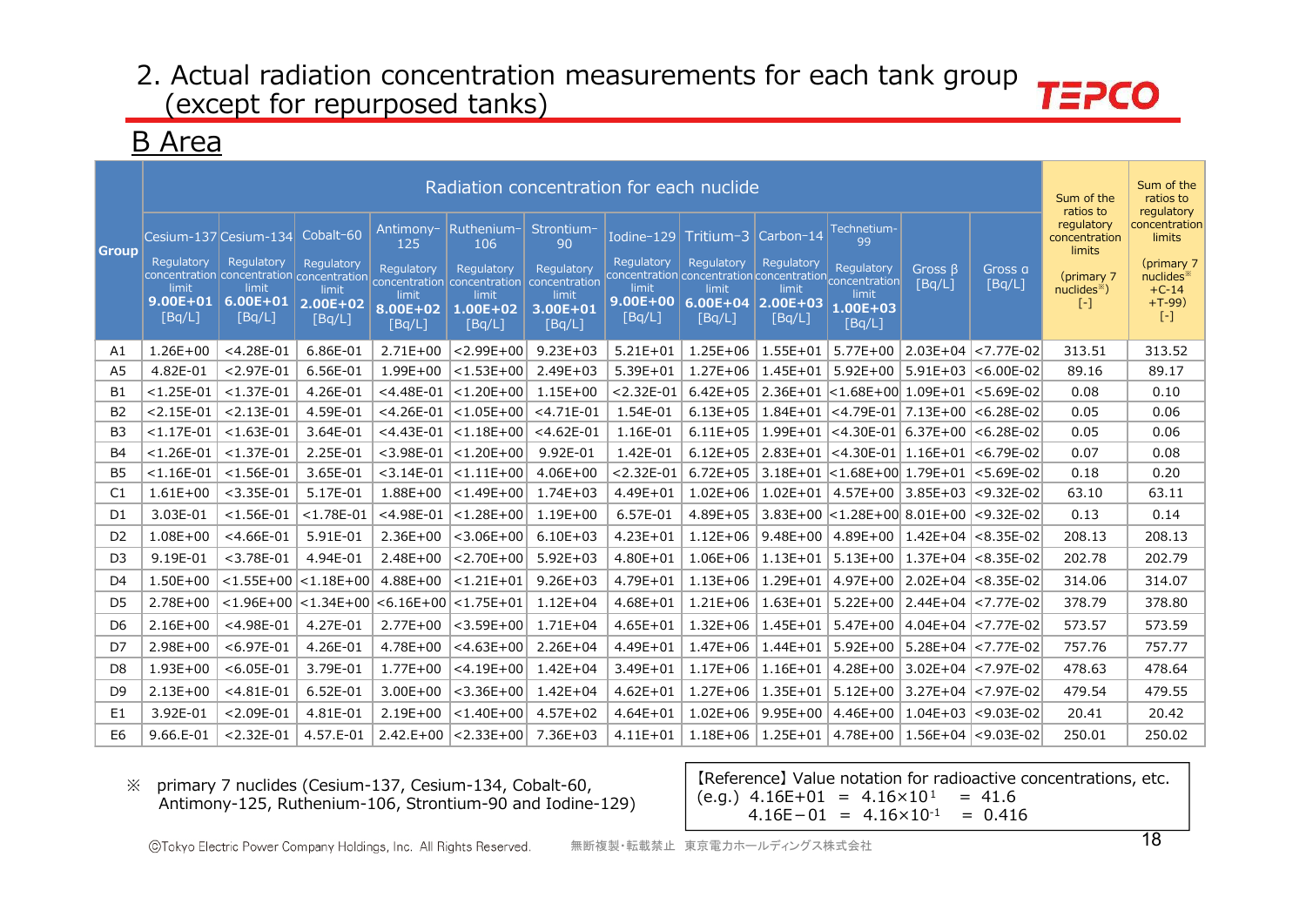# 2. Actual radiation concentration measurements for each tank group (except for repurposed tanks)

## B Area

| Group | Radiation concentration for each nuclide | | | | | | | | | | | | Sum of the ratios to regulatory concentration limits (primary 7 nuclides※) [-] | Sum of the ratios to regulatory concentration limits (primary 7 nuclides※ +C-14 +T-99) [-] |
|---|---|---|---|---|---|---|---|---|---|---|---|---|---|---|
| | Cesium-137 Regulatory concentration limit 9.00E+01 [Bq/L] | Cesium-134 Regulatory concentration limit 6.00E+01 [Bq/L] | Cobalt-60 Regulatory concentration limit 2.00E+02 [Bq/L] | Antimony-125 Regulatory concentration limit 8.00E+02 [Bq/L] | Ruthenium-106 Regulatory concentration limit 1.00E+02 [Bq/L] | Strontium-90 Regulatory concentration limit 3.00E+01 [Bq/L] | Iodine-129 Regulatory concentration limit 9.00E+00 [Bq/L] | Tritium-3 Regulatory concentration limit 6.00E+04 [Bq/L] | Carbon-14 Regulatory concentration limit 2.00E+03 [Bq/L] | Technetium-99 Regulatory concentration limit 1.00E+03 [Bq/L] | Gross β [Bq/L] | Gross α [Bq/L] | | |
| A1 | 1.26E+00 | <4.28E-01 | 6.86E-01 | 2.71E+00 | <2.99E+00 | 9.23E+03 | 5.21E+01 | 1.25E+06 | 1.55E+01 | 5.77E+00 | 2.03E+04 | <7.77E-02 | 313.51 | 313.52 |
| A5 | 4.82E-01 | <2.97E-01 | 6.56E-01 | 1.99E+00 | <1.53E+00 | 2.49E+03 | 5.39E+01 | 1.27E+06 | 1.45E+01 | 5.92E+00 | 5.91E+03 | <6.00E-02 | 89.16 | 89.17 |
| B1 | <1.25E-01 | <1.37E-01 | 4.26E-01 | <4.48E-01 | <1.20E+00 | 1.15E+00 | <2.32E-01 | 6.42E+05 | 2.36E+01 | <1.68E+00 | 1.09E+01 | <5.69E-02 | 0.08 | 0.10 |
| B2 | <2.15E-01 | <2.13E-01 | 4.59E-01 | <4.26E-01 | <1.05E+00 | <4.71E-01 | 1.54E-01 | 6.13E+05 | 1.84E+01 | <4.79E-01 | 7.13E+00 | <6.28E-02 | 0.05 | 0.06 |
| B3 | <1.17E-01 | <1.63E-01 | 3.64E-01 | <4.43E-01 | <1.18E+00 | <4.62E-01 | 1.16E-01 | 6.11E+05 | 1.99E+01 | <4.30E-01 | 6.37E+00 | <6.28E-02 | 0.05 | 0.06 |
| B4 | <1.26E-01 | <1.37E-01 | 2.25E-01 | <3.98E-01 | <1.20E+00 | 9.92E-01 | 1.42E-01 | 6.12E+05 | 2.83E+01 | <4.30E-01 | 1.16E+01 | <6.79E-02 | 0.07 | 0.08 |
| B5 | <1.16E-01 | <1.56E-01 | 3.65E-01 | <3.14E-01 | <1.11E+00 | 4.06E+00 | <2.32E-01 | 6.72E+05 | 3.18E+01 | <1.68E+00 | 1.79E+01 | <5.69E-02 | 0.18 | 0.20 |
| C1 | 1.61E+00 | <3.35E-01 | 5.17E-01 | 1.88E+00 | <1.49E+00 | 1.74E+03 | 4.49E+01 | 1.02E+06 | 1.02E+01 | 4.57E+00 | 3.85E+03 | <9.32E-02 | 63.10 | 63.11 |
| D1 | 3.03E-01 | <1.56E-01 | <1.78E-01 | <4.98E-01 | <1.28E+00 | 1.19E+00 | 6.57E-01 | 4.89E+05 | 3.83E+00 | <1.28E+00 | 8.01E+00 | <9.32E-02 | 0.13 | 0.14 |
| D2 | 1.08E+00 | <4.66E-01 | 5.91E-01 | 2.36E+00 | <3.06E+00 | 6.10E+03 | 4.23E+01 | 1.12E+06 | 9.48E+00 | 4.89E+00 | 1.42E+04 | <8.35E-02 | 208.13 | 208.13 |
| D3 | 9.19E-01 | <3.78E-01 | 4.94E-01 | 2.48E+00 | <2.70E+00 | 5.92E+03 | 4.80E+01 | 1.06E+06 | 1.13E+01 | 5.13E+00 | 1.37E+04 | <8.35E-02 | 202.78 | 202.79 |
| D4 | 1.50E+00 | <1.55E+00 | <1.18E+00 | 4.88E+00 | <1.21E+01 | 9.26E+03 | 4.79E+01 | 1.13E+06 | 1.29E+01 | 4.97E+00 | 2.02E+04 | <8.35E-02 | 314.06 | 314.07 |
| D5 | 2.78E+00 | <1.96E+00 | <1.34E+00 | <6.16E+00 | <1.75E+01 | 1.12E+04 | 4.68E+01 | 1.21E+06 | 1.63E+01 | 5.22E+00 | 2.44E+04 | <7.77E-02 | 378.79 | 378.80 |
| D6 | 2.16E+00 | <4.98E-01 | 4.27E-01 | 2.77E+00 | <3.59E+00 | 1.71E+04 | 4.65E+01 | 1.32E+06 | 1.45E+01 | 5.47E+00 | 4.04E+04 | <7.77E-02 | 573.57 | 573.59 |
| D7 | 2.98E+00 | <6.97E-01 | 4.26E-01 | 4.78E+00 | <4.63E+00 | 2.26E+04 | 4.49E+01 | 1.47E+06 | 1.44E+01 | 5.92E+00 | 5.28E+04 | <7.77E-02 | 757.76 | 757.77 |
| D8 | 1.93E+00 | <6.05E-01 | 3.79E-01 | 1.77E+00 | <4.19E+00 | 1.42E+04 | 3.49E+01 | 1.17E+06 | 1.16E+01 | 4.28E+00 | 3.02E+04 | <7.97E-02 | 478.63 | 478.64 |
| D9 | 2.13E+00 | <4.81E-01 | 6.52E-01 | 3.00E+00 | <3.36E+00 | 1.42E+04 | 4.62E+01 | 1.27E+06 | 1.35E+01 | 5.12E+00 | 3.27E+04 | <7.97E-02 | 479.54 | 479.55 |
| E1 | 3.92E-01 | <2.09E-01 | 4.81E-01 | 2.19E+00 | <1.40E+00 | 4.57E+02 | 4.64E+01 | 1.02E+06 | 9.95E+00 | 4.46E+00 | 1.04E+03 | <9.03E-02 | 20.41 | 20.42 |
| E6 | 9.66.E-01 | <2.32E-01 | 4.57.E-01 | 2.42.E+00 | <2.33E+00 | 7.36E+03 | 4.11E+01 | 1.18E+06 | 1.25E+01 | 4.78E+00 | 1.56E+04 | <9.03E-02 | 250.01 | 250.02 |

※ primary 7 nuclides (Cesium-137, Cesium-134, Cobalt-60, Antimony-125, Ruthenium-106, Strontium-90 and Iodine-129)

【Reference】Value notation for radioactive concentrations, etc.
(e.g.) 4.16E+01 = $4.16\times10^{1}$ = 41.6
4.16E−01 = $4.16\times10^{-1}$ = 0.416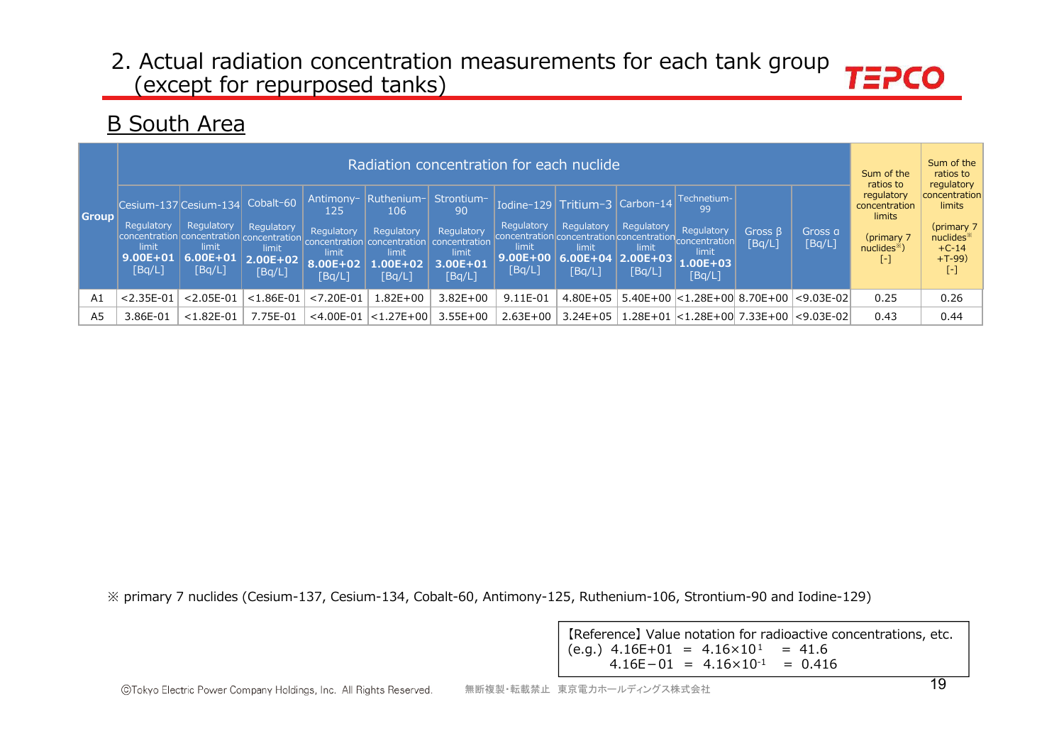## 2. Actual radiation concentration measurements for each tank group (except for repurposed tanks)

### B South Area

| Group | Radiation concentration for each nuclide | | | | | | | | | | | | Sum of the ratios to regulatory concentration limits (primary 7 nuclides※) [-] | Sum of the ratios to regulatory concentration limits (primary 7 nuclides※ +C-14 +T-99) [-] |
|---|---|---|---|---|---|---|---|---|---|---|---|---|---|---|
| | Cesium-137 Regulatory concentration limit 9.00E+01 [Bq/L] | Cesium-134 Regulatory concentration limit 6.00E+01 [Bq/L] | Cobalt-60 Regulatory concentration limit 2.00E+02 [Bq/L] | Antimony-125 Regulatory concentration limit 8.00E+02 [Bq/L] | Ruthenium-106 Regulatory concentration limit 1.00E+02 [Bq/L] | Strontium-90 Regulatory concentration limit 3.00E+01 [Bq/L] | Iodine-129 Regulatory concentration limit 9.00E+00 [Bq/L] | Tritium-3 Regulatory concentration limit 6.00E+04 [Bq/L] | Carbon-14 Regulatory concentration limit 2.00E+03 [Bq/L] | Technetium-99 Regulatory concentration limit 1.00E+03 [Bq/L] | Gross β [Bq/L] | Gross α [Bq/L] | | |
| A1 | <2.35E-01 | <2.05E-01 | <1.86E-01 | <7.20E-01 | 1.82E+00 | 3.82E+00 | 9.11E-01 | 4.80E+05 | 5.40E+00 | <1.28E+00 | 8.70E+00 | <9.03E-02 | 0.25 | 0.26 |
| A5 | 3.86E-01 | <1.82E-01 | 7.75E-01 | <4.00E-01 | <1.27E+00 | 3.55E+00 | 2.63E+00 | 3.24E+05 | 1.28E+01 | <1.28E+00 | 7.33E+00 | <9.03E-02 | 0.43 | 0.44 |

※ primary 7 nuclides (Cesium-137, Cesium-134, Cobalt-60, Antimony-125, Ruthenium-106, Strontium-90 and Iodine-129)

【Reference】Value notation for radioactive concentrations, etc.
(e.g.) 4.16E+01 = $4.16\times10^{1}$ = 41.6
4.16E−01 = $4.16\times10^{-1}$ = 0.416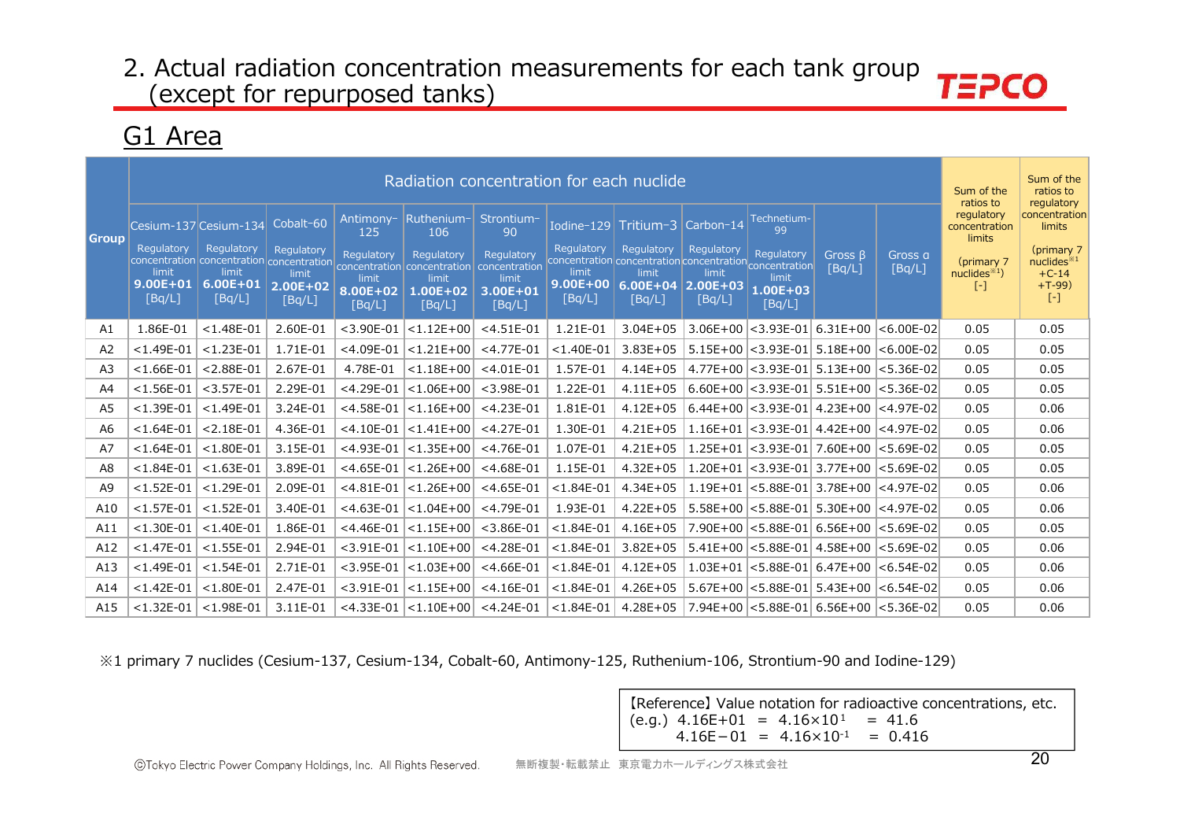## 2. Actual radiation concentration measurements for each tank group (except for repurposed tanks)

### G1 Area

| Group | Radiation concentration for each nuclide | | | | | | | | | | | | Sum of the ratios to regulatory concentration limits (primary 7 nuclides※1) [-] | Sum of the ratios to regulatory concentration limits (primary 7 nuclides※1 +C-14 +T-99) [-] |
|---|---|---|---|---|---|---|---|---|---|---|---|---|---|---|
| | Cesium-137 Regulatory concentration limit 9.00E+01 [Bq/L] | Cesium-134 Regulatory concentration limit 6.00E+01 [Bq/L] | Cobalt-60 Regulatory concentration limit 2.00E+02 [Bq/L] | Antimony-125 Regulatory concentration limit 8.00E+02 [Bq/L] | Ruthenium-106 Regulatory concentration limit 1.00E+02 [Bq/L] | Strontium-90 Regulatory concentration limit 3.00E+01 [Bq/L] | Iodine-129 Regulatory concentration limit 9.00E+00 [Bq/L] | Tritium-3 Regulatory concentration limit 6.00E+04 [Bq/L] | Carbon-14 Regulatory concentration limit 2.00E+03 [Bq/L] | Technetium-99 Regulatory concentration limit 1.00E+03 [Bq/L] | Gross β [Bq/L] | Gross α [Bq/L] | | |
| A1 | 1.86E-01 | <1.48E-01 | 2.60E-01 | <3.90E-01 | <1.12E+00 | <4.51E-01 | 1.21E-01 | 3.04E+05 | 3.06E+00 | <3.93E-01 | 6.31E+00 | <6.00E-02 | 0.05 | 0.05 |
| A2 | <1.49E-01 | <1.23E-01 | 1.71E-01 | <4.09E-01 | <1.21E+00 | <4.77E-01 | <1.40E-01 | 3.83E+05 | 5.15E+00 | <3.93E-01 | 5.18E+00 | <6.00E-02 | 0.05 | 0.05 |
| A3 | <1.66E-01 | <2.88E-01 | 2.67E-01 | 4.78E-01 | <1.18E+00 | <4.01E-01 | 1.57E-01 | 4.14E+05 | 4.77E+00 | <3.93E-01 | 5.13E+00 | <5.36E-02 | 0.05 | 0.05 |
| A4 | <1.56E-01 | <3.57E-01 | 2.29E-01 | <4.29E-01 | <1.06E+00 | <3.98E-01 | 1.22E-01 | 4.11E+05 | 6.60E+00 | <3.93E-01 | 5.51E+00 | <5.36E-02 | 0.05 | 0.05 |
| A5 | <1.39E-01 | <1.49E-01 | 3.24E-01 | <4.58E-01 | <1.16E+00 | <4.23E-01 | 1.81E-01 | 4.12E+05 | 6.44E+00 | <3.93E-01 | 4.23E+00 | <4.97E-02 | 0.05 | 0.06 |
| A6 | <1.64E-01 | <2.18E-01 | 4.36E-01 | <4.10E-01 | <1.41E+00 | <4.27E-01 | 1.30E-01 | 4.21E+05 | 1.16E+01 | <3.93E-01 | 4.42E+00 | <4.97E-02 | 0.05 | 0.06 |
| A7 | <1.64E-01 | <1.80E-01 | 3.15E-01 | <4.93E-01 | <1.35E+00 | <4.76E-01 | 1.07E-01 | 4.21E+05 | 1.25E+01 | <3.93E-01 | 7.60E+00 | <5.69E-02 | 0.05 | 0.05 |
| A8 | <1.84E-01 | <1.63E-01 | 3.89E-01 | <4.65E-01 | <1.26E+00 | <4.68E-01 | 1.15E-01 | 4.32E+05 | 1.20E+01 | <3.93E-01 | 3.77E+00 | <5.69E-02 | 0.05 | 0.05 |
| A9 | <1.52E-01 | <1.29E-01 | 2.09E-01 | <4.81E-01 | <1.26E+00 | <4.65E-01 | <1.84E-01 | 4.34E+05 | 1.19E+01 | <5.88E-01 | 3.78E+00 | <4.97E-02 | 0.05 | 0.06 |
| A10 | <1.57E-01 | <1.52E-01 | 3.40E-01 | <4.63E-01 | <1.04E+00 | <4.79E-01 | 1.93E-01 | 4.22E+05 | 5.58E+00 | <5.88E-01 | 5.30E+00 | <4.97E-02 | 0.05 | 0.06 |
| A11 | <1.30E-01 | <1.40E-01 | 1.86E-01 | <4.46E-01 | <1.15E+00 | <3.86E-01 | <1.84E-01 | 4.16E+05 | 7.90E+00 | <5.88E-01 | 6.56E+00 | <5.69E-02 | 0.05 | 0.05 |
| A12 | <1.47E-01 | <1.55E-01 | 2.94E-01 | <3.91E-01 | <1.10E+00 | <4.28E-01 | <1.84E-01 | 3.82E+05 | 5.41E+00 | <5.88E-01 | 4.58E+00 | <5.69E-02 | 0.05 | 0.06 |
| A13 | <1.49E-01 | <1.54E-01 | 2.71E-01 | <3.95E-01 | <1.03E+00 | <4.66E-01 | <1.84E-01 | 4.12E+05 | 1.03E+01 | <5.88E-01 | 6.47E+00 | <6.54E-02 | 0.05 | 0.06 |
| A14 | <1.42E-01 | <1.80E-01 | 2.47E-01 | <3.91E-01 | <1.15E+00 | <4.16E-01 | <1.84E-01 | 4.26E+05 | 5.67E+00 | <5.88E-01 | 5.43E+00 | <6.54E-02 | 0.05 | 0.06 |
| A15 | <1.32E-01 | <1.98E-01 | 3.11E-01 | <4.33E-01 | <1.10E+00 | <4.24E-01 | <1.84E-01 | 4.28E+05 | 7.94E+00 | <5.88E-01 | 6.56E+00 | <5.36E-02 | 0.05 | 0.06 |

※1 primary 7 nuclides (Cesium-137, Cesium-134, Cobalt-60, Antimony-125, Ruthenium-106, Strontium-90 and Iodine-129)

【Reference】Value notation for radioactive concentrations, etc.
(e.g.) 4.16E+01 = $4.16 \times 10^{1}$ = 41.6
4.16E−01 = $4.16 \times 10^{-1}$ = 0.416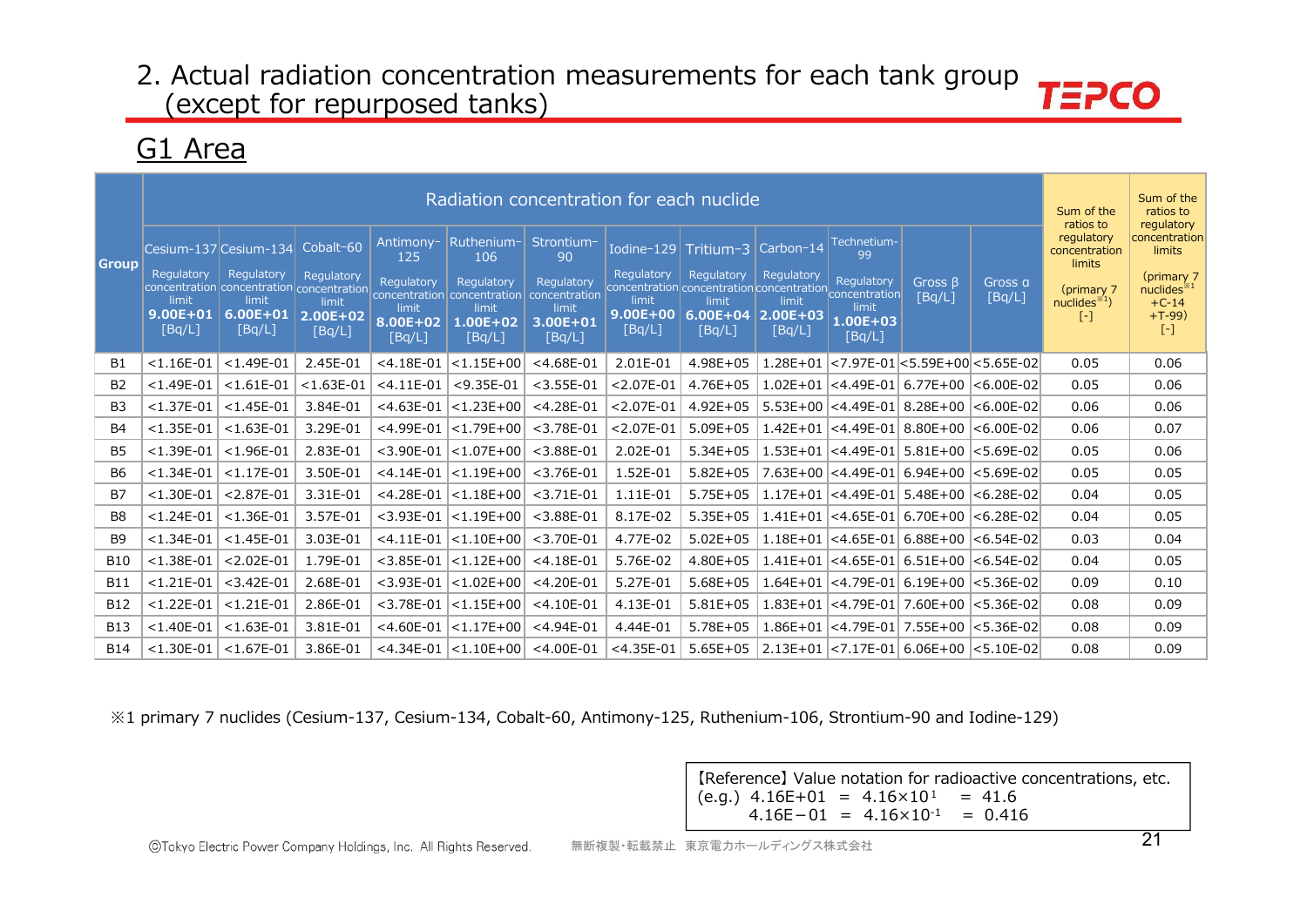# 2. Actual radiation concentration measurements for each tank group (except for repurposed tanks)

## G1 Area

| Group | Radiation concentration for each nuclide | | | | | | | | | | | | Sum of the ratios to regulatory concentration limits (primary 7 nuclides※1) [-] | Sum of the ratios to regulatory concentration limits (primary 7 nuclides※1 +C-14 +T-99) [-] |
|---|---|---|---|---|---|---|---|---|---|---|---|---|---|---|
| | Cesium-137 Regulatory concentration limit 9.00E+01 [Bq/L] | Cesium-134 Regulatory concentration limit 6.00E+01 [Bq/L] | Cobalt-60 Regulatory concentration limit 2.00E+02 [Bq/L] | Antimony-125 Regulatory concentration limit 8.00E+02 [Bq/L] | Ruthenium-106 Regulatory concentration limit 1.00E+02 [Bq/L] | Strontium-90 Regulatory concentration limit 3.00E+01 [Bq/L] | Iodine-129 Regulatory concentration limit 9.00E+00 [Bq/L] | Tritium-3 Regulatory concentration limit 6.00E+04 [Bq/L] | Carbon-14 Regulatory concentration limit 2.00E+03 [Bq/L] | Technetium-99 Regulatory concentration limit 1.00E+03 [Bq/L] | Gross β [Bq/L] | Gross α [Bq/L] | | |
| B1 | <1.16E-01 | <1.49E-01 | 2.45E-01 | <4.18E-01 | <1.15E+00 | <4.68E-01 | 2.01E-01 | 4.98E+05 | 1.28E+01 | <7.97E-01 | <5.59E+00 | <5.65E-02 | 0.05 | 0.06 |
| B2 | <1.49E-01 | <1.61E-01 | <1.63E-01 | <4.11E-01 | <9.35E-01 | <3.55E-01 | <2.07E-01 | 4.76E+05 | 1.02E+01 | <4.49E-01 | 6.77E+00 | <6.00E-02 | 0.05 | 0.06 |
| B3 | <1.37E-01 | <1.45E-01 | 3.84E-01 | <4.63E-01 | <1.23E+00 | <4.28E-01 | <2.07E-01 | 4.92E+05 | 5.53E+00 | <4.49E-01 | 8.28E+00 | <6.00E-02 | 0.06 | 0.06 |
| B4 | <1.35E-01 | <1.63E-01 | 3.29E-01 | <4.99E-01 | <1.79E+00 | <3.78E-01 | <2.07E-01 | 5.09E+05 | 1.42E+01 | <4.49E-01 | 8.80E+00 | <6.00E-02 | 0.06 | 0.07 |
| B5 | <1.39E-01 | <1.96E-01 | 2.83E-01 | <3.90E-01 | <1.07E+00 | <3.88E-01 | 2.02E-01 | 5.34E+05 | 1.53E+01 | <4.49E-01 | 5.81E+00 | <5.69E-02 | 0.05 | 0.06 |
| B6 | <1.34E-01 | <1.17E-01 | 3.50E-01 | <4.14E-01 | <1.19E+00 | <3.76E-01 | 1.52E-01 | 5.82E+05 | 7.63E+00 | <4.49E-01 | 6.94E+00 | <5.69E-02 | 0.05 | 0.05 |
| B7 | <1.30E-01 | <2.87E-01 | 3.31E-01 | <4.28E-01 | <1.18E+00 | <3.71E-01 | 1.11E-01 | 5.75E+05 | 1.17E+01 | <4.49E-01 | 5.48E+00 | <6.28E-02 | 0.04 | 0.05 |
| B8 | <1.24E-01 | <1.36E-01 | 3.57E-01 | <3.93E-01 | <1.19E+00 | <3.88E-01 | 8.17E-02 | 5.35E+05 | 1.41E+01 | <4.65E-01 | 6.70E+00 | <6.28E-02 | 0.04 | 0.05 |
| B9 | <1.34E-01 | <1.45E-01 | 3.03E-01 | <4.11E-01 | <1.10E+00 | <3.70E-01 | 4.77E-02 | 5.02E+05 | 1.18E+01 | <4.65E-01 | 6.88E+00 | <6.54E-02 | 0.03 | 0.04 |
| B10 | <1.38E-01 | <2.02E-01 | 1.79E-01 | <3.85E-01 | <1.12E+00 | <4.18E-01 | 5.76E-02 | 4.80E+05 | 1.41E+01 | <4.65E-01 | 6.51E+00 | <6.54E-02 | 0.04 | 0.05 |
| B11 | <1.21E-01 | <3.42E-01 | 2.68E-01 | <3.93E-01 | <1.02E+00 | <4.20E-01 | 5.27E-01 | 5.68E+05 | 1.64E+01 | <4.79E-01 | 6.19E+00 | <5.36E-02 | 0.09 | 0.10 |
| B12 | <1.22E-01 | <1.21E-01 | 2.86E-01 | <3.78E-01 | <1.15E+00 | <4.10E-01 | 4.13E-01 | 5.81E+05 | 1.83E+01 | <4.79E-01 | 7.60E+00 | <5.36E-02 | 0.08 | 0.09 |
| B13 | <1.40E-01 | <1.63E-01 | 3.81E-01 | <4.60E-01 | <1.17E+00 | <4.94E-01 | 4.44E-01 | 5.78E+05 | 1.86E+01 | <4.79E-01 | 7.55E+00 | <5.36E-02 | 0.08 | 0.09 |
| B14 | <1.30E-01 | <1.67E-01 | 3.86E-01 | <4.34E-01 | <1.10E+00 | <4.00E-01 | <4.35E-01 | 5.65E+05 | 2.13E+01 | <7.17E-01 | 6.06E+00 | <5.10E-02 | 0.08 | 0.09 |

※1 primary 7 nuclides (Cesium-137, Cesium-134, Cobalt-60, Antimony-125, Ruthenium-106, Strontium-90 and Iodine-129)

【Reference】Value notation for radioactive concentrations, etc.
(e.g.) 4.16E+01 = $4.16\times10^{1}$ = 41.6
4.16E−01 = $4.16\times10^{-1}$ = 0.416

ⓒTokyo Electric Power Company Holdings, Inc. All Rights Reserved. 無断複製・転載禁止 東京電力ホールディングス株式会社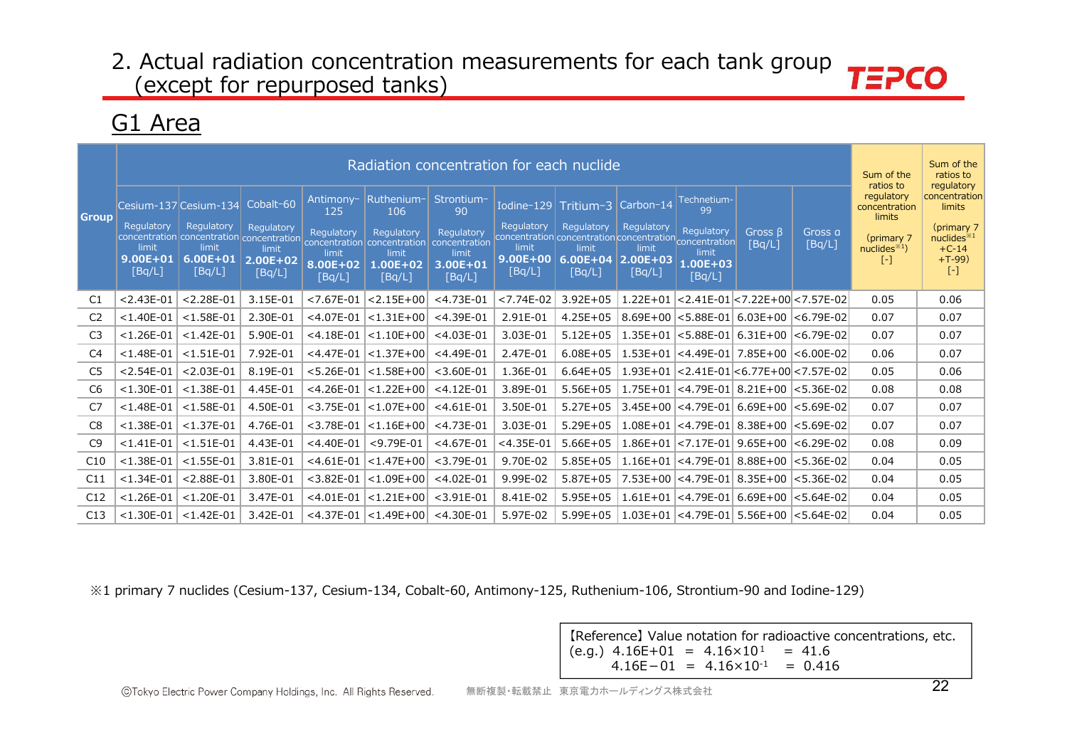## 2. Actual radiation concentration measurements for each tank group (except for repurposed tanks)

### G1 Area

| Group | Radiation concentration for each nuclide | | | | | | | | | | | | Sum of the ratios to regulatory concentration limits (primary 7 nuclides※1) [-] | Sum of the ratios to regulatory concentration limits (primary 7 nuclides※1 +C-14 +T-99) [-] |
|---|---|---|---|---|---|---|---|---|---|---|---|---|---|---|
| | Cesium-137 Regulatory concentration limit 9.00E+01 [Bq/L] | Cesium-134 Regulatory concentration limit 6.00E+01 [Bq/L] | Cobalt-60 Regulatory concentration limit 2.00E+02 [Bq/L] | Antimony-125 Regulatory concentration limit 8.00E+02 [Bq/L] | Ruthenium-106 Regulatory concentration limit 1.00E+02 [Bq/L] | Strontium-90 Regulatory concentration limit 3.00E+01 [Bq/L] | Iodine-129 Regulatory concentration limit 9.00E+00 [Bq/L] | Tritium-3 Regulatory concentration limit 6.00E+04 [Bq/L] | Carbon-14 Regulatory concentration limit 2.00E+03 [Bq/L] | Technetium-99 Regulatory concentration limit 1.00E+03 [Bq/L] | Gross β [Bq/L] | Gross α [Bq/L] | | |
| C1 | <2.43E-01 | <2.28E-01 | 3.15E-01 | <7.67E-01 | <2.15E+00 | <4.73E-01 | <7.74E-02 | 3.92E+05 | 1.22E+01 | <2.41E-01 | <7.22E+00 | <7.57E-02 | 0.05 | 0.06 |
| C2 | <1.40E-01 | <1.58E-01 | 2.30E-01 | <4.07E-01 | <1.31E+00 | <4.39E-01 | 2.91E-01 | 4.25E+05 | 8.69E+00 | <5.88E-01 | 6.03E+00 | <6.79E-02 | 0.07 | 0.07 |
| C3 | <1.26E-01 | <1.42E-01 | 5.90E-01 | <4.18E-01 | <1.10E+00 | <4.03E-01 | 3.03E-01 | 5.12E+05 | 1.35E+01 | <5.88E-01 | 6.31E+00 | <6.79E-02 | 0.07 | 0.07 |
| C4 | <1.48E-01 | <1.51E-01 | 7.92E-01 | <4.47E-01 | <1.37E+00 | <4.49E-01 | 2.47E-01 | 6.08E+05 | 1.53E+01 | <4.49E-01 | 7.85E+00 | <6.00E-02 | 0.06 | 0.07 |
| C5 | <2.54E-01 | <2.03E-01 | 8.19E-01 | <5.26E-01 | <1.58E+00 | <3.60E-01 | 1.36E-01 | 6.64E+05 | 1.93E+01 | <2.41E-01 | <6.77E+00 | <7.57E-02 | 0.05 | 0.06 |
| C6 | <1.30E-01 | <1.38E-01 | 4.45E-01 | <4.26E-01 | <1.22E+00 | <4.12E-01 | 3.89E-01 | 5.56E+05 | 1.75E+01 | <4.79E-01 | 8.21E+00 | <5.36E-02 | 0.08 | 0.08 |
| C7 | <1.48E-01 | <1.58E-01 | 4.50E-01 | <3.75E-01 | <1.07E+00 | <4.61E-01 | 3.50E-01 | 5.27E+05 | 3.45E+00 | <4.79E-01 | 6.69E+00 | <5.69E-02 | 0.07 | 0.07 |
| C8 | <1.38E-01 | <1.37E-01 | 4.76E-01 | <3.78E-01 | <1.16E+00 | <4.73E-01 | 3.03E-01 | 5.29E+05 | 1.08E+01 | <4.79E-01 | 8.38E+00 | <5.69E-02 | 0.07 | 0.07 |
| C9 | <1.41E-01 | <1.51E-01 | 4.43E-01 | <4.40E-01 | <9.79E-01 | <4.67E-01 | <4.35E-01 | 5.66E+05 | 1.86E+01 | <7.17E-01 | 9.65E+00 | <6.29E-02 | 0.08 | 0.09 |
| C10 | <1.38E-01 | <1.55E-01 | 3.81E-01 | <4.61E-01 | <1.47E+00 | <3.79E-01 | 9.70E-02 | 5.85E+05 | 1.16E+01 | <4.79E-01 | 8.88E+00 | <5.36E-02 | 0.04 | 0.05 |
| C11 | <1.34E-01 | <2.88E-01 | 3.80E-01 | <3.82E-01 | <1.09E+00 | <4.02E-01 | 9.99E-02 | 5.87E+05 | 7.53E+00 | <4.79E-01 | 8.35E+00 | <5.36E-02 | 0.04 | 0.05 |
| C12 | <1.26E-01 | <1.20E-01 | 3.47E-01 | <4.01E-01 | <1.21E+00 | <3.91E-01 | 8.41E-02 | 5.95E+05 | 1.61E+01 | <4.79E-01 | 6.69E+00 | <5.64E-02 | 0.04 | 0.05 |
| C13 | <1.30E-01 | <1.42E-01 | 3.42E-01 | <4.37E-01 | <1.49E+00 | <4.30E-01 | 5.97E-02 | 5.99E+05 | 1.03E+01 | <4.79E-01 | 5.56E+00 | <5.64E-02 | 0.04 | 0.05 |

※1 primary 7 nuclides (Cesium-137, Cesium-134, Cobalt-60, Antimony-125, Ruthenium-106, Strontium-90 and Iodine-129)

【Reference】Value notation for radioactive concentrations, etc.
(e.g.) 4.16E+01 = $4.16\times10^{1}$ = 41.6
4.16E−01 = $4.16\times10^{-1}$ = 0.416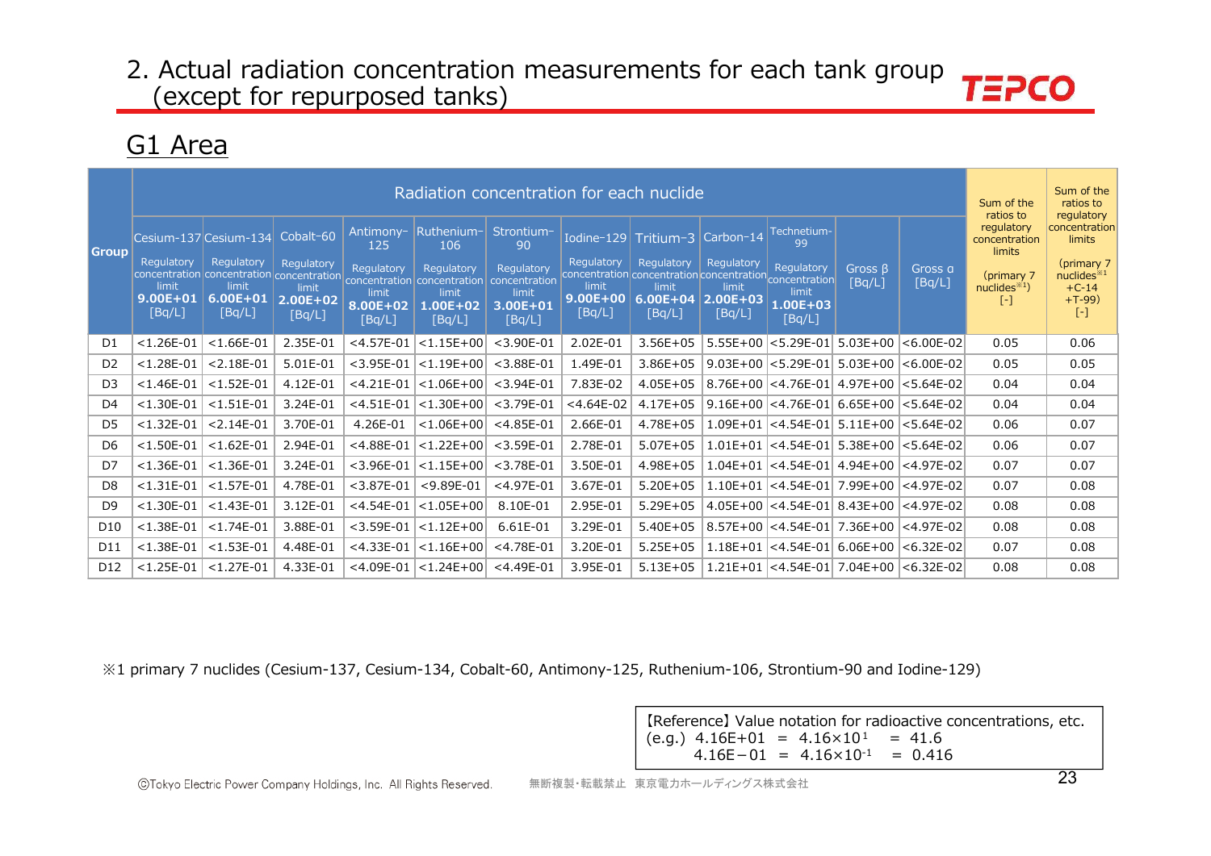## 2. Actual radiation concentration measurements for each tank group (except for repurposed tanks)

### G1 Area

| Group | Radiation concentration for each nuclide | | | | | | | | | | | | Sum of the ratios to regulatory concentration limits (primary 7 nuclides※1) [-] | Sum of the ratios to regulatory concentration limits (primary 7 nuclides※1 +C-14 +T-99) [-] |
|---|---|---|---|---|---|---|---|---|---|---|---|---|---|---|
| | Cesium-137 Regulatory concentration limit 9.00E+01 [Bq/L] | Cesium-134 Regulatory concentration limit 6.00E+01 [Bq/L] | Cobalt-60 Regulatory concentration limit 2.00E+02 [Bq/L] | Antimony-125 Regulatory concentration limit 8.00E+02 [Bq/L] | Ruthenium-106 Regulatory concentration limit 1.00E+02 [Bq/L] | Strontium-90 Regulatory concentration limit 3.00E+01 [Bq/L] | Iodine-129 Regulatory concentration limit 9.00E+00 [Bq/L] | Tritium-3 Regulatory concentration limit 6.00E+04 [Bq/L] | Carbon-14 Regulatory concentration limit 2.00E+03 [Bq/L] | Technetium-99 Regulatory concentration limit 1.00E+03 [Bq/L] | Gross β [Bq/L] | Gross α [Bq/L] | | |
| D1 | <1.26E-01 | <1.66E-01 | 2.35E-01 | <4.57E-01 | <1.15E+00 | <3.90E-01 | 2.02E-01 | 3.56E+05 | 5.55E+00 | <5.29E-01 | 5.03E+00 | <6.00E-02 | 0.05 | 0.06 |
| D2 | <1.28E-01 | <2.18E-01 | 5.01E-01 | <3.95E-01 | <1.19E+00 | <3.88E-01 | 1.49E-01 | 3.86E+05 | 9.03E+00 | <5.29E-01 | 5.03E+00 | <6.00E-02 | 0.05 | 0.05 |
| D3 | <1.46E-01 | <1.52E-01 | 4.12E-01 | <4.21E-01 | <1.06E+00 | <3.94E-01 | 7.83E-02 | 4.05E+05 | 8.76E+00 | <4.76E-01 | 4.97E+00 | <5.64E-02 | 0.04 | 0.04 |
| D4 | <1.30E-01 | <1.51E-01 | 3.24E-01 | <4.51E-01 | <1.30E+00 | <3.79E-01 | <4.64E-02 | 4.17E+05 | 9.16E+00 | <4.76E-01 | 6.65E+00 | <5.64E-02 | 0.04 | 0.04 |
| D5 | <1.32E-01 | <2.14E-01 | 3.70E-01 | 4.26E-01 | <1.06E+00 | <4.85E-01 | 2.66E-01 | 4.78E+05 | 1.09E+01 | <4.54E-01 | 5.11E+00 | <5.64E-02 | 0.06 | 0.07 |
| D6 | <1.50E-01 | <1.62E-01 | 2.94E-01 | <4.88E-01 | <1.22E+00 | <3.59E-01 | 2.78E-01 | 5.07E+05 | 1.01E+01 | <4.54E-01 | 5.38E+00 | <5.64E-02 | 0.06 | 0.07 |
| D7 | <1.36E-01 | <1.36E-01 | 3.24E-01 | <3.96E-01 | <1.15E+00 | <3.78E-01 | 3.50E-01 | 4.98E+05 | 1.04E+01 | <4.54E-01 | 4.94E+00 | <4.97E-02 | 0.07 | 0.07 |
| D8 | <1.31E-01 | <1.57E-01 | 4.78E-01 | <3.87E-01 | <9.89E-01 | <4.97E-01 | 3.67E-01 | 5.20E+05 | 1.10E+01 | <4.54E-01 | 7.99E+00 | <4.97E-02 | 0.07 | 0.08 |
| D9 | <1.30E-01 | <1.43E-01 | 3.12E-01 | <4.54E-01 | <1.05E+00 | 8.10E-01 | 2.95E-01 | 5.29E+05 | 4.05E+00 | <4.54E-01 | 8.43E+00 | <4.97E-02 | 0.08 | 0.08 |
| D10 | <1.38E-01 | <1.74E-01 | 3.88E-01 | <3.59E-01 | <1.12E+00 | 6.61E-01 | 3.29E-01 | 5.40E+05 | 8.57E+00 | <4.54E-01 | 7.36E+00 | <4.97E-02 | 0.08 | 0.08 |
| D11 | <1.38E-01 | <1.53E-01 | 4.48E-01 | <4.33E-01 | <1.16E+00 | <4.78E-01 | 3.20E-01 | 5.25E+05 | 1.18E+01 | <4.54E-01 | 6.06E+00 | <6.32E-02 | 0.07 | 0.08 |
| D12 | <1.25E-01 | <1.27E-01 | 4.33E-01 | <4.09E-01 | <1.24E+00 | <4.49E-01 | 3.95E-01 | 5.13E+05 | 1.21E+01 | <4.54E-01 | 7.04E+00 | <6.32E-02 | 0.08 | 0.08 |

※1 primary 7 nuclides (Cesium-137, Cesium-134, Cobalt-60, Antimony-125, Ruthenium-106, Strontium-90 and Iodine-129)

【Reference】Value notation for radioactive concentrations, etc.
(e.g.) 4.16E+01 = $4.16 \times 10^{1}$ = 41.6
4.16E−01 = $4.16 \times 10^{-1}$ = 0.416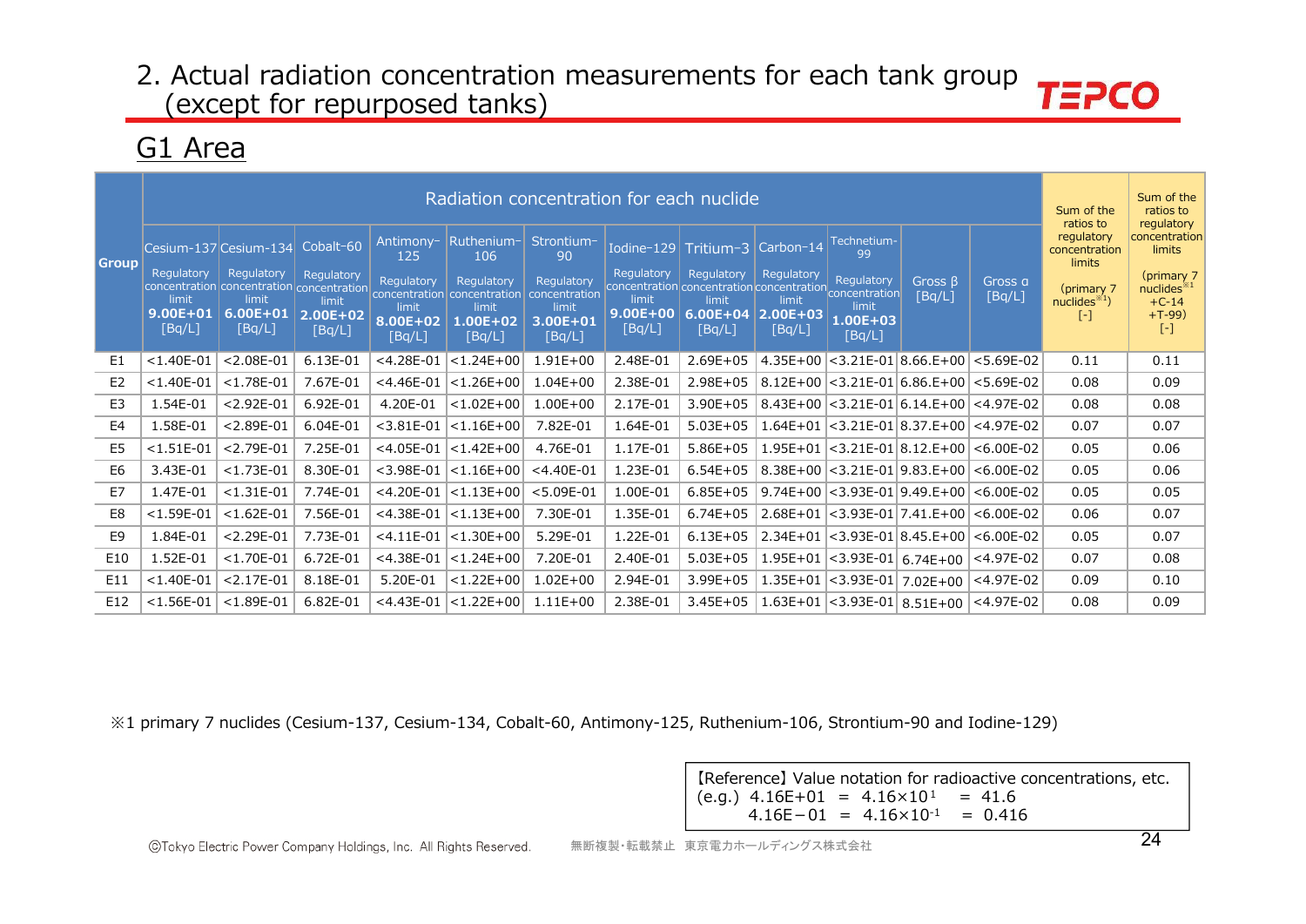# 2. Actual radiation concentration measurements for each tank group (except for repurposed tanks)

## G1 Area

| Group | Radiation concentration for each nuclide | | | | | | | | | | | | Sum of the ratios to regulatory concentration limits (primary 7 nuclides※1) [-] | Sum of the ratios to regulatory concentration limits (primary 7 nuclides※1 +C-14 +T-99) [-] |
|---|---|---|---|---|---|---|---|---|---|---|---|---|---|---|
| | Cesium-137 Regulatory concentration limit **9.00E+01** [Bq/L] | Cesium-134 Regulatory concentration limit **6.00E+01** [Bq/L] | Cobalt-60 Regulatory concentration limit **2.00E+02** [Bq/L] | Antimony-125 Regulatory concentration limit **8.00E+02** [Bq/L] | Ruthenium-106 Regulatory concentration limit **1.00E+02** [Bq/L] | Strontium-90 Regulatory concentration limit **3.00E+01** [Bq/L] | Iodine-129 Regulatory concentration limit **9.00E+00** [Bq/L] | Tritium-3 Regulatory concentration limit **6.00E+04** [Bq/L] | Carbon-14 Regulatory concentration limit **2.00E+03** [Bq/L] | Technetium-99 Regulatory concentration limit **1.00E+03** [Bq/L] | Gross β [Bq/L] | Gross α [Bq/L] | | |
| E1 | <1.40E-01 | <2.08E-01 | 6.13E-01 | <4.28E-01 | <1.24E+00 | 1.91E+00 | 2.48E-01 | 2.69E+05 | 4.35E+00 | <3.21E-01 | 8.66.E+00 | <5.69E-02 | 0.11 | 0.11 |
| E2 | <1.40E-01 | <1.78E-01 | 7.67E-01 | <4.46E-01 | <1.26E+00 | 1.04E+00 | 2.38E-01 | 2.98E+05 | 8.12E+00 | <3.21E-01 | 6.86.E+00 | <5.69E-02 | 0.08 | 0.09 |
| E3 | 1.54E-01 | <2.92E-01 | 6.92E-01 | 4.20E-01 | <1.02E+00 | 1.00E+00 | 2.17E-01 | 3.90E+05 | 8.43E+00 | <3.21E-01 | 6.14.E+00 | <4.97E-02 | 0.08 | 0.08 |
| E4 | 1.58E-01 | <2.89E-01 | 6.04E-01 | <3.81E-01 | <1.16E+00 | 7.82E-01 | 1.64E-01 | 5.03E+05 | 1.64E+01 | <3.21E-01 | 8.37.E+00 | <4.97E-02 | 0.07 | 0.07 |
| E5 | <1.51E-01 | <2.79E-01 | 7.25E-01 | <4.05E-01 | <1.42E+00 | 4.76E-01 | 1.17E-01 | 5.86E+05 | 1.95E+01 | <3.21E-01 | 8.12.E+00 | <6.00E-02 | 0.05 | 0.06 |
| E6 | 3.43E-01 | <1.73E-01 | 8.30E-01 | <3.98E-01 | <1.16E+00 | <4.40E-01 | 1.23E-01 | 6.54E+05 | 8.38E+00 | <3.21E-01 | 9.83.E+00 | <6.00E-02 | 0.05 | 0.06 |
| E7 | 1.47E-01 | <1.31E-01 | 7.74E-01 | <4.20E-01 | <1.13E+00 | <5.09E-01 | 1.00E-01 | 6.85E+05 | 9.74E+00 | <3.93E-01 | 9.49.E+00 | <6.00E-02 | 0.05 | 0.05 |
| E8 | <1.59E-01 | <1.62E-01 | 7.56E-01 | <4.38E-01 | <1.13E+00 | 7.30E-01 | 1.35E-01 | 6.74E+05 | 2.68E+01 | <3.93E-01 | 7.41.E+00 | <6.00E-02 | 0.06 | 0.07 |
| E9 | 1.84E-01 | <2.29E-01 | 7.73E-01 | <4.11E-01 | <1.30E+00 | 5.29E-01 | 1.22E-01 | 6.13E+05 | 2.34E+01 | <3.93E-01 | 8.45.E+00 | <6.00E-02 | 0.05 | 0.07 |
| E10 | 1.52E-01 | <1.70E-01 | 6.72E-01 | <4.38E-01 | <1.24E+00 | 7.20E-01 | 2.40E-01 | 5.03E+05 | 1.95E+01 | <3.93E-01 | 6.74E+00 | <4.97E-02 | 0.07 | 0.08 |
| E11 | <1.40E-01 | <2.17E-01 | 8.18E-01 | 5.20E-01 | <1.22E+00 | 1.02E+00 | 2.94E-01 | 3.99E+05 | 1.35E+01 | <3.93E-01 | 7.02E+00 | <4.97E-02 | 0.09 | 0.10 |
| E12 | <1.56E-01 | <1.89E-01 | 6.82E-01 | <4.43E-01 | <1.22E+00 | 1.11E+00 | 2.38E-01 | 3.45E+05 | 1.63E+01 | <3.93E-01 | 8.51E+00 | <4.97E-02 | 0.08 | 0.09 |

※1 primary 7 nuclides (Cesium-137, Cesium-134, Cobalt-60, Antimony-125, Ruthenium-106, Strontium-90 and Iodine-129)

【Reference】Value notation for radioactive concentrations, etc.
(e.g.) 4.16E+01 = $4.16 \times 10^{1}$ = 41.6
4.16E−01 = $4.16 \times 10^{-1}$ = 0.416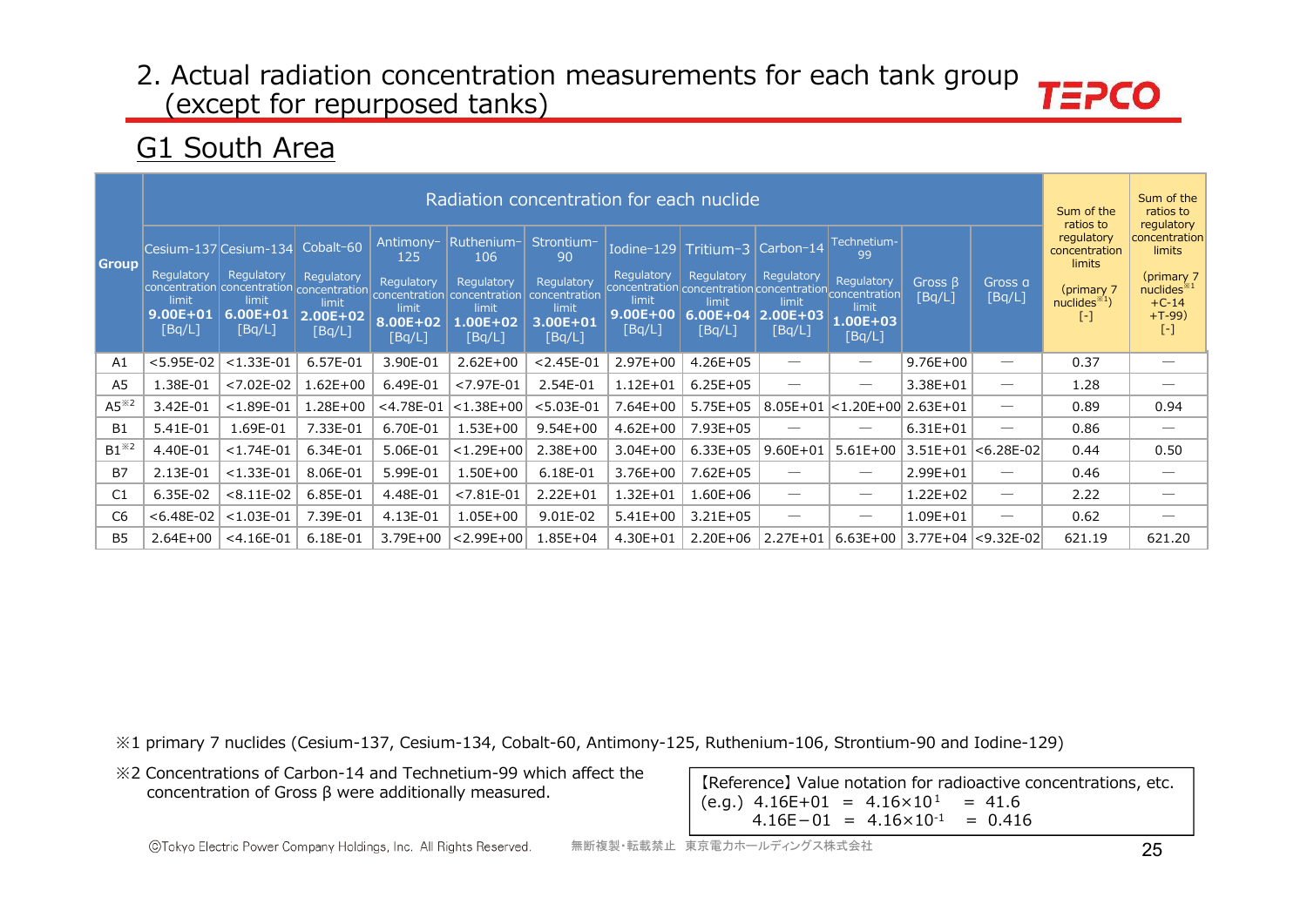## 2. Actual radiation concentration measurements for each tank group (except for repurposed tanks)

## G1 South Area

| Group | Radiation concentration for each nuclide | | | | | | | | | | | | Sum of the ratios to regulatory concentration limits (primary 7 nuclides※1) [-] | Sum of the ratios to regulatory concentration limits (primary 7 nuclides※1 +C-14 +T-99) [-] |
|---|---|---|---|---|---|---|---|---|---|---|---|---|---|---|
| | Cesium-137 Regulatory concentration limit 9.00E+01 [Bq/L] | Cesium-134 Regulatory concentration limit 6.00E+01 [Bq/L] | Cobalt-60 Regulatory concentration limit 2.00E+02 [Bq/L] | Antimony-125 Regulatory concentration limit 8.00E+02 [Bq/L] | Ruthenium-106 Regulatory concentration limit 1.00E+02 [Bq/L] | Strontium-90 Regulatory concentration limit 3.00E+01 [Bq/L] | Iodine-129 Regulatory concentration limit 9.00E+00 [Bq/L] | Tritium-3 Regulatory concentration limit 6.00E+04 [Bq/L] | Carbon-14 Regulatory concentration limit 2.00E+03 [Bq/L] | Technetium-99 Regulatory concentration limit 1.00E+03 [Bq/L] | Gross β [Bq/L] | Gross α [Bq/L] | | |
| A1 | <5.95E-02 | <1.33E-01 | 6.57E-01 | 3.90E-01 | 2.62E+00 | <2.45E-01 | 2.97E+00 | 4.26E+05 | — | — | 9.76E+00 | — | 0.37 | — |
| A5 | 1.38E-01 | <7.02E-02 | 1.62E+00 | 6.49E-01 | <7.97E-01 | 2.54E-01 | 1.12E+01 | 6.25E+05 | — | — | 3.38E+01 | — | 1.28 | — |
| A5※2 | 3.42E-01 | <1.89E-01 | 1.28E+00 | <4.78E-01 | <1.38E+00 | <5.03E-01 | 7.64E+00 | 5.75E+05 | 8.05E+01 | <1.20E+00 | 2.63E+01 | — | 0.89 | 0.94 |
| B1 | 5.41E-01 | 1.69E-01 | 7.33E-01 | 6.70E-01 | 1.53E+00 | 9.54E+00 | 4.62E+00 | 7.93E+05 | — | — | 6.31E+01 | — | 0.86 | — |
| B1※2 | 4.40E-01 | <1.74E-01 | 6.34E-01 | 5.06E-01 | <1.29E+00 | 2.38E+00 | 3.04E+00 | 6.33E+05 | 9.60E+01 | 5.61E+00 | 3.51E+01 | <6.28E-02 | 0.44 | 0.50 |
| B7 | 2.13E-01 | <1.33E-01 | 8.06E-01 | 5.99E-01 | 1.50E+00 | 6.18E-01 | 3.76E+00 | 7.62E+05 | — | — | 2.99E+01 | — | 0.46 | — |
| C1 | 6.35E-02 | <8.11E-02 | 6.85E-01 | 4.48E-01 | <7.81E-01 | 2.22E+01 | 1.32E+01 | 1.60E+06 | — | — | 1.22E+02 | — | 2.22 | — |
| C6 | <6.48E-02 | <1.03E-01 | 7.39E-01 | 4.13E-01 | 1.05E+00 | 9.01E-02 | 5.41E+00 | 3.21E+05 | — | — | 1.09E+01 | — | 0.62 | — |
| B5 | 2.64E+00 | <4.16E-01 | 6.18E-01 | 3.79E+00 | <2.99E+00 | 1.85E+04 | 4.30E+01 | 2.20E+06 | 2.27E+01 | 6.63E+00 | 3.77E+04 | <9.32E-02 | 621.19 | 621.20 |

※1 primary 7 nuclides (Cesium-137, Cesium-134, Cobalt-60, Antimony-125, Ruthenium-106, Strontium-90 and Iodine-129)

※2 Concentrations of Carbon-14 and Technetium-99 which affect the concentration of Gross β were additionally measured.

【Reference】Value notation for radioactive concentrations, etc.
(e.g.) 4.16E+01 = $4.16\times10^{1}$ = 41.6
4.16E−01 = $4.16\times10^{-1}$ = 0.416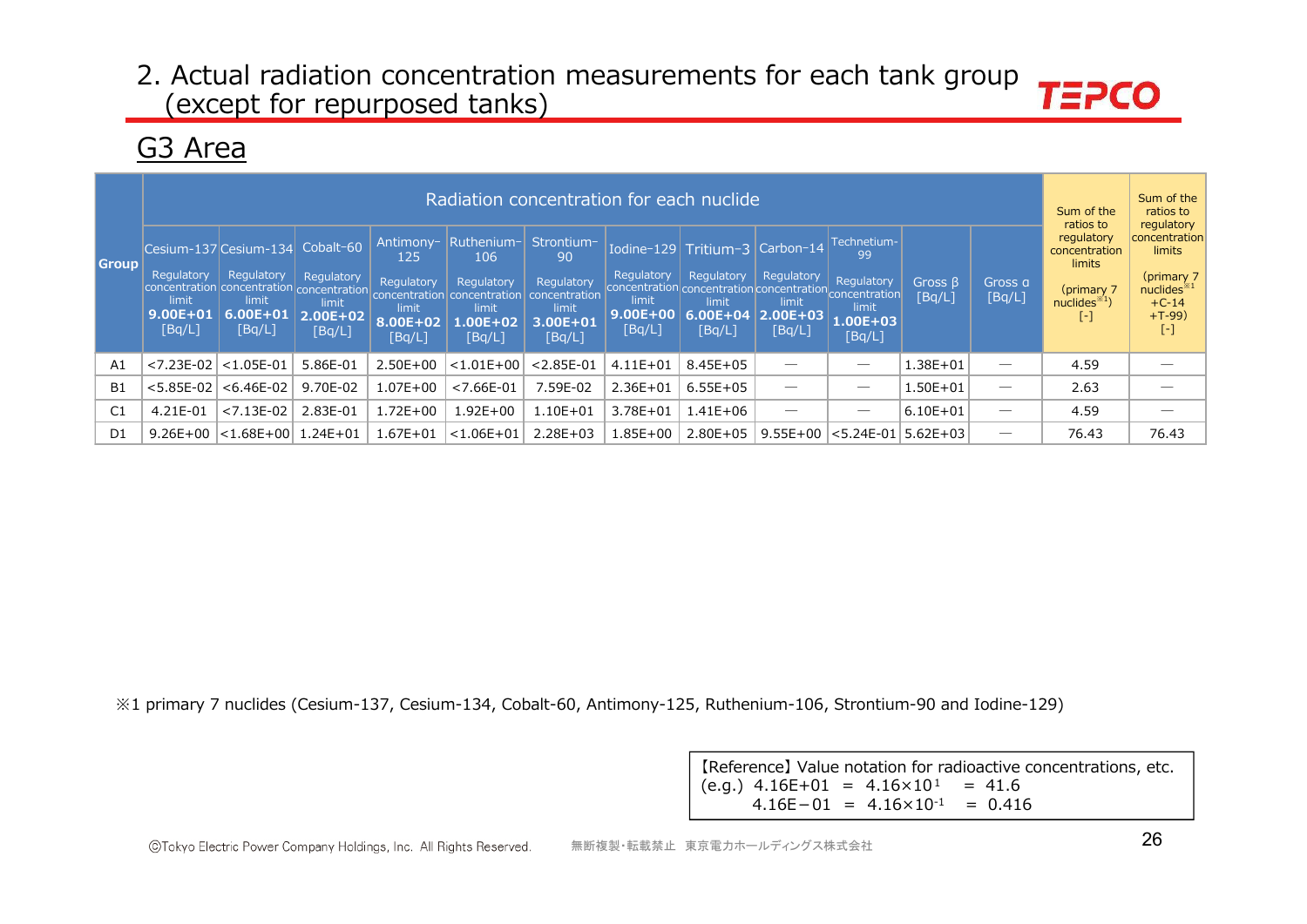# 2. Actual radiation concentration measurements for each tank group (except for repurposed tanks)

## G3 Area

| Group | Radiation concentration for each nuclide | | | | | | | | | | | | Sum of the ratios to regulatory concentration limits (primary 7 nuclides※1) [-] | Sum of the ratios to regulatory concentration limits (primary 7 nuclides※1 +C-14 +T-99) [-] |
|---|---|---|---|---|---|---|---|---|---|---|---|---|---|---|
| | Cesium-137 Regulatory concentration limit **9.00E+01** [Bq/L] | Cesium-134 Regulatory concentration limit **6.00E+01** [Bq/L] | Cobalt-60 Regulatory concentration limit **2.00E+02** [Bq/L] | Antimony-125 Regulatory concentration limit **8.00E+02** [Bq/L] | Ruthenium-106 Regulatory concentration limit **1.00E+02** [Bq/L] | Strontium-90 Regulatory concentration limit **3.00E+01** [Bq/L] | Iodine-129 Regulatory concentration limit **9.00E+00** [Bq/L] | Tritium-3 Regulatory concentration limit **6.00E+04** [Bq/L] | Carbon-14 Regulatory concentration limit **2.00E+03** [Bq/L] | Technetium-99 Regulatory concentration limit **1.00E+03** [Bq/L] | Gross β [Bq/L] | Gross α [Bq/L] | | |
| A1 | <7.23E-02 | <1.05E-01 | 5.86E-01 | 2.50E+00 | <1.01E+00 | <2.85E-01 | 4.11E+01 | 8.45E+05 | — | — | 1.38E+01 | — | 4.59 | — |
| B1 | <5.85E-02 | <6.46E-02 | 9.70E-02 | 1.07E+00 | <7.66E-01 | 7.59E-02 | 2.36E+01 | 6.55E+05 | — | — | 1.50E+01 | — | 2.63 | — |
| C1 | 4.21E-01 | <7.13E-02 | 2.83E-01 | 1.72E+00 | 1.92E+00 | 1.10E+01 | 3.78E+01 | 1.41E+06 | — | — | 6.10E+01 | — | 4.59 | — |
| D1 | 9.26E+00 | <1.68E+00 | 1.24E+01 | 1.67E+01 | <1.06E+01 | 2.28E+03 | 1.85E+00 | 2.80E+05 | 9.55E+00 | <5.24E-01 | 5.62E+03 | — | 76.43 | 76.43 |

※1 primary 7 nuclides (Cesium-137, Cesium-134, Cobalt-60, Antimony-125, Ruthenium-106, Strontium-90 and Iodine-129)

【Reference】Value notation for radioactive concentrations, etc.
(e.g.) 4.16E+01 = $4.16\times10^{1}$ = 41.6
4.16E−01 = $4.16\times10^{-1}$ = 0.416

ⓒTokyo Electric Power Company Holdings, Inc. All Rights Reserved. 無断複製・転載禁止 東京電力ホールディングス株式会社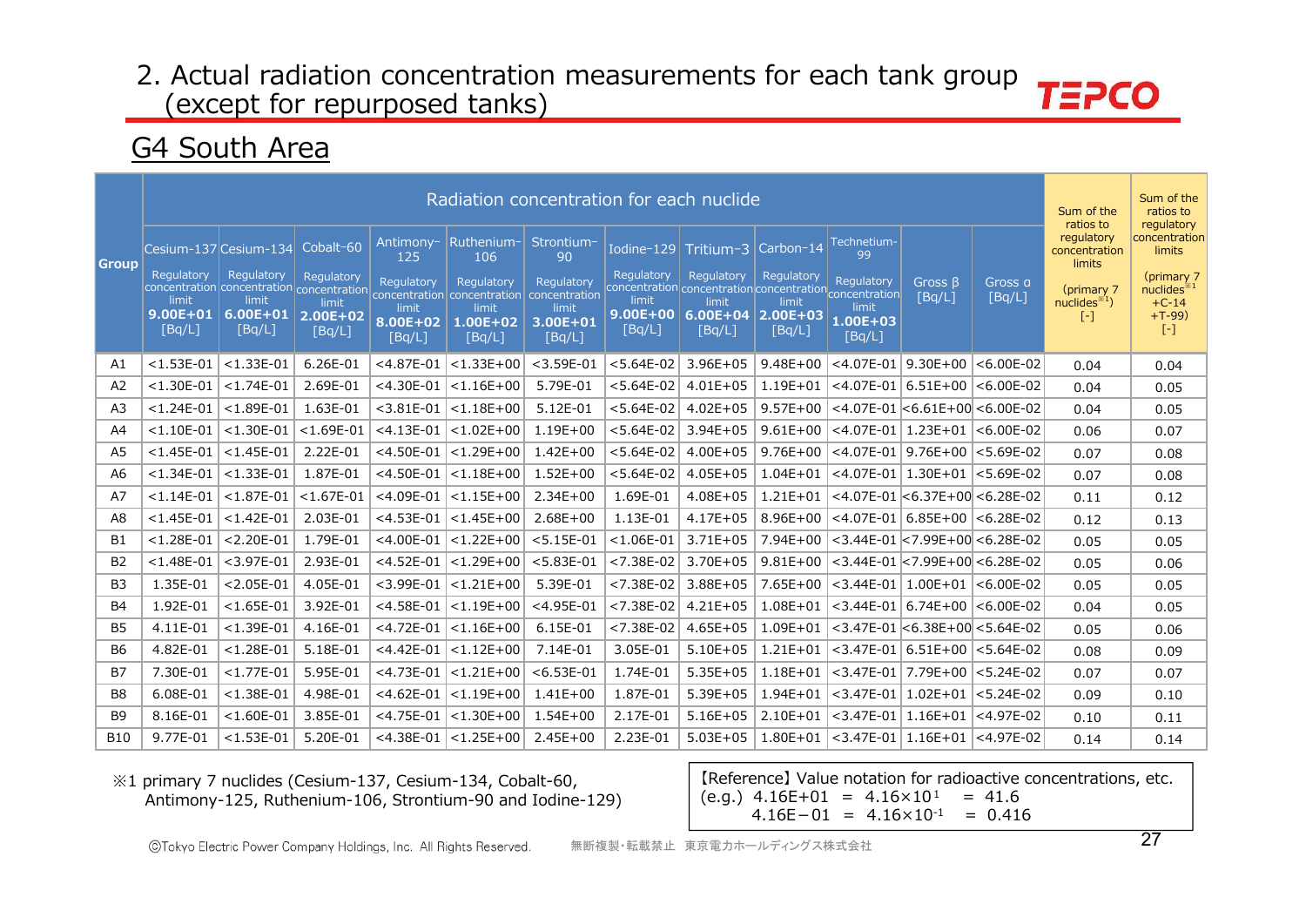# 2. Actual radiation concentration measurements for each tank group (except for repurposed tanks)

## G4 South Area

| Group | Radiation concentration for each nuclide | | | | | | | | | | | | Sum of the ratios to regulatory concentration limits (primary 7 nuclides※1) [-] | Sum of the ratios to regulatory concentration limits (primary 7 nuclides※1 +C-14 +T-99) [-] |
|---|---|---|---|---|---|---|---|---|---|---|---|---|---|---|
| | Cesium-137 Regulatory concentration limit 9.00E+01 [Bq/L] | Cesium-134 Regulatory concentration limit 6.00E+01 [Bq/L] | Cobalt-60 Regulatory concentration limit 2.00E+02 [Bq/L] | Antimony-125 Regulatory concentration limit 8.00E+02 [Bq/L] | Ruthenium-106 Regulatory concentration limit 1.00E+02 [Bq/L] | Strontium-90 Regulatory concentration limit 3.00E+01 [Bq/L] | Iodine-129 Regulatory concentration limit 9.00E+00 [Bq/L] | Tritium-3 Regulatory concentration limit 6.00E+04 [Bq/L] | Carbon-14 Regulatory concentration limit 2.00E+03 [Bq/L] | Technetium-99 Regulatory concentration limit 1.00E+03 [Bq/L] | Gross β [Bq/L] | Gross α [Bq/L] | | |
| A1 | <1.53E-01 | <1.33E-01 | 6.26E-01 | <4.87E-01 | <1.33E+00 | <3.59E-01 | <5.64E-02 | 3.96E+05 | 9.48E+00 | <4.07E-01 | 9.30E+00 | <6.00E-02 | 0.04 | 0.04 |
| A2 | <1.30E-01 | <1.74E-01 | 2.69E-01 | <4.30E-01 | <1.16E+00 | 5.79E-01 | <5.64E-02 | 4.01E+05 | 1.19E+01 | <4.07E-01 | 6.51E+00 | <6.00E-02 | 0.04 | 0.05 |
| A3 | <1.24E-01 | <1.89E-01 | 1.63E-01 | <3.81E-01 | <1.18E+00 | 5.12E-01 | <5.64E-02 | 4.02E+05 | 9.57E+00 | <4.07E-01 | <6.61E+00 | <6.00E-02 | 0.04 | 0.05 |
| A4 | <1.10E-01 | <1.30E-01 | <1.69E-01 | <4.13E-01 | <1.02E+00 | 1.19E+00 | <5.64E-02 | 3.94E+05 | 9.61E+00 | <4.07E-01 | 1.23E+01 | <6.00E-02 | 0.06 | 0.07 |
| A5 | <1.45E-01 | <1.45E-01 | 2.22E-01 | <4.50E-01 | <1.29E+00 | 1.42E+00 | <5.64E-02 | 4.00E+05 | 9.76E+00 | <4.07E-01 | 9.76E+00 | <5.69E-02 | 0.07 | 0.08 |
| A6 | <1.34E-01 | <1.33E-01 | 1.87E-01 | <4.50E-01 | <1.18E+00 | 1.52E+00 | <5.64E-02 | 4.05E+05 | 1.04E+01 | <4.07E-01 | 1.30E+01 | <5.69E-02 | 0.07 | 0.08 |
| A7 | <1.14E-01 | <1.87E-01 | <1.67E-01 | <4.09E-01 | <1.15E+00 | 2.34E+00 | 1.69E-01 | 4.08E+05 | 1.21E+01 | <4.07E-01 | <6.37E+00 | <6.28E-02 | 0.11 | 0.12 |
| A8 | <1.45E-01 | <1.42E-01 | 2.03E-01 | <4.53E-01 | <1.45E+00 | 2.68E+00 | 1.13E-01 | 4.17E+05 | 8.96E+00 | <4.07E-01 | 6.85E+00 | <6.28E-02 | 0.12 | 0.13 |
| B1 | <1.28E-01 | <2.20E-01 | 1.79E-01 | <4.00E-01 | <1.22E+00 | <5.15E-01 | <1.06E-01 | 3.71E+05 | 7.94E+00 | <3.44E-01 | <7.99E+00 | <6.28E-02 | 0.05 | 0.05 |
| B2 | <1.48E-01 | <3.97E-01 | 2.93E-01 | <4.52E-01 | <1.29E+00 | <5.83E-01 | <7.38E-02 | 3.70E+05 | 9.81E+00 | <3.44E-01 | <7.99E+00 | <6.28E-02 | 0.05 | 0.06 |
| B3 | 1.35E-01 | <2.05E-01 | 4.05E-01 | <3.99E-01 | <1.21E+00 | 5.39E-01 | <7.38E-02 | 3.88E+05 | 7.65E+00 | <3.44E-01 | 1.00E+01 | <6.00E-02 | 0.05 | 0.05 |
| B4 | 1.92E-01 | <1.65E-01 | 3.92E-01 | <4.58E-01 | <1.19E+00 | <4.95E-01 | <7.38E-02 | 4.21E+05 | 1.08E+01 | <3.44E-01 | 6.74E+00 | <6.00E-02 | 0.04 | 0.05 |
| B5 | 4.11E-01 | <1.39E-01 | 4.16E-01 | <4.72E-01 | <1.16E+00 | 6.15E-01 | <7.38E-02 | 4.65E+05 | 1.09E+01 | <3.47E-01 | <6.38E+00 | <5.64E-02 | 0.05 | 0.06 |
| B6 | 4.82E-01 | <1.28E-01 | 5.18E-01 | <4.42E-01 | <1.12E+00 | 7.14E-01 | 3.05E-01 | 5.10E+05 | 1.21E+01 | <3.47E-01 | 6.51E+00 | <5.64E-02 | 0.08 | 0.09 |
| B7 | 7.30E-01 | <1.77E-01 | 5.95E-01 | <4.73E-01 | <1.21E+00 | <6.53E-01 | 1.74E-01 | 5.35E+05 | 1.18E+01 | <3.47E-01 | 7.79E+00 | <5.24E-02 | 0.07 | 0.07 |
| B8 | 6.08E-01 | <1.38E-01 | 4.98E-01 | <4.62E-01 | <1.19E+00 | 1.41E+00 | 1.87E-01 | 5.39E+05 | 1.94E+01 | <3.47E-01 | 1.02E+01 | <5.24E-02 | 0.09 | 0.10 |
| B9 | 8.16E-01 | <1.60E-01 | 3.85E-01 | <4.75E-01 | <1.30E+00 | 1.54E+00 | 2.17E-01 | 5.16E+05 | 2.10E+01 | <3.47E-01 | 1.16E+01 | <4.97E-02 | 0.10 | 0.11 |
| B10 | 9.77E-01 | <1.53E-01 | 5.20E-01 | <4.38E-01 | <1.25E+00 | 2.45E+00 | 2.23E-01 | 5.03E+05 | 1.80E+01 | <3.47E-01 | 1.16E+01 | <4.97E-02 | 0.14 | 0.14 |

※1 primary 7 nuclides (Cesium-137, Cesium-134, Cobalt-60, Antimony-125, Ruthenium-106, Strontium-90 and Iodine-129)

【Reference】Value notation for radioactive concentrations, etc.
(e.g.) 4.16E+01 = $4.16 \times 10^{1}$ = 41.6
4.16E−01 = $4.16 \times 10^{-1}$ = 0.416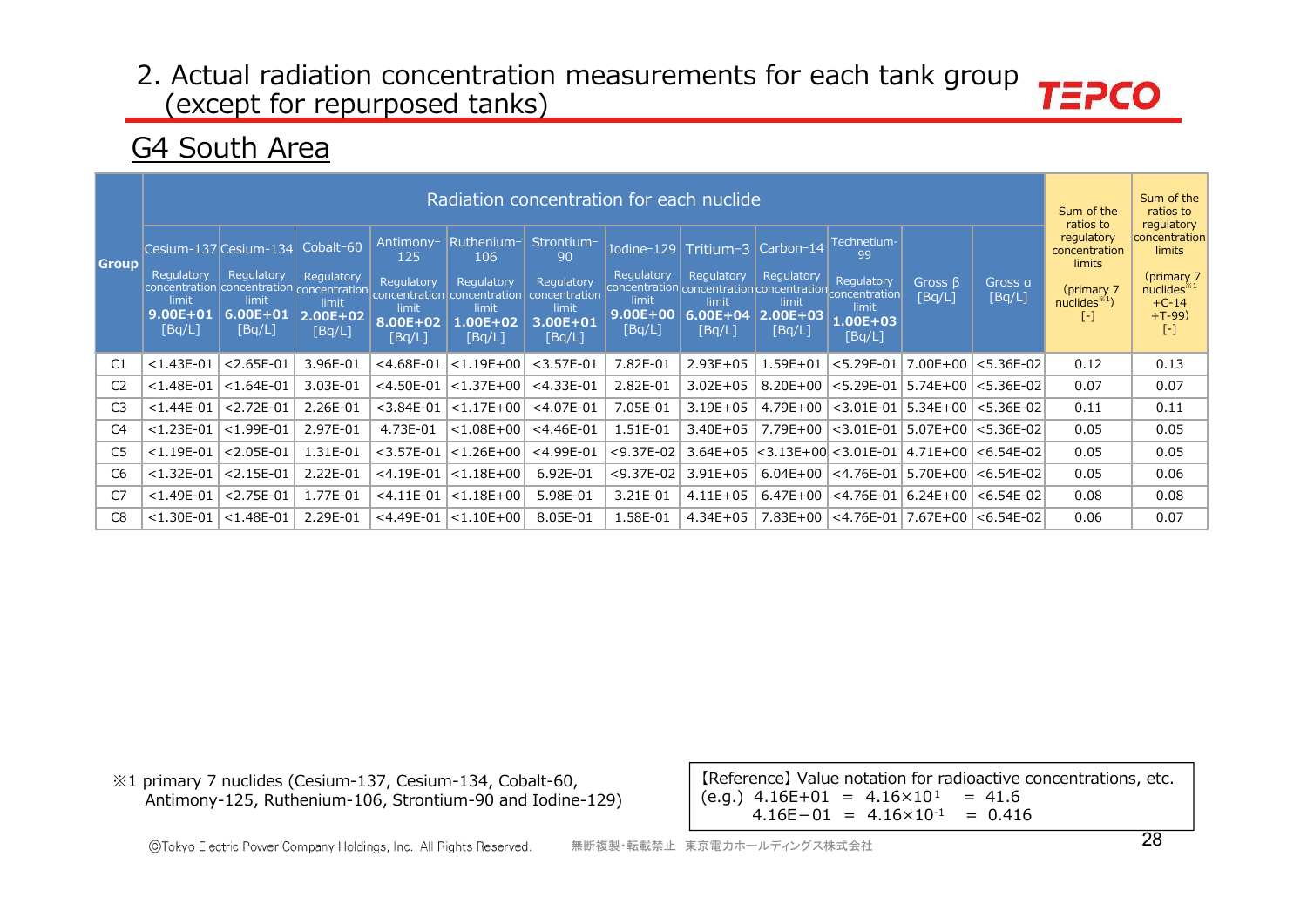# 2. Actual radiation concentration measurements for each tank group (except for repurposed tanks)

## G4 South Area

| Group | Radiation concentration for each nuclide | | | | | | | | | | | | Sum of the ratios to regulatory concentration limits (primary 7 nuclides※1) [-] | Sum of the ratios to regulatory concentration limits (primary 7 nuclides※1 +C-14 +T-99) [-] |
|---|---|---|---|---|---|---|---|---|---|---|---|---|---|---|
| | Cesium-137 Regulatory concentration limit 9.00E+01 [Bq/L] | Cesium-134 Regulatory concentration limit 6.00E+01 [Bq/L] | Cobalt-60 Regulatory concentration limit 2.00E+02 [Bq/L] | Antimony-125 Regulatory concentration limit 8.00E+02 [Bq/L] | Ruthenium-106 Regulatory concentration limit 1.00E+02 [Bq/L] | Strontium-90 Regulatory concentration limit 3.00E+01 [Bq/L] | Iodine-129 Regulatory concentration limit 9.00E+00 [Bq/L] | Tritium-3 Regulatory concentration limit 6.00E+04 [Bq/L] | Carbon-14 Regulatory concentration limit 2.00E+03 [Bq/L] | Technetium-99 Regulatory concentration limit 1.00E+03 [Bq/L] | Gross β [Bq/L] | Gross α [Bq/L] | | |
| C1 | <1.43E-01 | <2.65E-01 | 3.96E-01 | <4.68E-01 | <1.19E+00 | <3.57E-01 | 7.82E-01 | 2.93E+05 | 1.59E+01 | <5.29E-01 | 7.00E+00 | <5.36E-02 | 0.12 | 0.13 |
| C2 | <1.48E-01 | <1.64E-01 | 3.03E-01 | <4.50E-01 | <1.37E+00 | <4.33E-01 | 2.82E-01 | 3.02E+05 | 8.20E+00 | <5.29E-01 | 5.74E+00 | <5.36E-02 | 0.07 | 0.07 |
| C3 | <1.44E-01 | <2.72E-01 | 2.26E-01 | <3.84E-01 | <1.17E+00 | <4.07E-01 | 7.05E-01 | 3.19E+05 | 4.79E+00 | <3.01E-01 | 5.34E+00 | <5.36E-02 | 0.11 | 0.11 |
| C4 | <1.23E-01 | <1.99E-01 | 2.97E-01 | 4.73E-01 | <1.08E+00 | <4.46E-01 | 1.51E-01 | 3.40E+05 | 7.79E+00 | <3.01E-01 | 5.07E+00 | <5.36E-02 | 0.05 | 0.05 |
| C5 | <1.19E-01 | <2.05E-01 | 1.31E-01 | <3.57E-01 | <1.26E+00 | <4.99E-01 | <9.37E-02 | 3.64E+05 | <3.13E+00 | <3.01E-01 | 4.71E+00 | <6.54E-02 | 0.05 | 0.05 |
| C6 | <1.32E-01 | <2.15E-01 | 2.22E-01 | <4.19E-01 | <1.18E+00 | 6.92E-01 | <9.37E-02 | 3.91E+05 | 6.04E+00 | <4.76E-01 | 5.70E+00 | <6.54E-02 | 0.05 | 0.06 |
| C7 | <1.49E-01 | <2.75E-01 | 1.77E-01 | <4.11E-01 | <1.18E+00 | 5.98E-01 | 3.21E-01 | 4.11E+05 | 6.47E+00 | <4.76E-01 | 6.24E+00 | <6.54E-02 | 0.08 | 0.08 |
| C8 | <1.30E-01 | <1.48E-01 | 2.29E-01 | <4.49E-01 | <1.10E+00 | 8.05E-01 | 1.58E-01 | 4.34E+05 | 7.83E+00 | <4.76E-01 | 7.67E+00 | <6.54E-02 | 0.06 | 0.07 |

※1 primary 7 nuclides (Cesium-137, Cesium-134, Cobalt-60, Antimony-125, Ruthenium-106, Strontium-90 and Iodine-129)

【Reference】Value notation for radioactive concentrations, etc.
(e.g.) 4.16E+01 = $4.16\times10^{1}$ = 41.6
4.16E−01 = $4.16\times10^{-1}$ = 0.416

ⒸTokyo Electric Power Company Holdings, Inc. All Rights Reserved. 無断複製・転載禁止 東京電力ホールディングス株式会社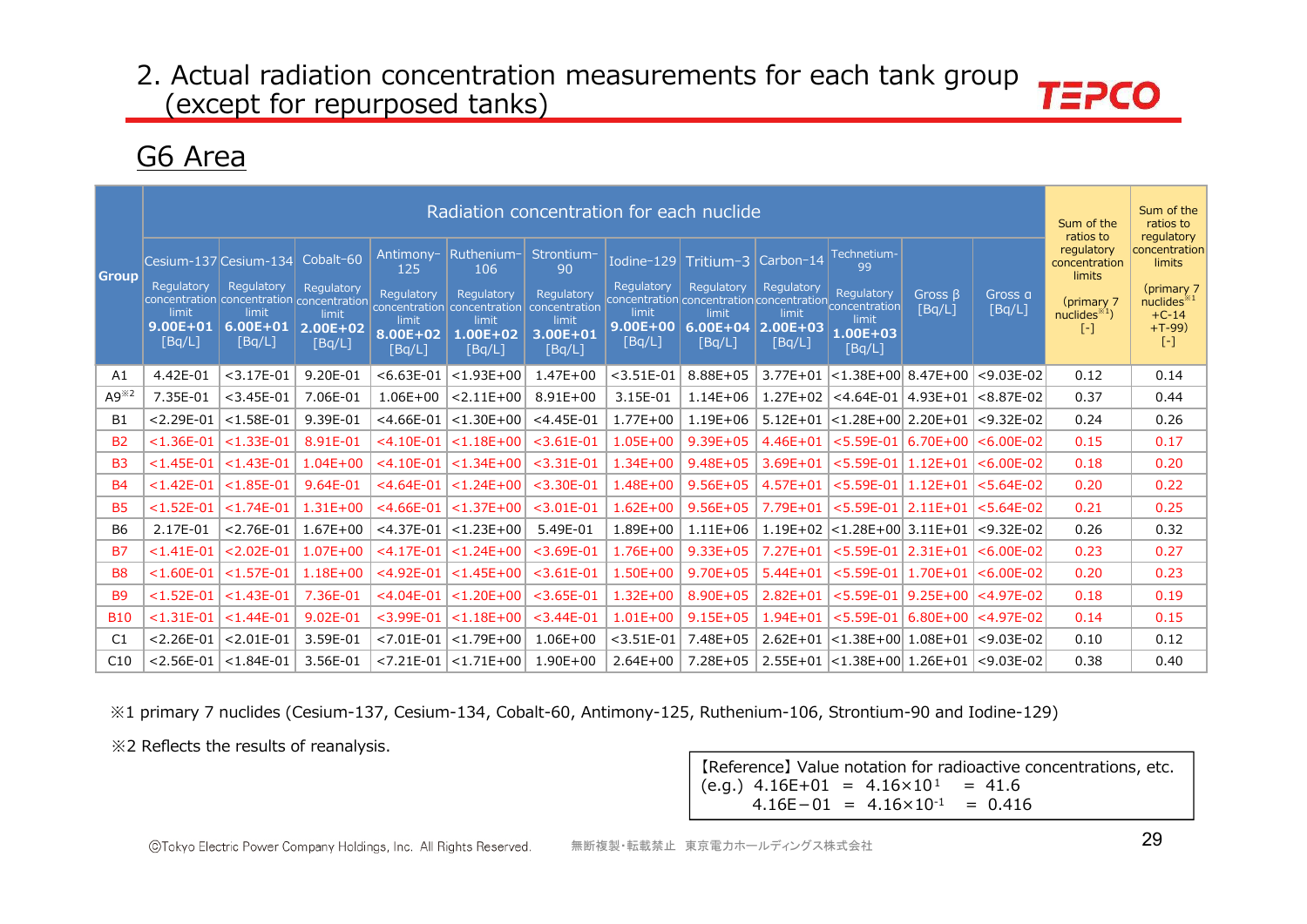# 2. Actual radiation concentration measurements for each tank group (except for repurposed tanks)

## G6 Area

| Group | Radiation concentration for each nuclide | | | | | | | | | | | | | Sum of the ratios to regulatory concentration limits (primary 7 nuclides※1) [-] | Sum of the ratios to regulatory concentration limits (primary 7 nuclides※1 +C-14 +T-99) [-] |
|---|---|---|---|---|---|---|---|---|---|---|---|---|---|---|---|
| | Cesium-137 Regulatory concentration limit 9.00E+01 [Bq/L] | Cesium-134 Regulatory concentration limit 6.00E+01 [Bq/L] | Cobalt-60 Regulatory concentration limit 2.00E+02 [Bq/L] | Antimony-125 Regulatory concentration limit 8.00E+02 [Bq/L] | Ruthenium-106 Regulatory concentration limit 1.00E+02 [Bq/L] | Strontium-90 Regulatory concentration limit 3.00E+01 [Bq/L] | Iodine-129 Regulatory concentration limit 9.00E+00 [Bq/L] | Tritium-3 Regulatory concentration limit 6.00E+04 [Bq/L] | Carbon-14 Regulatory concentration limit 2.00E+03 [Bq/L] | Technetium-99 Regulatory concentration limit 1.00E+03 [Bq/L] | Gross β [Bq/L] | Gross α [Bq/L] | | |
| A1 | 4.42E-01 | <3.17E-01 | 9.20E-01 | <6.63E-01 | <1.93E+00 | 1.47E+00 | <3.51E-01 | 8.88E+05 | 3.77E+01 | <1.38E+00 | 8.47E+00 | <9.03E-02 | 0.12 | 0.14 |
| A9※2 | 7.35E-01 | <3.45E-01 | 7.06E-01 | 1.06E+00 | <2.11E+00 | 8.91E+00 | 3.15E-01 | 1.14E+06 | 1.27E+02 | <4.64E-01 | 4.93E+01 | <8.87E-02 | 0.37 | 0.44 |
| B1 | <2.29E-01 | <1.58E-01 | 9.39E-01 | <4.66E-01 | <1.30E+00 | <4.45E-01 | 1.77E+00 | 1.19E+06 | 5.12E+01 | <1.28E+00 | 2.20E+01 | <9.32E-02 | 0.24 | 0.26 |
| B2 | <1.36E-01 | <1.33E-01 | 8.91E-01 | <4.10E-01 | <1.18E+00 | <3.61E-01 | 1.05E+00 | 9.39E+05 | 4.46E+01 | <5.59E-01 | 6.70E+00 | <6.00E-02 | 0.15 | 0.17 |
| B3 | <1.45E-01 | <1.43E-01 | 1.04E+00 | <4.10E-01 | <1.34E+00 | <3.31E-01 | 1.34E+00 | 9.48E+05 | 3.69E+01 | <5.59E-01 | 1.12E+01 | <6.00E-02 | 0.18 | 0.20 |
| B4 | <1.42E-01 | <1.85E-01 | 9.64E-01 | <4.64E-01 | <1.24E+00 | <3.30E-01 | 1.48E+00 | 9.56E+05 | 4.57E+01 | <5.59E-01 | 1.12E+01 | <5.64E-02 | 0.20 | 0.22 |
| B5 | <1.52E-01 | <1.74E-01 | 1.31E+00 | <4.66E-01 | <1.37E+00 | <3.01E-01 | 1.62E+00 | 9.56E+05 | 7.79E+01 | <5.59E-01 | 2.11E+01 | <5.64E-02 | 0.21 | 0.25 |
| B6 | 2.17E-01 | <2.76E-01 | 1.67E+00 | <4.37E-01 | <1.23E+00 | 5.49E-01 | 1.89E+00 | 1.11E+06 | 1.19E+02 | <1.28E+00 | 3.11E+01 | <9.32E-02 | 0.26 | 0.32 |
| B7 | <1.41E-01 | <2.02E-01 | 1.07E+00 | <4.17E-01 | <1.24E+00 | <3.69E-01 | 1.76E+00 | 9.33E+05 | 7.27E+01 | <5.59E-01 | 2.31E+01 | <6.00E-02 | 0.23 | 0.27 |
| B8 | <1.60E-01 | <1.57E-01 | 1.18E+00 | <4.92E-01 | <1.45E+00 | <3.61E-01 | 1.50E+00 | 9.70E+05 | 5.44E+01 | <5.59E-01 | 1.70E+01 | <6.00E-02 | 0.20 | 0.23 |
| B9 | <1.52E-01 | <1.43E-01 | 7.36E-01 | <4.04E-01 | <1.20E+00 | <3.65E-01 | 1.32E+00 | 8.90E+05 | 2.82E+01 | <5.59E-01 | 9.25E+00 | <4.97E-02 | 0.18 | 0.19 |
| B10 | <1.31E-01 | <1.44E-01 | 9.02E-01 | <3.99E-01 | <1.18E+00 | <3.44E-01 | 1.01E+00 | 9.15E+05 | 1.94E+01 | <5.59E-01 | 6.80E+00 | <4.97E-02 | 0.14 | 0.15 |
| C1 | <2.26E-01 | <2.01E-01 | 3.59E-01 | <7.01E-01 | <1.79E+00 | 1.06E+00 | <3.51E-01 | 7.48E+05 | 2.62E+01 | <1.38E+00 | 1.08E+01 | <9.03E-02 | 0.10 | 0.12 |
| C10 | <2.56E-01 | <1.84E-01 | 3.56E-01 | <7.21E-01 | <1.71E+00 | 1.90E+00 | 2.64E+00 | 7.28E+05 | 2.55E+01 | <1.38E+00 | 1.26E+01 | <9.03E-02 | 0.38 | 0.40 |

※1 primary 7 nuclides (Cesium-137, Cesium-134, Cobalt-60, Antimony-125, Ruthenium-106, Strontium-90 and Iodine-129)

※2 Reflects the results of reanalysis.

【Reference】Value notation for radioactive concentrations, etc.
(e.g.) 4.16E+01 = $4.16\times10^{1}$ = 41.6
4.16E−01 = $4.16\times10^{-1}$ = 0.416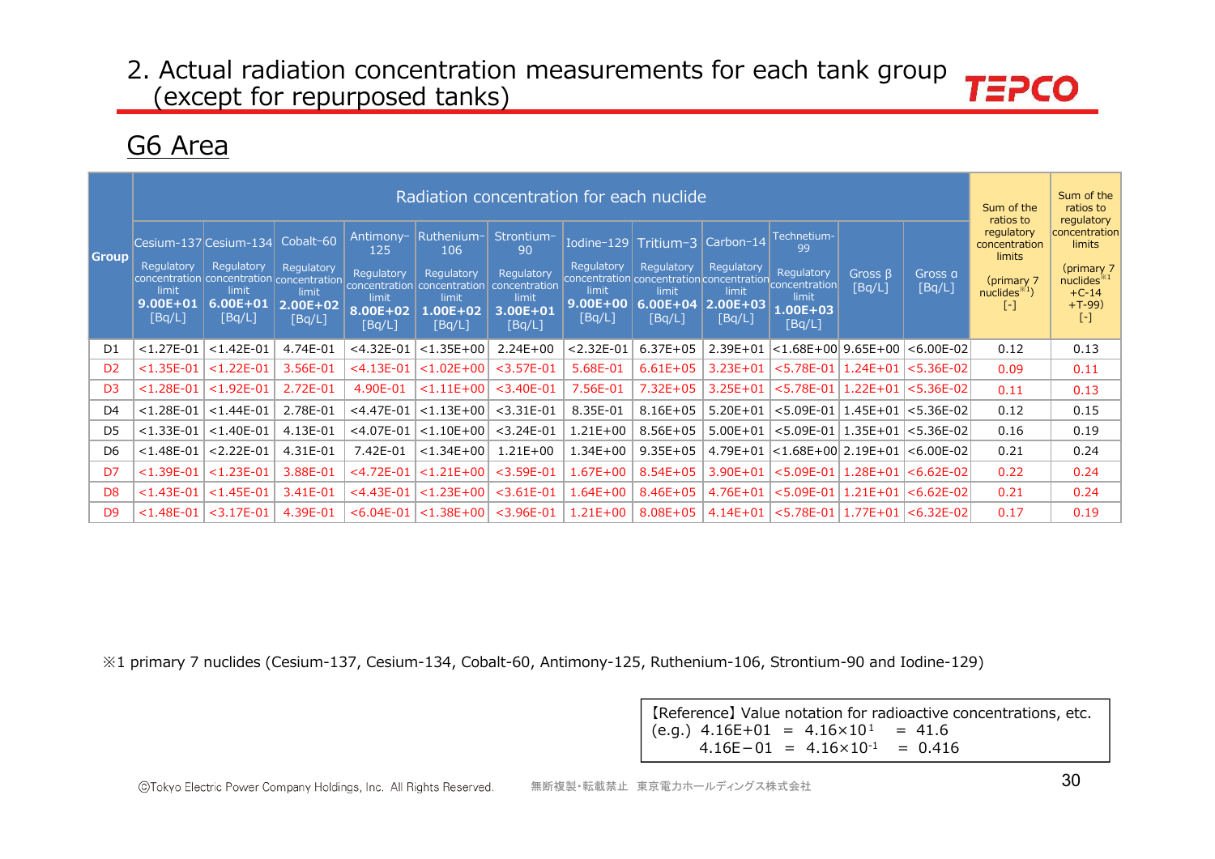# 2. Actual radiation concentration measurements for each tank group (except for repurposed tanks)

## G6 Area

| Group | Radiation concentration for each nuclide | | | | | | | | | | | | Sum of the ratios to regulatory concentration limits (primary 7 nuclides※1) [-] | Sum of the ratios to regulatory concentration limits (primary 7 nuclides※1 +C-14 +T-99) [-] |
|---|---|---|---|---|---|---|---|---|---|---|---|---|---|---|
| | Cesium-137 Regulatory concentration limit 9.00E+01 [Bq/L] | Cesium-134 Regulatory concentration limit 6.00E+01 [Bq/L] | Cobalt-60 Regulatory concentration limit 2.00E+02 [Bq/L] | Antimony-125 Regulatory concentration limit 8.00E+02 [Bq/L] | Ruthenium-106 Regulatory concentration limit 1.00E+02 [Bq/L] | Strontium-90 Regulatory concentration limit 3.00E+01 [Bq/L] | Iodine-129 Regulatory concentration limit 9.00E+00 [Bq/L] | Tritium-3 Regulatory concentration limit 6.00E+04 [Bq/L] | Carbon-14 Regulatory concentration limit 2.00E+03 [Bq/L] | Technetium-99 Regulatory concentration limit 1.00E+03 [Bq/L] | Gross β [Bq/L] | Gross α [Bq/L] | | |
| D1 | <1.27E-01 | <1.42E-01 | 4.74E-01 | <4.32E-01 | <1.35E+00 | 2.24E+00 | <2.32E-01 | 6.37E+05 | 2.39E+01 | <1.68E+00 | 9.65E+00 | <6.00E-02 | 0.12 | 0.13 |
| D2 | <1.35E-01 | <1.22E-01 | 3.56E-01 | <4.13E-01 | <1.02E+00 | <3.57E-01 | 5.68E-01 | 6.61E+05 | 3.23E+01 | <5.78E-01 | 1.24E+01 | <5.36E-02 | 0.09 | 0.11 |
| D3 | <1.28E-01 | <1.92E-01 | 2.72E-01 | 4.90E-01 | <1.11E+00 | <3.40E-01 | 7.56E-01 | 7.32E+05 | 3.25E+01 | <5.78E-01 | 1.22E+01 | <5.36E-02 | 0.11 | 0.13 |
| D4 | <1.28E-01 | <1.44E-01 | 2.78E-01 | <4.47E-01 | <1.13E+00 | <3.31E-01 | 8.35E-01 | 8.16E+05 | 5.20E+01 | <5.09E-01 | 1.45E+01 | <5.36E-02 | 0.12 | 0.15 |
| D5 | <1.33E-01 | <1.40E-01 | 4.13E-01 | <4.07E-01 | <1.10E+00 | <3.24E-01 | 1.21E+00 | 8.56E+05 | 5.00E+01 | <5.09E-01 | 1.35E+01 | <5.36E-02 | 0.16 | 0.19 |
| D6 | <1.48E-01 | <2.22E-01 | 4.31E-01 | 7.42E-01 | <1.34E+00 | 1.21E+00 | 1.34E+00 | 9.35E+05 | 4.79E+01 | <1.68E+00 | 2.19E+01 | <6.00E-02 | 0.21 | 0.24 |
| D7 | <1.39E-01 | <1.23E-01 | 3.88E-01 | <4.72E-01 | <1.21E+00 | <3.59E-01 | 1.67E+00 | 8.54E+05 | 3.90E+01 | <5.09E-01 | 1.28E+01 | <6.62E-02 | 0.22 | 0.24 |
| D8 | <1.43E-01 | <1.45E-01 | 3.41E-01 | <4.43E-01 | <1.23E+00 | <3.61E-01 | 1.64E+00 | 8.46E+05 | 4.76E+01 | <5.09E-01 | 1.21E+01 | <6.62E-02 | 0.21 | 0.24 |
| D9 | <1.48E-01 | <3.17E-01 | 4.39E-01 | <6.04E-01 | <1.38E+00 | <3.96E-01 | 1.21E+00 | 8.08E+05 | 4.14E+01 | <5.78E-01 | 1.77E+01 | <6.32E-02 | 0.17 | 0.19 |

※1 primary 7 nuclides (Cesium-137, Cesium-134, Cobalt-60, Antimony-125, Ruthenium-106, Strontium-90 and Iodine-129)

【Reference】Value notation for radioactive concentrations, etc.
(e.g.) 4.16E+01 = $4.16\times10^{1}$ = 41.6
4.16E−01 = $4.16\times10^{-1}$ = 0.416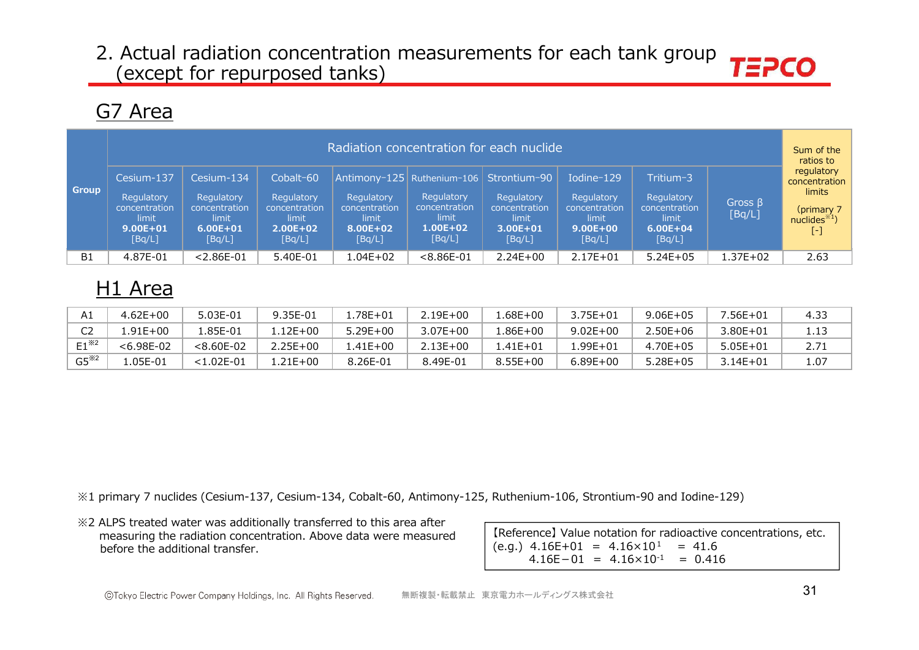# 2. Actual radiation concentration measurements for each tank group (except for repurposed tanks)

## G7 Area

| Group | Radiation concentration for each nuclide | | | | | | | | | Sum of the ratios to regulatory concentration limits (primary 7 nuclides※1) [-] |
|---|---|---|---|---|---|---|---|---|---|---|
| | Cesium-137 Regulatory concentration limit **9.00E+01** [Bq/L] | Cesium-134 Regulatory concentration limit **6.00E+01** [Bq/L] | Cobalt-60 Regulatory concentration limit **2.00E+02** [Bq/L] | Antimony-125 Regulatory concentration limit **8.00E+02** [Bq/L] | Ruthenium-106 Regulatory concentration limit **1.00E+02** [Bq/L] | Strontium-90 Regulatory concentration limit **3.00E+01** [Bq/L] | Iodine-129 Regulatory concentration limit **9.00E+00** [Bq/L] | Tritium-3 Regulatory concentration limit **6.00E+04** [Bq/L] | Gross β [Bq/L] | |
| B1 | 4.87E-01 | <2.86E-01 | 5.40E-01 | 1.04E+02 | <8.86E-01 | 2.24E+00 | 2.17E+01 | 5.24E+05 | 1.37E+02 | 2.63 |

## H1 Area

| Group | Cesium-137 | Cesium-134 | Cobalt-60 | Antimony-125 | Ruthenium-106 | Strontium-90 | Iodine-129 | Tritium-3 | Gross β | Sum of the ratios |
|---|---|---|---|---|---|---|---|---|---|---|
| A1 | 4.62E+00 | 5.03E-01 | 9.35E-01 | 1.78E+01 | 2.19E+00 | 1.68E+00 | 3.75E+01 | 9.06E+05 | 7.56E+01 | 4.33 |
| C2 | 1.91E+00 | 1.85E-01 | 1.12E+00 | 5.29E+00 | 3.07E+00 | 1.86E+00 | 9.02E+00 | 2.50E+06 | 3.80E+01 | 1.13 |
| E1※2 | <6.98E-02 | <8.60E-02 | 2.25E+00 | 1.41E+00 | 2.13E+00 | 1.41E+01 | 1.99E+01 | 4.70E+05 | 5.05E+01 | 2.71 |
| G5※2 | 1.05E-01 | <1.02E-01 | 1.21E+00 | 8.26E-01 | 8.49E-01 | 8.55E+00 | 6.89E+00 | 5.28E+05 | 3.14E+01 | 1.07 |

※1 primary 7 nuclides (Cesium-137, Cesium-134, Cobalt-60, Antimony-125, Ruthenium-106, Strontium-90 and Iodine-129)

※2 ALPS treated water was additionally transferred to this area after measuring the radiation concentration. Above data were measured before the additional transfer.

【Reference】Value notation for radioactive concentrations, etc.
(e.g.) 4.16E+01 = $4.16\times10^{1}$ = 41.6
4.16E−01 = $4.16\times10^{-1}$ = 0.416

ⒸTokyo Electric Power Company Holdings, Inc. All Rights Reserved. 無断複製・転載禁止 東京電力ホールディングス株式会社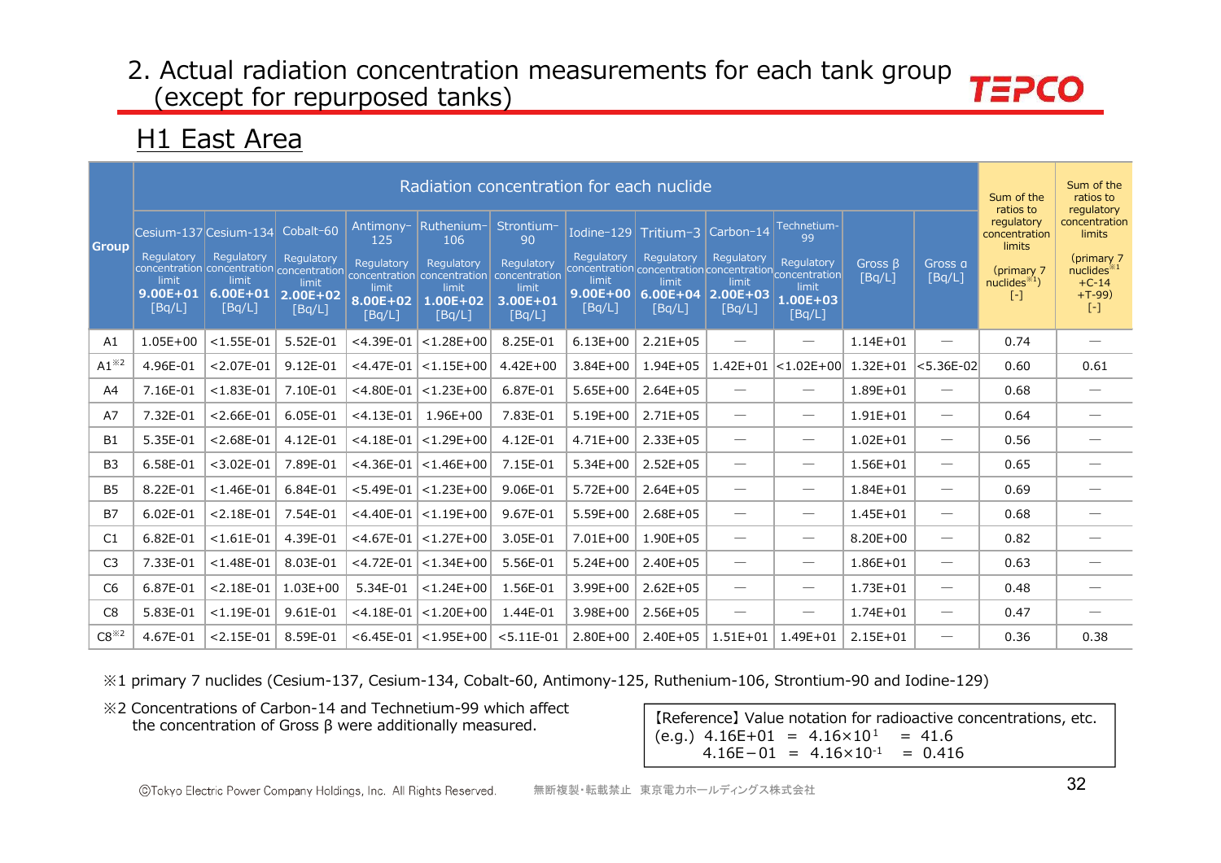## 2. Actual radiation concentration measurements for each tank group (except for repurposed tanks)

### H1 East Area

| Group | Radiation concentration for each nuclide | | | | | | | | | | | | Sum of the ratios to regulatory concentration limits (primary 7 nuclides※1) [-] | Sum of the ratios to regulatory concentration limits (primary 7 nuclides※1 +C-14 +T-99) [-] |
|---|---|---|---|---|---|---|---|---|---|---|---|---|---|---|
| | Cesium-137 Regulatory concentration limit 9.00E+01 [Bq/L] | Cesium-134 Regulatory concentration limit 6.00E+01 [Bq/L] | Cobalt-60 Regulatory concentration limit 2.00E+02 [Bq/L] | Antimony-125 Regulatory concentration limit 8.00E+02 [Bq/L] | Ruthenium-106 Regulatory concentration limit 1.00E+02 [Bq/L] | Strontium-90 Regulatory concentration limit 3.00E+01 [Bq/L] | Iodine-129 Regulatory concentration limit 9.00E+00 [Bq/L] | Tritium-3 Regulatory concentration limit 6.00E+04 [Bq/L] | Carbon-14 Regulatory concentration limit 2.00E+03 [Bq/L] | Technetium-99 Regulatory concentration limit 1.00E+03 [Bq/L] | Gross β [Bq/L] | Gross α [Bq/L] | | |
| A1 | 1.05E+00 | <1.55E-01 | 5.52E-01 | <4.39E-01 | <1.28E+00 | 8.25E-01 | 6.13E+00 | 2.21E+05 | — | — | 1.14E+01 | — | 0.74 | — |
| A1※2 | 4.96E-01 | <2.07E-01 | 9.12E-01 | <4.47E-01 | <1.15E+00 | 4.42E+00 | 3.84E+00 | 1.94E+05 | 1.42E+01 | <1.02E+00 | 1.32E+01 | <5.36E-02 | 0.60 | 0.61 |
| A4 | 7.16E-01 | <1.83E-01 | 7.10E-01 | <4.80E-01 | <1.23E+00 | 6.87E-01 | 5.65E+00 | 2.64E+05 | — | — | 1.89E+01 | — | 0.68 | — |
| A7 | 7.32E-01 | <2.66E-01 | 6.05E-01 | <4.13E-01 | 1.96E+00 | 7.83E-01 | 5.19E+00 | 2.71E+05 | — | — | 1.91E+01 | — | 0.64 | — |
| B1 | 5.35E-01 | <2.68E-01 | 4.12E-01 | <4.18E-01 | <1.29E+00 | 4.12E-01 | 4.71E+00 | 2.33E+05 | — | — | 1.02E+01 | — | 0.56 | — |
| B3 | 6.58E-01 | <3.02E-01 | 7.89E-01 | <4.36E-01 | <1.46E+00 | 7.15E-01 | 5.34E+00 | 2.52E+05 | — | — | 1.56E+01 | — | 0.65 | — |
| B5 | 8.22E-01 | <1.46E-01 | 6.84E-01 | <5.49E-01 | <1.23E+00 | 9.06E-01 | 5.72E+00 | 2.64E+05 | — | — | 1.84E+01 | — | 0.69 | — |
| B7 | 6.02E-01 | <2.18E-01 | 7.54E-01 | <4.40E-01 | <1.19E+00 | 9.67E-01 | 5.59E+00 | 2.68E+05 | — | — | 1.45E+01 | — | 0.68 | — |
| C1 | 6.82E-01 | <1.61E-01 | 4.39E-01 | <4.67E-01 | <1.27E+00 | 3.05E-01 | 7.01E+00 | 1.90E+05 | — | — | 8.20E+00 | — | 0.82 | — |
| C3 | 7.33E-01 | <1.48E-01 | 8.03E-01 | <4.72E-01 | <1.34E+00 | 5.56E-01 | 5.24E+00 | 2.40E+05 | — | — | 1.86E+01 | — | 0.63 | — |
| C6 | 6.87E-01 | <2.18E-01 | 1.03E+00 | 5.34E-01 | <1.24E+00 | 1.56E-01 | 3.99E+00 | 2.62E+05 | — | — | 1.73E+01 | — | 0.48 | — |
| C8 | 5.83E-01 | <1.19E-01 | 9.61E-01 | <4.18E-01 | <1.20E+00 | 1.44E-01 | 3.98E+00 | 2.56E+05 | — | — | 1.74E+01 | — | 0.47 | — |
| C8※2 | 4.67E-01 | <2.15E-01 | 8.59E-01 | <6.45E-01 | <1.95E+00 | <5.11E-01 | 2.80E+00 | 2.40E+05 | 1.51E+01 | 1.49E+01 | 2.15E+01 | — | 0.36 | 0.38 |

※1 primary 7 nuclides (Cesium-137, Cesium-134, Cobalt-60, Antimony-125, Ruthenium-106, Strontium-90 and Iodine-129)

※2 Concentrations of Carbon-14 and Technetium-99 which affect the concentration of Gross β were additionally measured.

【Reference】Value notation for radioactive concentrations, etc.
(e.g.) 4.16E+01 = $4.16\times10^{1}$ = 41.6
4.16E−01 = $4.16\times10^{-1}$ = 0.416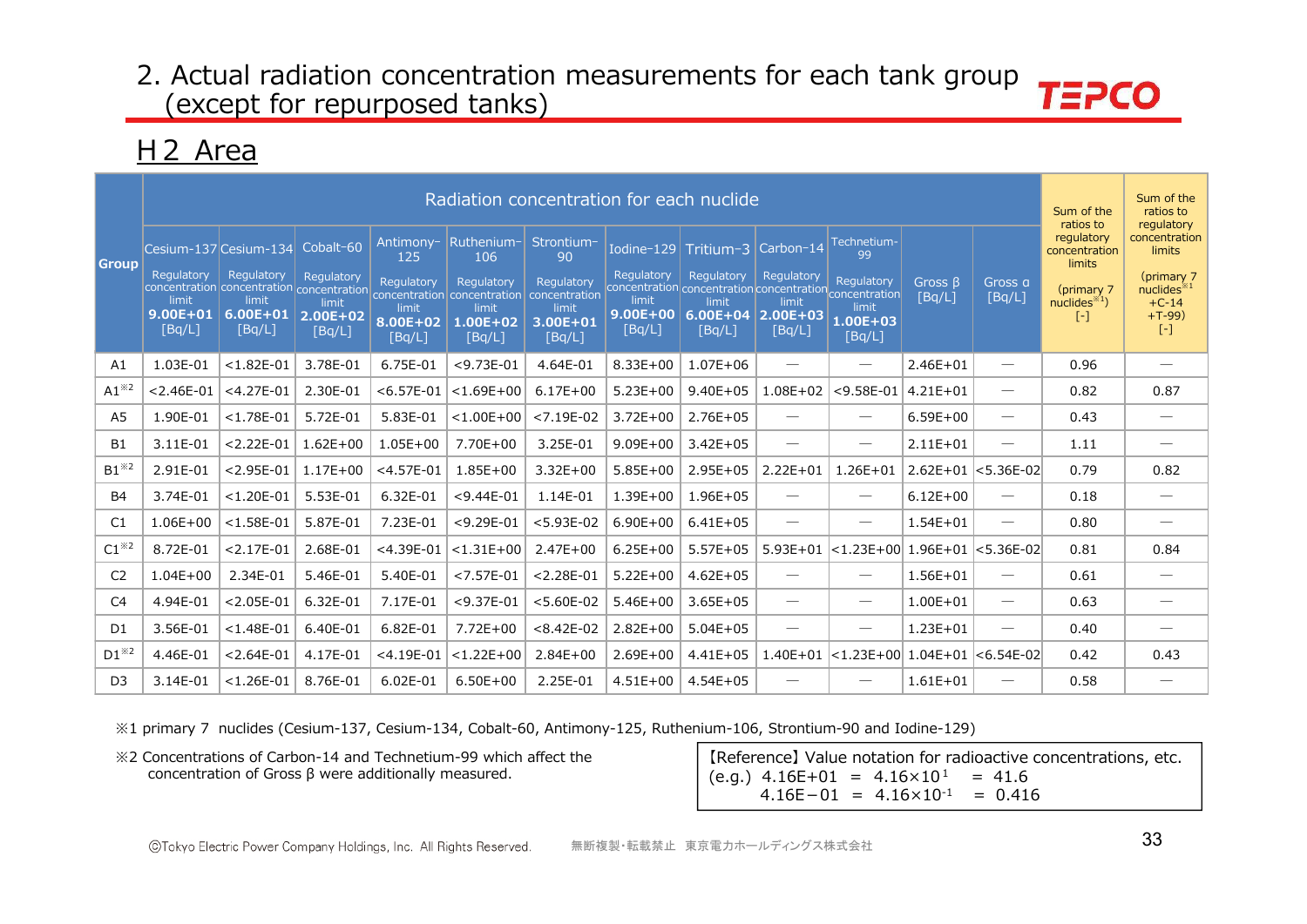## 2. Actual radiation concentration measurements for each tank group (except for repurposed tanks)

## H2 Area

| Group | Radiation concentration for each nuclide | | | | | | | | | | | | Sum of the ratios to regulatory concentration limits | Sum of the ratios to regulatory concentration limits |
|---|---|---|---|---|---|---|---|---|---|---|---|---|---|---|
| | Cesium-137 | Cesium-134 | Cobalt-60 | Antimony-125 | Ruthenium-106 | Strontium-90 | Iodine-129 | Tritium-3 | Carbon-14 | Technetium-99 | | | | |
| | Regulatory concentration limit **9.00E+01** [Bq/L] | Regulatory concentration limit **6.00E+01** [Bq/L] | Regulatory concentration limit **2.00E+02** [Bq/L] | Regulatory concentration limit **8.00E+02** [Bq/L] | Regulatory concentration limit **1.00E+02** [Bq/L] | Regulatory concentration limit **3.00E+01** [Bq/L] | Regulatory concentration limit **9.00E+00** [Bq/L] | Regulatory concentration limit **6.00E+04** [Bq/L] | Regulatory concentration limit **2.00E+03** [Bq/L] | Regulatory concentration limit **1.00E+03** [Bq/L] | Gross β [Bq/L] | Gross α [Bq/L] | (primary 7 nuclides※1) [-] | (primary 7 nuclides※1 +C-14 +T-99) [-] |
| A1 | 1.03E-01 | <1.82E-01 | 3.78E-01 | 6.75E-01 | <9.73E-01 | 4.64E-01 | 8.33E+00 | 1.07E+06 | — | — | 2.46E+01 | — | 0.96 | — |
| A1※2 | <2.46E-01 | <4.27E-01 | 2.30E-01 | <6.57E-01 | <1.69E+00 | 6.17E+00 | 5.23E+00 | 9.40E+05 | 1.08E+02 | <9.58E-01 | 4.21E+01 | — | 0.82 | 0.87 |
| A5 | 1.90E-01 | <1.78E-01 | 5.72E-01 | 5.83E-01 | <1.00E+00 | <7.19E-02 | 3.72E+00 | 2.76E+05 | — | — | 6.59E+00 | — | 0.43 | — |
| B1 | 3.11E-01 | <2.22E-01 | 1.62E+00 | 1.05E+00 | 7.70E+00 | 3.25E-01 | 9.09E+00 | 3.42E+05 | — | — | 2.11E+01 | — | 1.11 | — |
| B1※2 | 2.91E-01 | <2.95E-01 | 1.17E+00 | <4.57E-01 | 1.85E+00 | 3.32E+00 | 5.85E+00 | 2.95E+05 | 2.22E+01 | 1.26E+01 | 2.62E+01 | <5.36E-02 | 0.79 | 0.82 |
| B4 | 3.74E-01 | <1.20E-01 | 5.53E-01 | 6.32E-01 | <9.44E-01 | 1.14E-01 | 1.39E+00 | 1.96E+05 | — | — | 6.12E+00 | — | 0.18 | — |
| C1 | 1.06E+00 | <1.58E-01 | 5.87E-01 | 7.23E-01 | <9.29E-01 | <5.93E-02 | 6.90E+00 | 6.41E+05 | — | — | 1.54E+01 | — | 0.80 | — |
| C1※2 | 8.72E-01 | <2.17E-01 | 2.68E-01 | <4.39E-01 | <1.31E+00 | 2.47E+00 | 6.25E+00 | 5.57E+05 | 5.93E+01 | <1.23E+00 | 1.96E+01 | <5.36E-02 | 0.81 | 0.84 |
| C2 | 1.04E+00 | 2.34E-01 | 5.46E-01 | 5.40E-01 | <7.57E-01 | <2.28E-01 | 5.22E+00 | 4.62E+05 | — | — | 1.56E+01 | — | 0.61 | — |
| C4 | 4.94E-01 | <2.05E-01 | 6.32E-01 | 7.17E-01 | <9.37E-01 | <5.60E-02 | 5.46E+00 | 3.65E+05 | — | — | 1.00E+01 | — | 0.63 | — |
| D1 | 3.56E-01 | <1.48E-01 | 6.40E-01 | 6.82E-01 | 7.72E+00 | <8.42E-02 | 2.82E+00 | 5.04E+05 | — | — | 1.23E+01 | — | 0.40 | — |
| D1※2 | 4.46E-01 | <2.64E-01 | 4.17E-01 | <4.19E-01 | <1.22E+00 | 2.84E+00 | 2.69E+00 | 4.41E+05 | 1.40E+01 | <1.23E+00 | 1.04E+01 | <6.54E-02 | 0.42 | 0.43 |
| D3 | 3.14E-01 | <1.26E-01 | 8.76E-01 | 6.02E-01 | 6.50E+00 | 2.25E-01 | 4.51E+00 | 4.54E+05 | — | — | 1.61E+01 | — | 0.58 | — |

※1 primary 7 nuclides (Cesium-137, Cesium-134, Cobalt-60, Antimony-125, Ruthenium-106, Strontium-90 and Iodine-129)

※2 Concentrations of Carbon-14 and Technetium-99 which affect the concentration of Gross β were additionally measured.

【Reference】Value notation for radioactive concentrations, etc.
(e.g.) 4.16E+01 = $4.16\times10^{1}$ = 41.6
4.16E−01 = $4.16\times10^{-1}$ = 0.416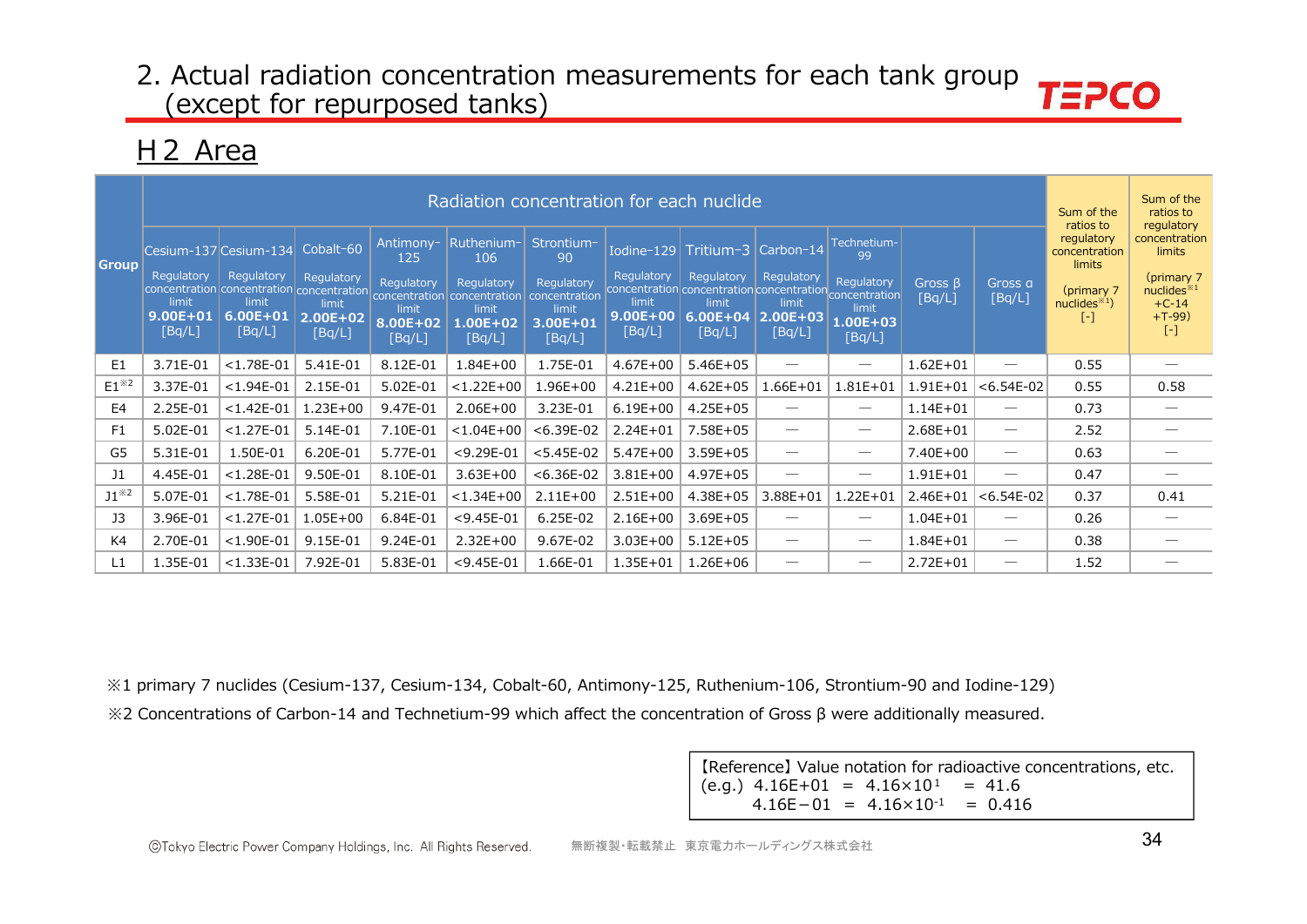## 2. Actual radiation concentration measurements for each tank group (except for repurposed tanks)

## H2 Area

| Group | Radiation concentration for each nuclide | | | | | | | | | | | | Sum of the ratios to regulatory concentration limits (primary 7 nuclides※1) [-] | Sum of the ratios to regulatory concentration limits (primary 7 nuclides※1 +C-14 +T-99) [-] |
|---|---|---|---|---|---|---|---|---|---|---|---|---|---|---|
| | Cesium-137 Regulatory concentration limit **9.00E+01** [Bq/L] | Cesium-134 Regulatory concentration limit **6.00E+01** [Bq/L] | Cobalt-60 Regulatory concentration limit **2.00E+02** [Bq/L] | Antimony-125 Regulatory concentration limit **8.00E+02** [Bq/L] | Ruthenium-106 Regulatory concentration limit **1.00E+02** [Bq/L] | Strontium-90 Regulatory concentration limit **3.00E+01** [Bq/L] | Iodine-129 Regulatory concentration limit **9.00E+00** [Bq/L] | Tritium-3 Regulatory concentration limit **6.00E+04** [Bq/L] | Carbon-14 Regulatory concentration limit **2.00E+03** [Bq/L] | Technetium-99 Regulatory concentration limit **1.00E+03** [Bq/L] | Gross β [Bq/L] | Gross α [Bq/L] | | |
| E1 | 3.71E-01 | <1.78E-01 | 5.41E-01 | 8.12E-01 | 1.84E+00 | 1.75E-01 | 4.67E+00 | 5.46E+05 | — | — | 1.62E+01 | — | 0.55 | — |
| E1※2 | 3.37E-01 | <1.94E-01 | 2.15E-01 | 5.02E-01 | <1.22E+00 | 1.96E+00 | 4.21E+00 | 4.62E+05 | 1.66E+01 | 1.81E+01 | 1.91E+01 | <6.54E-02 | 0.55 | 0.58 |
| E4 | 2.25E-01 | <1.42E-01 | 1.23E+00 | 9.47E-01 | 2.06E+00 | 3.23E-01 | 6.19E+00 | 4.25E+05 | — | — | 1.14E+01 | — | 0.73 | — |
| F1 | 5.02E-01 | <1.27E-01 | 5.14E-01 | 7.10E-01 | <1.04E+00 | <6.39E-02 | 2.24E+01 | 7.58E+05 | — | — | 2.68E+01 | — | 2.52 | — |
| G5 | 5.31E-01 | 1.50E-01 | 6.20E-01 | 5.77E-01 | <9.29E-01 | <5.45E-02 | 5.47E+00 | 3.59E+05 | — | — | 7.40E+00 | — | 0.63 | — |
| J1 | 4.45E-01 | <1.28E-01 | 9.50E-01 | 8.10E-01 | 3.63E+00 | <6.36E-02 | 3.81E+00 | 4.97E+05 | — | — | 1.91E+01 | — | 0.47 | — |
| J1※2 | 5.07E-01 | <1.78E-01 | 5.58E-01 | 5.21E-01 | <1.34E+00 | 2.11E+00 | 2.51E+00 | 4.38E+05 | 3.88E+01 | 1.22E+01 | 2.46E+01 | <6.54E-02 | 0.37 | 0.41 |
| J3 | 3.96E-01 | <1.27E-01 | 1.05E+00 | 6.84E-01 | <9.45E-01 | 6.25E-02 | 2.16E+00 | 3.69E+05 | — | — | 1.04E+01 | — | 0.26 | — |
| K4 | 2.70E-01 | <1.90E-01 | 9.15E-01 | 9.24E-01 | 2.32E+00 | 9.67E-02 | 3.03E+00 | 5.12E+05 | — | — | 1.84E+01 | — | 0.38 | — |
| L1 | 1.35E-01 | <1.33E-01 | 7.92E-01 | 5.83E-01 | <9.45E-01 | 1.66E-01 | 1.35E+01 | 1.26E+06 | — | — | 2.72E+01 | — | 1.52 | — |

※1 primary 7 nuclides (Cesium-137, Cesium-134, Cobalt-60, Antimony-125, Ruthenium-106, Strontium-90 and Iodine-129)

※2 Concentrations of Carbon-14 and Technetium-99 which affect the concentration of Gross β were additionally measured.

【Reference】Value notation for radioactive concentrations, etc.
(e.g.) 4.16E+01 = $4.16\times10^{1}$ = 41.6
4.16E−01 = $4.16\times10^{-1}$ = 0.416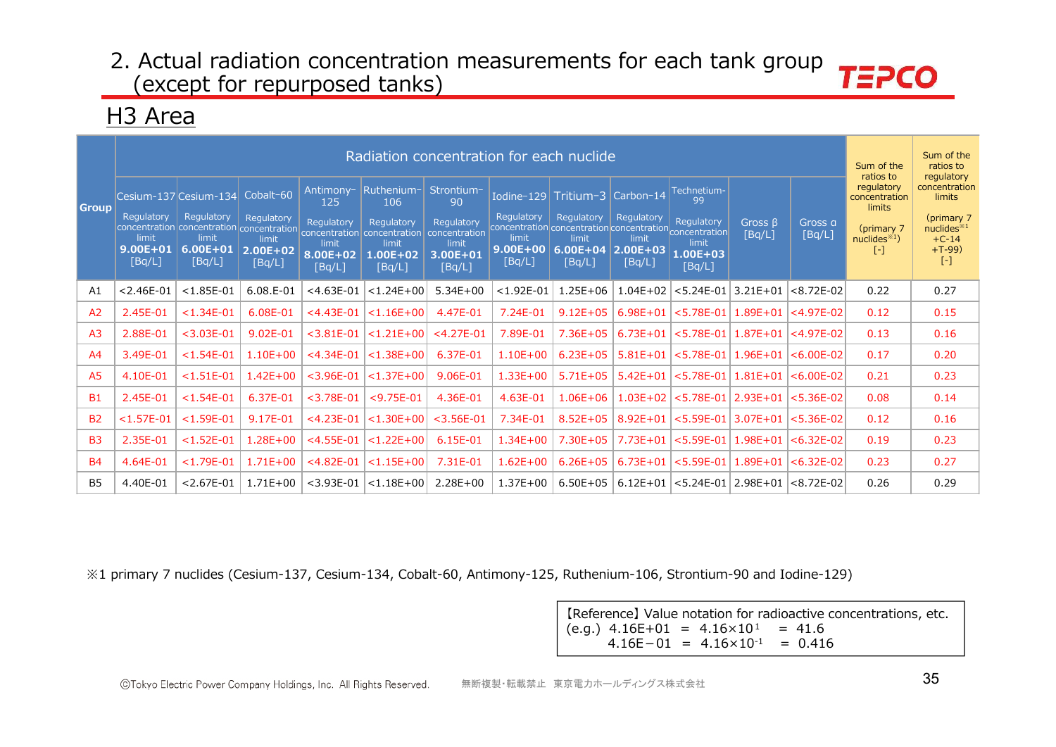# 2. Actual radiation concentration measurements for each tank group (except for repurposed tanks)

## H3 Area

| Group | Radiation concentration for each nuclide | | | | | | | | | | | | Sum of the ratios to regulatory concentration limits (primary 7 nuclides※1) [-] | Sum of the ratios to regulatory concentration limits (primary 7 nuclides※1 +C-14 +T-99) [-] |
|---|---|---|---|---|---|---|---|---|---|---|---|---|---|---|
| | Cesium-137 Regulatory concentration limit 9.00E+01 [Bq/L] | Cesium-134 Regulatory concentration limit 6.00E+01 [Bq/L] | Cobalt-60 Regulatory concentration limit 2.00E+02 [Bq/L] | Antimony-125 Regulatory concentration limit 8.00E+02 [Bq/L] | Ruthenium-106 Regulatory concentration limit 1.00E+02 [Bq/L] | Strontium-90 Regulatory concentration limit 3.00E+01 [Bq/L] | Iodine-129 Regulatory concentration limit 9.00E+00 [Bq/L] | Tritium-3 Regulatory concentration limit 6.00E+04 [Bq/L] | Carbon-14 Regulatory concentration limit 2.00E+03 [Bq/L] | Technetium-99 Regulatory concentration limit 1.00E+03 [Bq/L] | Gross β [Bq/L] | Gross α [Bq/L] | | |
| A1 | <2.46E-01 | <1.85E-01 | 6.08.E-01 | <4.63E-01 | <1.24E+00 | 5.34E+00 | <1.92E-01 | 1.25E+06 | 1.04E+02 | <5.24E-01 | 3.21E+01 | <8.72E-02 | 0.22 | 0.27 |
| A2 | 2.45E-01 | <1.34E-01 | 6.08E-01 | <4.43E-01 | <1.16E+00 | 4.47E-01 | 7.24E-01 | 9.12E+05 | 6.98E+01 | <5.78E-01 | 1.89E+01 | <4.97E-02 | 0.12 | 0.15 |
| A3 | 2.88E-01 | <3.03E-01 | 9.02E-01 | <3.81E-01 | <1.21E+00 | <4.27E-01 | 7.89E-01 | 7.36E+05 | 6.73E+01 | <5.78E-01 | 1.87E+01 | <4.97E-02 | 0.13 | 0.16 |
| A4 | 3.49E-01 | <1.54E-01 | 1.10E+00 | <4.34E-01 | <1.38E+00 | 6.37E-01 | 1.10E+00 | 6.23E+05 | 5.81E+01 | <5.78E-01 | 1.96E+01 | <6.00E-02 | 0.17 | 0.20 |
| A5 | 4.10E-01 | <1.51E-01 | 1.42E+00 | <3.96E-01 | <1.37E+00 | 9.06E-01 | 1.33E+00 | 5.71E+05 | 5.42E+01 | <5.78E-01 | 1.81E+01 | <6.00E-02 | 0.21 | 0.23 |
| B1 | 2.45E-01 | <1.54E-01 | 6.37E-01 | <3.78E-01 | <9.75E-01 | 4.36E-01 | 4.63E-01 | 1.06E+06 | 1.03E+02 | <5.78E-01 | 2.93E+01 | <5.36E-02 | 0.08 | 0.14 |
| B2 | <1.57E-01 | <1.59E-01 | 9.17E-01 | <4.23E-01 | <1.30E+00 | <3.56E-01 | 7.34E-01 | 8.52E+05 | 8.92E+01 | <5.59E-01 | 3.07E+01 | <5.36E-02 | 0.12 | 0.16 |
| B3 | 2.35E-01 | <1.52E-01 | 1.28E+00 | <4.55E-01 | <1.22E+00 | 6.15E-01 | 1.34E+00 | 7.30E+05 | 7.73E+01 | <5.59E-01 | 1.98E+01 | <6.32E-02 | 0.19 | 0.23 |
| B4 | 4.64E-01 | <1.79E-01 | 1.71E+00 | <4.82E-01 | <1.15E+00 | 7.31E-01 | 1.62E+00 | 6.26E+05 | 6.73E+01 | <5.59E-01 | 1.89E+01 | <6.32E-02 | 0.23 | 0.27 |
| B5 | 4.40E-01 | <2.67E-01 | 1.71E+00 | <3.93E-01 | <1.18E+00 | 2.28E+00 | 1.37E+00 | 6.50E+05 | 6.12E+01 | <5.24E-01 | 2.98E+01 | <8.72E-02 | 0.26 | 0.29 |

※1 primary 7 nuclides (Cesium-137, Cesium-134, Cobalt-60, Antimony-125, Ruthenium-106, Strontium-90 and Iodine-129)

【Reference】Value notation for radioactive concentrations, etc.
(e.g.) 4.16E+01 = $4.16\times10^{1}$ = 41.6
4.16E−01 = $4.16\times10^{-1}$ = 0.416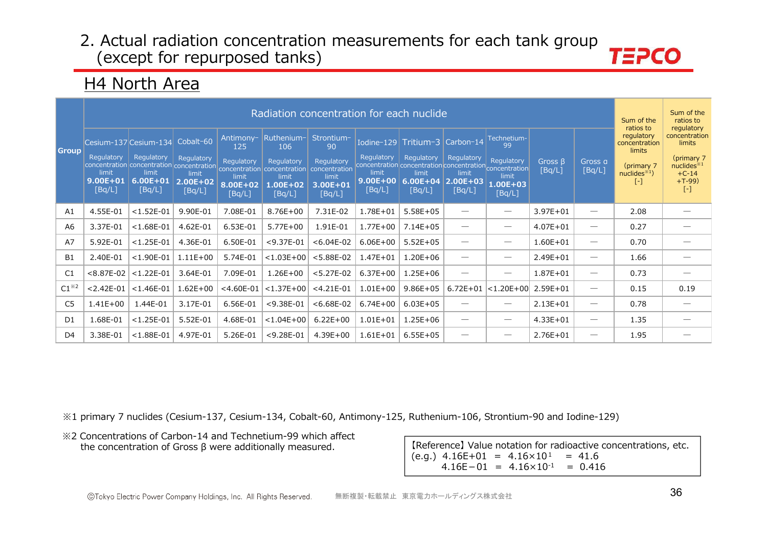# 2. Actual radiation concentration measurements for each tank group (except for repurposed tanks)

## H4 North Area

| Group | Radiation concentration for each nuclide | | | | | | | | | | | | Sum of the ratios to regulatory concentration limits (primary 7 nuclides※1) [-] | Sum of the ratios to regulatory concentration limits (primary 7 nuclides※1 +C-14 +T-99) [-] |
|---|---|---|---|---|---|---|---|---|---|---|---|---|---|---|
| | Cesium-137 Regulatory concentration limit **9.00E+01** [Bq/L] | Cesium-134 Regulatory concentration limit **6.00E+01** [Bq/L] | Cobalt-60 Regulatory concentration limit **2.00E+02** [Bq/L] | Antimony-125 Regulatory concentration limit **8.00E+02** [Bq/L] | Ruthenium-106 Regulatory concentration limit **1.00E+02** [Bq/L] | Strontium-90 Regulatory concentration limit **3.00E+01** [Bq/L] | Iodine-129 Regulatory concentration limit **9.00E+00** [Bq/L] | Tritium-3 Regulatory concentration limit **6.00E+04** [Bq/L] | Carbon-14 Regulatory concentration limit **2.00E+03** [Bq/L] | Technetium-99 Regulatory concentration limit **1.00E+03** [Bq/L] | Gross β [Bq/L] | Gross α [Bq/L] | | |
| A1 | 4.55E-01 | <1.52E-01 | 9.90E-01 | 7.08E-01 | 8.76E+00 | 7.31E-02 | 1.78E+01 | 5.58E+05 | — | — | 3.97E+01 | — | 2.08 | — |
| A6 | 3.37E-01 | <1.68E-01 | 4.62E-01 | 6.53E-01 | 5.77E+00 | 1.91E-01 | 1.77E+00 | 7.14E+05 | — | — | 4.07E+01 | — | 0.27 | — |
| A7 | 5.92E-01 | <1.25E-01 | 4.36E-01 | 6.50E-01 | <9.37E-01 | <6.04E-02 | 6.06E+00 | 5.52E+05 | — | — | 1.60E+01 | — | 0.70 | — |
| B1 | 2.40E-01 | <1.90E-01 | 1.11E+00 | 5.74E-01 | <1.03E+00 | <5.88E-02 | 1.47E+01 | 1.20E+06 | — | — | 2.49E+01 | — | 1.66 | — |
| C1 | <8.87E-02 | <1.22E-01 | 3.64E-01 | 7.09E-01 | 1.26E+00 | <5.27E-02 | 6.37E+00 | 1.25E+06 | — | — | 1.87E+01 | — | 0.73 | — |
| C1※2 | <2.42E-01 | <1.46E-01 | 1.62E+00 | <4.60E-01 | <1.37E+00 | <4.21E-01 | 1.01E+00 | 9.86E+05 | 6.72E+01 | <1.20E+00 | 2.59E+01 | — | 0.15 | 0.19 |
| C5 | 1.41E+00 | 1.44E-01 | 3.17E-01 | 6.56E-01 | <9.38E-01 | <6.68E-02 | 6.74E+00 | 6.03E+05 | — | — | 2.13E+01 | — | 0.78 | — |
| D1 | 1.68E-01 | <1.25E-01 | 5.52E-01 | 4.68E-01 | <1.04E+00 | 6.22E+00 | 1.01E+01 | 1.25E+06 | — | — | 4.33E+01 | — | 1.35 | — |
| D4 | 3.38E-01 | <1.88E-01 | 4.97E-01 | 5.26E-01 | <9.28E-01 | 4.39E+00 | 1.61E+01 | 6.55E+05 | — | — | 2.76E+01 | — | 1.95 | — |

※1 primary 7 nuclides (Cesium-137, Cesium-134, Cobalt-60, Antimony-125, Ruthenium-106, Strontium-90 and Iodine-129)

※2 Concentrations of Carbon-14 and Technetium-99 which affect the concentration of Gross β were additionally measured.

【Reference】Value notation for radioactive concentrations, etc.
(e.g.) 4.16E+01 = $4.16\times10^{1}$ = 41.6
4.16E−01 = $4.16\times10^{-1}$ = 0.416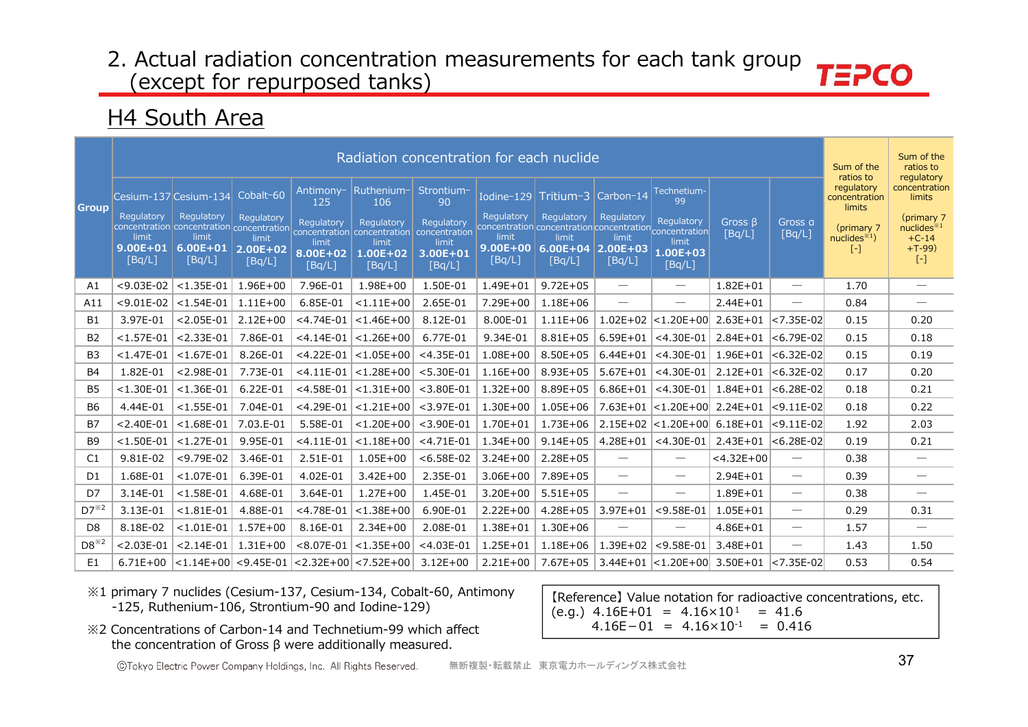## 2. Actual radiation concentration measurements for each tank group (except for repurposed tanks)

### H4 South Area

| Group | Radiation concentration for each nuclide | | | | | | | | | | | | Sum of the ratios to regulatory concentration limits (primary 7 nuclides※1) [-] | Sum of the ratios to regulatory concentration limits (primary 7 nuclides※1 +C-14 +T-99) [-] |
|---|---|---|---|---|---|---|---|---|---|---|---|---|---|---|
| | Cesium-137 Regulatory concentration limit 9.00E+01 [Bq/L] | Cesium-134 Regulatory concentration limit 6.00E+01 [Bq/L] | Cobalt-60 Regulatory concentration limit 2.00E+02 [Bq/L] | Antimony-125 Regulatory concentration limit 8.00E+02 [Bq/L] | Ruthenium-106 Regulatory concentration limit 1.00E+02 [Bq/L] | Strontium-90 Regulatory concentration limit 3.00E+01 [Bq/L] | Iodine-129 Regulatory concentration limit 9.00E+00 [Bq/L] | Tritium-3 Regulatory concentration limit 6.00E+04 [Bq/L] | Carbon-14 Regulatory concentration limit 2.00E+03 [Bq/L] | Technetium-99 Regulatory concentration limit 1.00E+03 [Bq/L] | Gross β [Bq/L] | Gross α [Bq/L] | | |
| A1 | <9.03E-02 | <1.35E-01 | 1.96E+00 | 7.96E-01 | 1.98E+00 | 1.50E-01 | 1.49E+01 | 9.72E+05 | — | — | 1.82E+01 | — | 1.70 | — |
| A11 | <9.01E-02 | <1.54E-01 | 1.11E+00 | 6.85E-01 | <1.11E+00 | 2.65E-01 | 7.29E+00 | 1.18E+06 | — | — | 2.44E+01 | — | 0.84 | — |
| B1 | 3.97E-01 | <2.05E-01 | 2.12E+00 | <4.74E-01 | <1.46E+00 | 8.12E-01 | 8.00E-01 | 1.11E+06 | 1.02E+02 | <1.20E+00 | 2.63E+01 | <7.35E-02 | 0.15 | 0.20 |
| B2 | <1.57E-01 | <2.33E-01 | 7.86E-01 | <4.14E-01 | <1.26E+00 | 6.77E-01 | 9.34E-01 | 8.81E+05 | 6.59E+01 | <4.30E-01 | 2.84E+01 | <6.79E-02 | 0.15 | 0.18 |
| B3 | <1.47E-01 | <1.67E-01 | 8.26E-01 | <4.22E-01 | <1.05E+00 | <4.35E-01 | 1.08E+00 | 8.50E+05 | 6.44E+01 | <4.30E-01 | 1.96E+01 | <6.32E-02 | 0.15 | 0.19 |
| B4 | 1.82E-01 | <2.98E-01 | 7.73E-01 | <4.11E-01 | <1.28E+00 | <5.30E-01 | 1.16E+00 | 8.93E+05 | 5.67E+01 | <4.30E-01 | 2.12E+01 | <6.32E-02 | 0.17 | 0.20 |
| B5 | <1.30E-01 | <1.36E-01 | 6.22E-01 | <4.58E-01 | <1.31E+00 | <3.80E-01 | 1.32E+00 | 8.89E+05 | 6.86E+01 | <4.30E-01 | 1.84E+01 | <6.28E-02 | 0.18 | 0.21 |
| B6 | 4.44E-01 | <1.55E-01 | 7.04E-01 | <4.29E-01 | <1.21E+00 | <3.97E-01 | 1.30E+00 | 1.05E+06 | 7.63E+01 | <1.20E+00 | 2.24E+01 | <9.11E-02 | 0.18 | 0.22 |
| B7 | <2.40E-01 | <1.68E-01 | 7.03.E-01 | 5.58E-01 | <1.20E+00 | <3.90E-01 | 1.70E+01 | 1.73E+06 | 2.15E+02 | <1.20E+00 | 6.18E+01 | <9.11E-02 | 1.92 | 2.03 |
| B9 | <1.50E-01 | <1.27E-01 | 9.95E-01 | <4.11E-01 | <1.18E+00 | <4.71E-01 | 1.34E+00 | 9.14E+05 | 4.28E+01 | <4.30E-01 | 2.43E+01 | <6.28E-02 | 0.19 | 0.21 |
| C1 | 9.81E-02 | <9.79E-02 | 3.46E-01 | 2.51E-01 | 1.05E+00 | <6.58E-02 | 3.24E+00 | 2.28E+05 | — | — | <4.32E+00 | — | 0.38 | — |
| D1 | 1.68E-01 | <1.07E-01 | 6.39E-01 | 4.02E-01 | 3.42E+00 | 2.35E-01 | 3.06E+00 | 7.89E+05 | — | — | 2.94E+01 | — | 0.39 | — |
| D7 | 3.14E-01 | <1.58E-01 | 4.68E-01 | 3.64E-01 | 1.27E+00 | 1.45E-01 | 3.20E+00 | 5.51E+05 | — | — | 1.89E+01 | — | 0.38 | — |
| D7※2 | 3.13E-01 | <1.81E-01 | 4.88E-01 | <4.78E-01 | <1.38E+00 | 6.90E-01 | 2.22E+00 | 4.28E+05 | 3.97E+01 | <9.58E-01 | 1.05E+01 | — | 0.29 | 0.31 |
| D8 | 8.18E-02 | <1.01E-01 | 1.57E+00 | 8.16E-01 | 2.34E+00 | 2.08E-01 | 1.38E+01 | 1.30E+06 | — | — | 4.86E+01 | — | 1.57 | — |
| D8※2 | <2.03E-01 | <2.14E-01 | 1.31E+00 | <8.07E-01 | <1.35E+00 | <4.03E-01 | 1.25E+01 | 1.18E+06 | 1.39E+02 | <9.58E-01 | 3.48E+01 | — | 1.43 | 1.50 |
| E1 | 6.71E+00 | <1.14E+00 | <9.45E-01 | <2.32E+00 | <7.52E+00 | 3.12E+00 | 2.21E+00 | 7.67E+05 | 3.44E+01 | <1.20E+00 | 3.50E+01 | <7.35E-02 | 0.53 | 0.54 |

※1 primary 7 nuclides (Cesium-137, Cesium-134, Cobalt-60, Antimony-125, Ruthenium-106, Strontium-90 and Iodine-129)

※2 Concentrations of Carbon-14 and Technetium-99 which affect the concentration of Gross β were additionally measured.

【Reference】Value notation for radioactive concentrations, etc.
(e.g.) 4.16E+01 = $4.16\times10^{1}$ = 41.6
4.16E−01 = $4.16\times10^{-1}$ = 0.416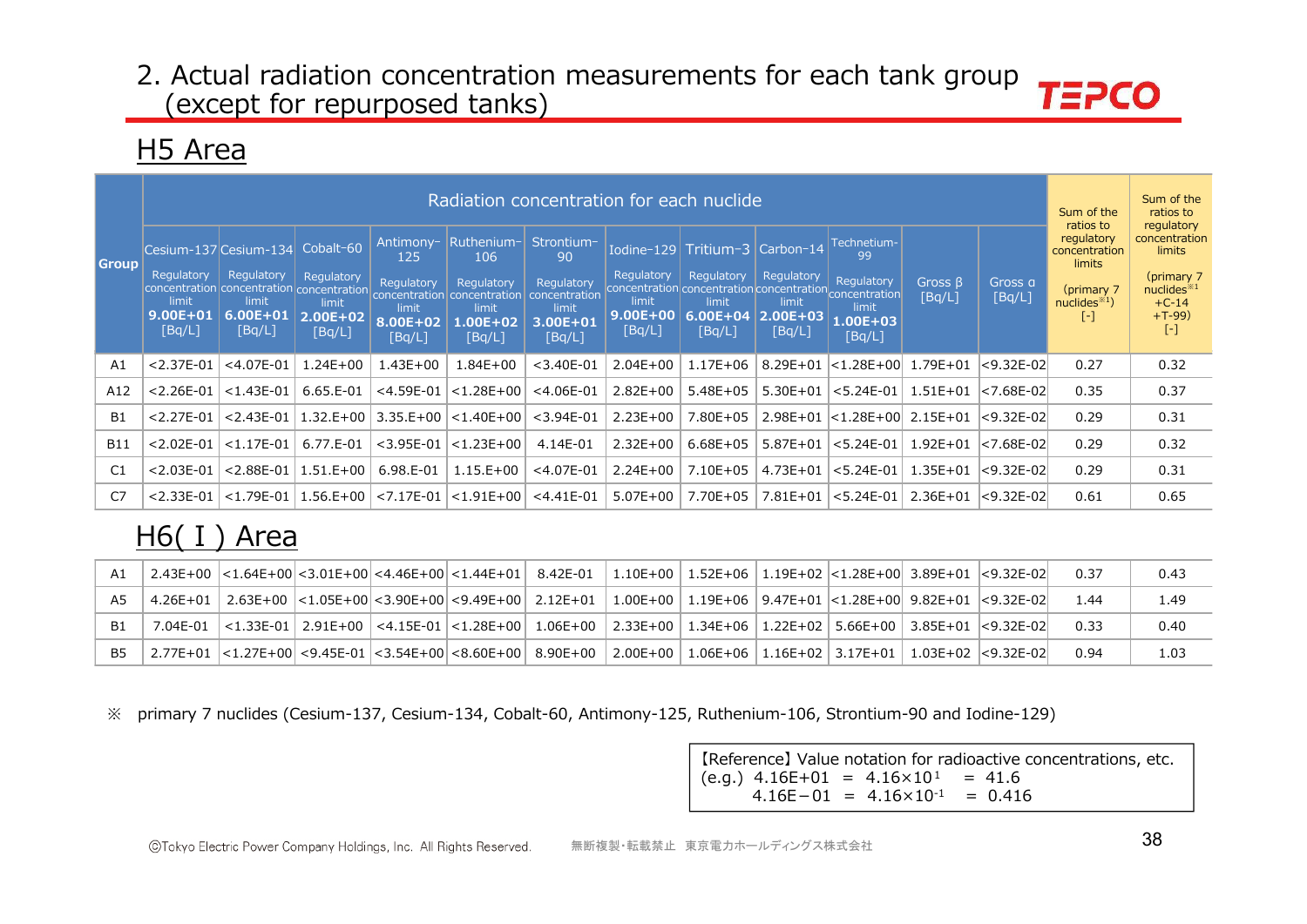# 2. Actual radiation concentration measurements for each tank group (except for repurposed tanks)

## H5 Area

| Group | Radiation concentration for each nuclide | | | | | | | | | | | | Sum of the ratios to regulatory concentration limits (primary 7 nuclides※1) [-] | Sum of the ratios to regulatory concentration limits (primary 7 nuclides※1 +C-14 +T-99) [-] |
|---|---|---|---|---|---|---|---|---|---|---|---|---|---|---|
| | Cesium-137 Regulatory concentration limit **9.00E+01** [Bq/L] | Cesium-134 Regulatory concentration limit **6.00E+01** [Bq/L] | Cobalt-60 Regulatory concentration limit **2.00E+02** [Bq/L] | Antimony-125 Regulatory concentration limit **8.00E+02** [Bq/L] | Ruthenium-106 Regulatory concentration limit **1.00E+02** [Bq/L] | Strontium-90 Regulatory concentration limit **3.00E+01** [Bq/L] | Iodine-129 Regulatory concentration limit **9.00E+00** [Bq/L] | Tritium-3 Regulatory concentration limit **6.00E+04** [Bq/L] | Carbon-14 Regulatory concentration limit **2.00E+03** [Bq/L] | Technetium-99 Regulatory concentration limit **1.00E+03** [Bq/L] | Gross β [Bq/L] | Gross α [Bq/L] | | |
| A1 | <2.37E-01 | <4.07E-01 | 1.24E+00 | 1.43E+00 | 1.84E+00 | <3.40E-01 | 2.04E+00 | 1.17E+06 | 8.29E+01 | <1.28E+00 | 1.79E+01 | <9.32E-02 | 0.27 | 0.32 |
| A12 | <2.26E-01 | <1.43E-01 | 6.65.E-01 | <4.59E-01 | <1.28E+00 | <4.06E-01 | 2.82E+00 | 5.48E+05 | 5.30E+01 | <5.24E-01 | 1.51E+01 | <7.68E-02 | 0.35 | 0.37 |
| B1 | <2.27E-01 | <2.43E-01 | 1.32.E+00 | 3.35.E+00 | <1.40E+00 | <3.94E-01 | 2.23E+00 | 7.80E+05 | 2.98E+01 | <1.28E+00 | 2.15E+01 | <9.32E-02 | 0.29 | 0.31 |
| B11 | <2.02E-01 | <1.17E-01 | 6.77.E-01 | <3.95E-01 | <1.23E+00 | 4.14E-01 | 2.32E+00 | 6.68E+05 | 5.87E+01 | <5.24E-01 | 1.92E+01 | <7.68E-02 | 0.29 | 0.32 |
| C1 | <2.03E-01 | <2.88E-01 | 1.51.E+00 | 6.98.E-01 | 1.15.E+00 | <4.07E-01 | 2.24E+00 | 7.10E+05 | 4.73E+01 | <5.24E-01 | 1.35E+01 | <9.32E-02 | 0.29 | 0.31 |
| C7 | <2.33E-01 | <1.79E-01 | 1.56.E+00 | <7.17E-01 | <1.91E+00 | <4.41E-01 | 5.07E+00 | 7.70E+05 | 7.81E+01 | <5.24E-01 | 2.36E+01 | <9.32E-02 | 0.61 | 0.65 |

## H6( I ) Area

| Group | Cesium-137 | Cesium-134 | Cobalt-60 | Antimony-125 | Ruthenium-106 | Strontium-90 | Iodine-129 | Tritium-3 | Carbon-14 | Technetium-99 | Gross β | Gross α | Sum (primary 7 nuclides) | Sum (primary 7 nuclides +C-14 +T-99) |
|---|---|---|---|---|---|---|---|---|---|---|---|---|---|---|
| A1 | 2.43E+00 | <1.64E+00 | <3.01E+00 | <4.46E+00 | <1.44E+01 | 8.42E-01 | 1.10E+00 | 1.52E+06 | 1.19E+02 | <1.28E+00 | 3.89E+01 | <9.32E-02 | 0.37 | 0.43 |
| A5 | 4.26E+01 | 2.63E+00 | <1.05E+00 | <3.90E+00 | <9.49E+00 | 2.12E+01 | 1.00E+00 | 1.19E+06 | 9.47E+01 | <1.28E+00 | 9.82E+01 | <9.32E-02 | 1.44 | 1.49 |
| B1 | 7.04E-01 | <1.33E-01 | 2.91E+00 | <4.15E-01 | <1.28E+00 | 1.06E+00 | 2.33E+00 | 1.34E+06 | 1.22E+02 | 5.66E+00 | 3.85E+01 | <9.32E-02 | 0.33 | 0.40 |
| B5 | 2.77E+01 | <1.27E+00 | <9.45E-01 | <3.54E+00 | <8.60E+00 | 8.90E+00 | 2.00E+00 | 1.06E+06 | 1.16E+02 | 3.17E+01 | 1.03E+02 | <9.32E-02 | 0.94 | 1.03 |

※ primary 7 nuclides (Cesium-137, Cesium-134, Cobalt-60, Antimony-125, Ruthenium-106, Strontium-90 and Iodine-129)

【Reference】Value notation for radioactive concentrations, etc.
(e.g.) 4.16E+01 = $4.16\times10^{1}$ = 41.6
4.16E−01 = $4.16\times10^{-1}$ = 0.416

ⒸTokyo Electric Power Company Holdings, Inc. All Rights Reserved. 無断複製・転載禁止 東京電力ホールディングス株式会社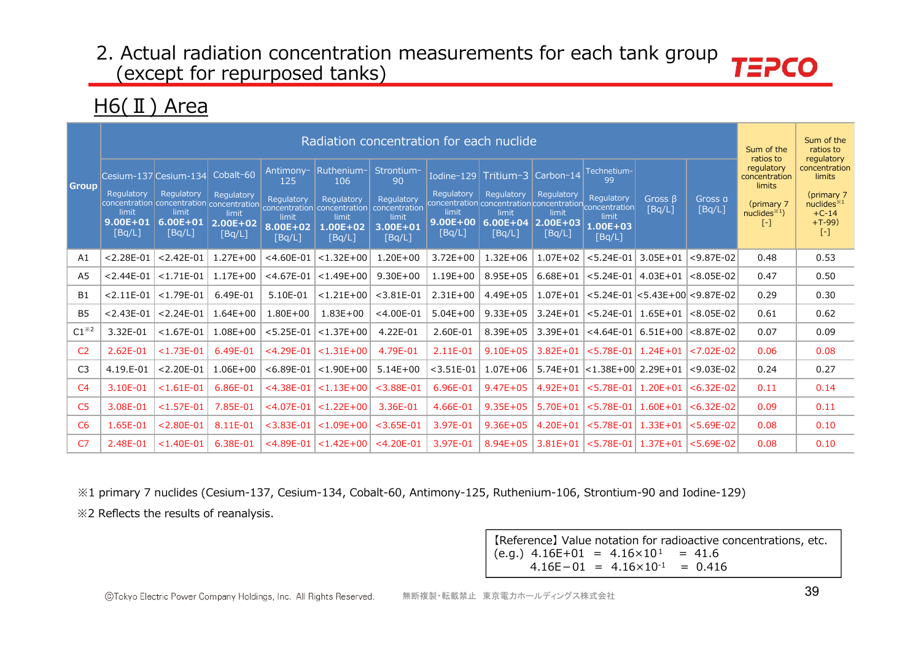# 2. Actual radiation concentration measurements for each tank group (except for repurposed tanks)

## H6(Ⅱ) Area

| Group | Radiation concentration for each nuclide | | | | | | | | | | | | Sum of the ratios to regulatory concentration limits (primary 7 nuclides※1) [-] | Sum of the ratios to regulatory concentration limits (primary 7 nuclides※1 +C-14 +T-99) [-] |
|---|---|---|---|---|---|---|---|---|---|---|---|---|---|---|
| | Cesium-137 Regulatory concentration limit 9.00E+01 [Bq/L] | Cesium-134 Regulatory concentration limit 6.00E+01 [Bq/L] | Cobalt-60 Regulatory concentration limit 2.00E+02 [Bq/L] | Antimony-125 Regulatory concentration limit 8.00E+02 [Bq/L] | Ruthenium-106 Regulatory concentration limit 1.00E+02 [Bq/L] | Strontium-90 Regulatory concentration limit 3.00E+01 [Bq/L] | Iodine-129 Regulatory concentration limit 9.00E+00 [Bq/L] | Tritium-3 Regulatory concentration limit 6.00E+04 [Bq/L] | Carbon-14 Regulatory concentration limit 2.00E+03 [Bq/L] | Technetium-99 Regulatory concentration limit 1.00E+03 [Bq/L] | Gross β [Bq/L] | Gross α [Bq/L] | | |
| A1 | <2.28E-01 | <2.42E-01 | 1.27E+00 | <4.60E-01 | <1.32E+00 | 1.20E+00 | 3.72E+00 | 1.32E+06 | 1.07E+02 | <5.24E-01 | 3.05E+01 | <9.87E-02 | 0.48 | 0.53 |
| A5 | <2.44E-01 | <1.71E-01 | 1.17E+00 | <4.67E-01 | <1.49E+00 | 9.30E+00 | 1.19E+00 | 8.95E+05 | 6.68E+01 | <5.24E-01 | 4.03E+01 | <8.05E-02 | 0.47 | 0.50 |
| B1 | <2.11E-01 | <1.79E-01 | 6.49E-01 | 5.10E-01 | <1.21E+00 | <3.81E-01 | 2.31E+00 | 4.49E+05 | 1.07E+01 | <5.24E-01 | <5.43E+00 | <9.87E-02 | 0.29 | 0.30 |
| B5 | <2.43E-01 | <2.24E-01 | 1.64E+00 | 1.80E+00 | 1.83E+00 | <4.00E-01 | 5.04E+00 | 9.33E+05 | 3.24E+01 | <5.24E-01 | 1.65E+01 | <8.05E-02 | 0.61 | 0.62 |
| C1※2 | 3.32E-01 | <1.67E-01 | 1.08E+00 | <5.25E-01 | <1.37E+00 | 4.22E-01 | 2.60E-01 | 8.39E+05 | 3.39E+01 | <4.64E-01 | 6.51E+00 | <8.87E-02 | 0.07 | 0.09 |
| C2 | 2.62E-01 | <1.73E-01 | 6.49E-01 | <4.29E-01 | <1.31E+00 | 4.79E-01 | 2.11E-01 | 9.10E+05 | 3.82E+01 | <5.78E-01 | 1.24E+01 | <7.02E-02 | 0.06 | 0.08 |
| C3 | 4.19.E-01 | <2.20E-01 | 1.06E+00 | <6.89E-01 | <1.90E+00 | 5.14E+00 | <3.51E-01 | 1.07E+06 | 5.74E+01 | <1.38E+00 | 2.29E+01 | <9.03E-02 | 0.24 | 0.27 |
| C4 | 3.10E-01 | <1.61E-01 | 6.86E-01 | <4.38E-01 | <1.13E+00 | <3.88E-01 | 6.96E-01 | 9.47E+05 | 4.92E+01 | <5.78E-01 | 1.20E+01 | <6.32E-02 | 0.11 | 0.14 |
| C5 | 3.08E-01 | <1.57E-01 | 7.85E-01 | <4.07E-01 | <1.22E+00 | 3.36E-01 | 4.66E-01 | 9.35E+05 | 5.70E+01 | <5.78E-01 | 1.60E+01 | <6.32E-02 | 0.09 | 0.11 |
| C6 | 1.65E-01 | <2.80E-01 | 8.11E-01 | <3.83E-01 | <1.09E+00 | <3.65E-01 | 3.97E-01 | 9.36E+05 | 4.20E+01 | <5.78E-01 | 1.33E+01 | <5.69E-02 | 0.08 | 0.10 |
| C7 | 2.48E-01 | <1.40E-01 | 6.38E-01 | <4.89E-01 | <1.42E+00 | <4.20E-01 | 3.97E-01 | 8.94E+05 | 3.81E+01 | <5.78E-01 | 1.37E+01 | <5.69E-02 | 0.08 | 0.10 |

※1 primary 7 nuclides (Cesium-137, Cesium-134, Cobalt-60, Antimony-125, Ruthenium-106, Strontium-90 and Iodine-129)

※2 Reflects the results of reanalysis.

【Reference】Value notation for radioactive concentrations, etc.
(e.g.) 4.16E+01 = $4.16\times10^{1}$ = 41.6
4.16E−01 = $4.16\times10^{-1}$ = 0.416

ⒸTokyo Electric Power Company Holdings, Inc. All Rights Reserved. 無断複製・転載禁止 東京電力ホールディングス株式会社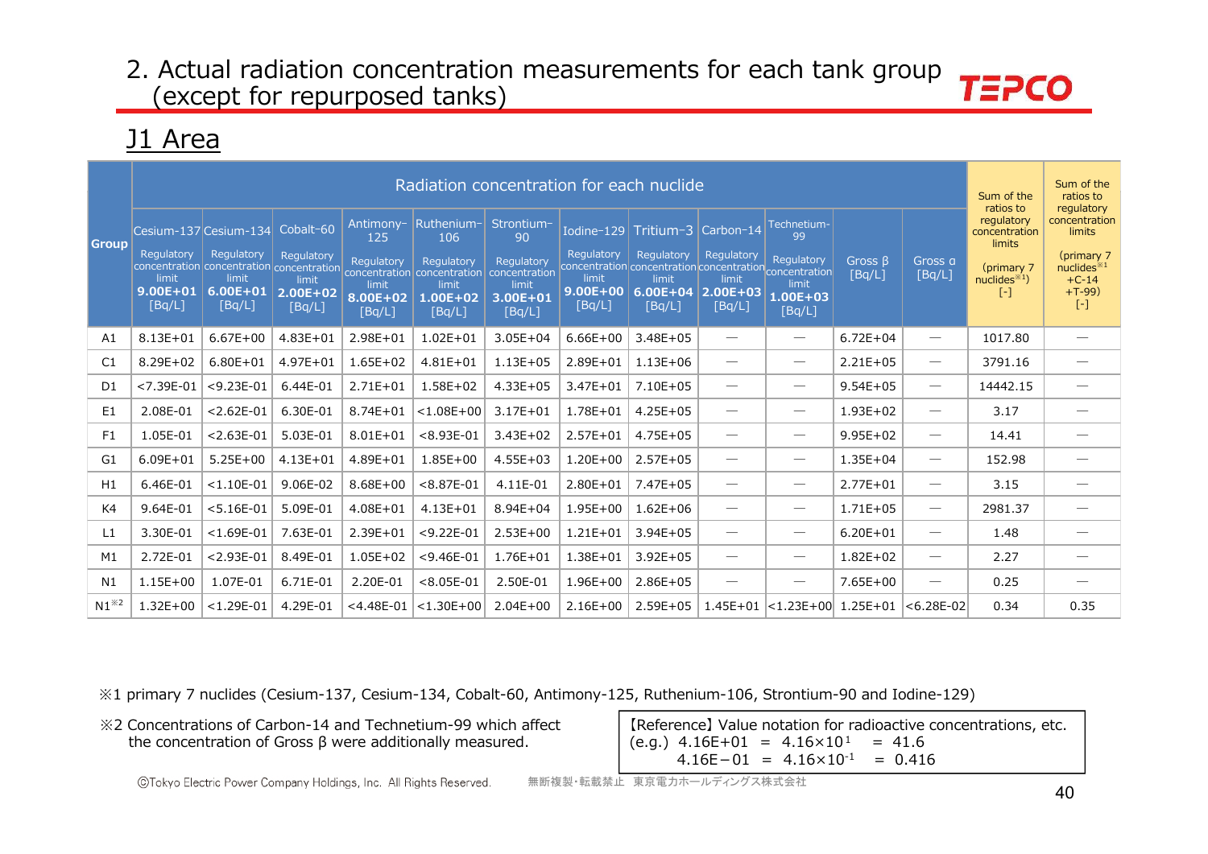## 2. Actual radiation concentration measurements for each tank group (except for repurposed tanks)

## J1 Area

| Group | Radiation concentration for each nuclide | | | | | | | | | | | | Sum of the ratios to regulatory concentration limits (primary 7 nuclides※1) [-] | Sum of the ratios to regulatory concentration limits (primary 7 nuclides※1 +C-14 +T-99) [-] |
|---|---|---|---|---|---|---|---|---|---|---|---|---|---|---|
| | Cesium-137 Regulatory concentration limit **9.00E+01** [Bq/L] | Cesium-134 Regulatory concentration limit **6.00E+01** [Bq/L] | Cobalt-60 Regulatory concentration limit **2.00E+02** [Bq/L] | Antimony-125 Regulatory concentration limit **8.00E+02** [Bq/L] | Ruthenium-106 Regulatory concentration limit **1.00E+02** [Bq/L] | Strontium-90 Regulatory concentration limit **3.00E+01** [Bq/L] | Iodine-129 Regulatory concentration limit **9.00E+00** [Bq/L] | Tritium-3 Regulatory concentration limit **6.00E+04** [Bq/L] | Carbon-14 Regulatory concentration limit **2.00E+03** [Bq/L] | Technetium-99 Regulatory concentration limit **1.00E+03** [Bq/L] | Gross β [Bq/L] | Gross α [Bq/L] | | |
| A1 | 8.13E+01 | 6.67E+00 | 4.83E+01 | 2.98E+01 | 1.02E+01 | 3.05E+04 | 6.66E+00 | 3.48E+05 | — | — | 6.72E+04 | — | 1017.80 | — |
| C1 | 8.29E+02 | 6.80E+01 | 4.97E+01 | 1.65E+02 | 4.81E+01 | 1.13E+05 | 2.89E+01 | 1.13E+06 | — | — | 2.21E+05 | — | 3791.16 | — |
| D1 | <7.39E-01 | <9.23E-01 | 6.44E-01 | 2.71E+01 | 1.58E+02 | 4.33E+05 | 3.47E+01 | 7.10E+05 | — | — | 9.54E+05 | — | 14442.15 | — |
| E1 | 2.08E-01 | <2.62E-01 | 6.30E-01 | 8.74E+01 | <1.08E+00 | 3.17E+01 | 1.78E+01 | 4.25E+05 | — | — | 1.93E+02 | — | 3.17 | — |
| F1 | 1.05E-01 | <2.63E-01 | 5.03E-01 | 8.01E+01 | <8.93E-01 | 3.43E+02 | 2.57E+01 | 4.75E+05 | — | — | 9.95E+02 | — | 14.41 | — |
| G1 | 6.09E+01 | 5.25E+00 | 4.13E+01 | 4.89E+01 | 1.85E+00 | 4.55E+03 | 1.20E+00 | 2.57E+05 | — | — | 1.35E+04 | — | 152.98 | — |
| H1 | 6.46E-01 | <1.10E-01 | 9.06E-02 | 8.68E+00 | <8.87E-01 | 4.11E-01 | 2.80E+01 | 7.47E+05 | — | — | 2.77E+01 | — | 3.15 | — |
| K4 | 9.64E-01 | <5.16E-01 | 5.09E-01 | 4.08E+01 | 4.13E+01 | 8.94E+04 | 1.95E+00 | 1.62E+06 | — | — | 1.71E+05 | — | 2981.37 | — |
| L1 | 3.30E-01 | <1.69E-01 | 7.63E-01 | 2.39E+01 | <9.22E-01 | 2.53E+00 | 1.21E+01 | 3.94E+05 | — | — | 6.20E+01 | — | 1.48 | — |
| M1 | 2.72E-01 | <2.93E-01 | 8.49E-01 | 1.05E+02 | <9.46E-01 | 1.76E+01 | 1.38E+01 | 3.92E+05 | — | — | 1.82E+02 | — | 2.27 | — |
| N1 | 1.15E+00 | 1.07E-01 | 6.71E-01 | 2.20E-01 | <8.05E-01 | 2.50E-01 | 1.96E+00 | 2.86E+05 | — | — | 7.65E+00 | — | 0.25 | — |
| N1※2 | 1.32E+00 | <1.29E-01 | 4.29E-01 | <4.48E-01 | <1.30E+00 | 2.04E+00 | 2.16E+00 | 2.59E+05 | 1.45E+01 | <1.23E+00 | 1.25E+01 | <6.28E-02 | 0.34 | 0.35 |

※1 primary 7 nuclides (Cesium-137, Cesium-134, Cobalt-60, Antimony-125, Ruthenium-106, Strontium-90 and Iodine-129)

※2 Concentrations of Carbon-14 and Technetium-99 which affect the concentration of Gross β were additionally measured.

【Reference】Value notation for radioactive concentrations, etc.
(e.g.) 4.16E+01 = $4.16\times10^{1}$ = 41.6
4.16E−01 = $4.16\times10^{-1}$ = 0.416

©Tokyo Electric Power Company Holdings, Inc. All Rights Reserved. 無断複製・転載禁止 東京電力ホールディングス株式会社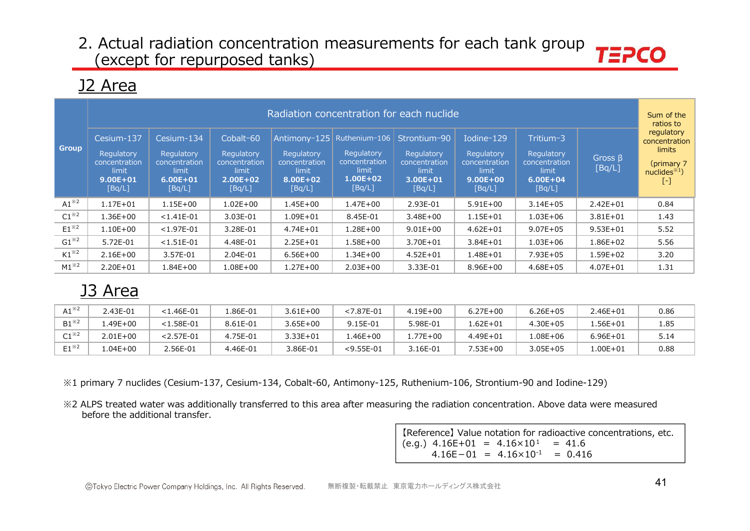# 2. Actual radiation concentration measurements for each tank group (except for repurposed tanks)

## J2 Area

| Group | Radiation concentration for each nuclide | | | | | | | | | Sum of the ratios to regulatory concentration limits (primary 7 nuclides※1) [-] |
|---|---|---|---|---|---|---|---|---|---|---|
| | Cesium-137 Regulatory concentration limit **9.00E+01** [Bq/L] | Cesium-134 Regulatory concentration limit **6.00E+01** [Bq/L] | Cobalt-60 Regulatory concentration limit **2.00E+02** [Bq/L] | Antimony-125 Regulatory concentration limit **8.00E+02** [Bq/L] | Ruthenium-106 Regulatory concentration limit **1.00E+02** [Bq/L] | Strontium-90 Regulatory concentration limit **3.00E+01** [Bq/L] | Iodine-129 Regulatory concentration limit **9.00E+00** [Bq/L] | Tritium-3 Regulatory concentration limit **6.00E+04** [Bq/L] | Gross β [Bq/L] | |
| A1※2 | 1.17E+01 | 1.15E+00 | 1.02E+00 | 1.45E+00 | 1.47E+00 | 2.93E-01 | 5.91E+00 | 3.14E+05 | 2.42E+01 | 0.84 |
| C1※2 | 1.36E+00 | <1.41E-01 | 3.03E-01 | 1.09E+01 | 8.45E-01 | 3.48E+00 | 1.15E+01 | 1.03E+06 | 3.81E+01 | 1.43 |
| E1※2 | 1.10E+00 | <1.97E-01 | 3.28E-01 | 4.74E+01 | 1.28E+00 | 9.01E+00 | 4.62E+01 | 9.07E+05 | 9.53E+01 | 5.52 |
| G1※2 | 5.72E-01 | <1.51E-01 | 4.48E-01 | 2.25E+01 | 1.58E+00 | 3.70E+01 | 3.84E+01 | 1.03E+06 | 1.86E+02 | 5.56 |
| K1※2 | 2.16E+00 | 3.57E-01 | 2.04E-01 | 6.56E+00 | 1.34E+00 | 4.52E+01 | 1.48E+01 | 7.93E+05 | 1.59E+02 | 3.20 |
| M1※2 | 2.20E+01 | 1.84E+00 | 1.08E+00 | 1.27E+00 | 2.03E+00 | 3.33E-01 | 8.96E+00 | 4.68E+05 | 4.07E+01 | 1.31 |

## J3 Area

| Group | Cesium-137 | Cesium-134 | Cobalt-60 | Antimony-125 | Ruthenium-106 | Strontium-90 | Iodine-129 | Tritium-3 | Gross β | Sum of the ratios |
|---|---|---|---|---|---|---|---|---|---|---|
| A1※2 | 2.43E-01 | <1.46E-01 | 1.86E-01 | 3.61E+00 | <7.87E-01 | 4.19E+00 | 6.27E+00 | 6.26E+05 | 2.46E+01 | 0.86 |
| B1※2 | 1.49E+00 | <1.58E-01 | 8.61E-01 | 3.65E+00 | 9.15E-01 | 5.98E-01 | 1.62E+01 | 4.30E+05 | 1.56E+01 | 1.85 |
| C1※2 | 2.01E+00 | <2.57E-01 | 4.75E-01 | 3.33E+01 | 1.46E+00 | 1.77E+00 | 4.49E+01 | 1.08E+06 | 6.96E+01 | 5.14 |
| E1※2 | 1.04E+00 | 2.56E-01 | 4.46E-01 | 3.86E-01 | <9.55E-01 | 3.16E-01 | 7.53E+00 | 3.05E+05 | 1.00E+01 | 0.88 |

※1 primary 7 nuclides (Cesium-137, Cesium-134, Cobalt-60, Antimony-125, Ruthenium-106, Strontium-90 and Iodine-129)

※2 ALPS treated water was additionally transferred to this area after measuring the radiation concentration. Above data were measured before the additional transfer.

【Reference】Value notation for radioactive concentrations, etc.
(e.g.) 4.16E+01 = $4.16\times10^{1}$ = 41.6
4.16E−01 = $4.16\times10^{-1}$ = 0.416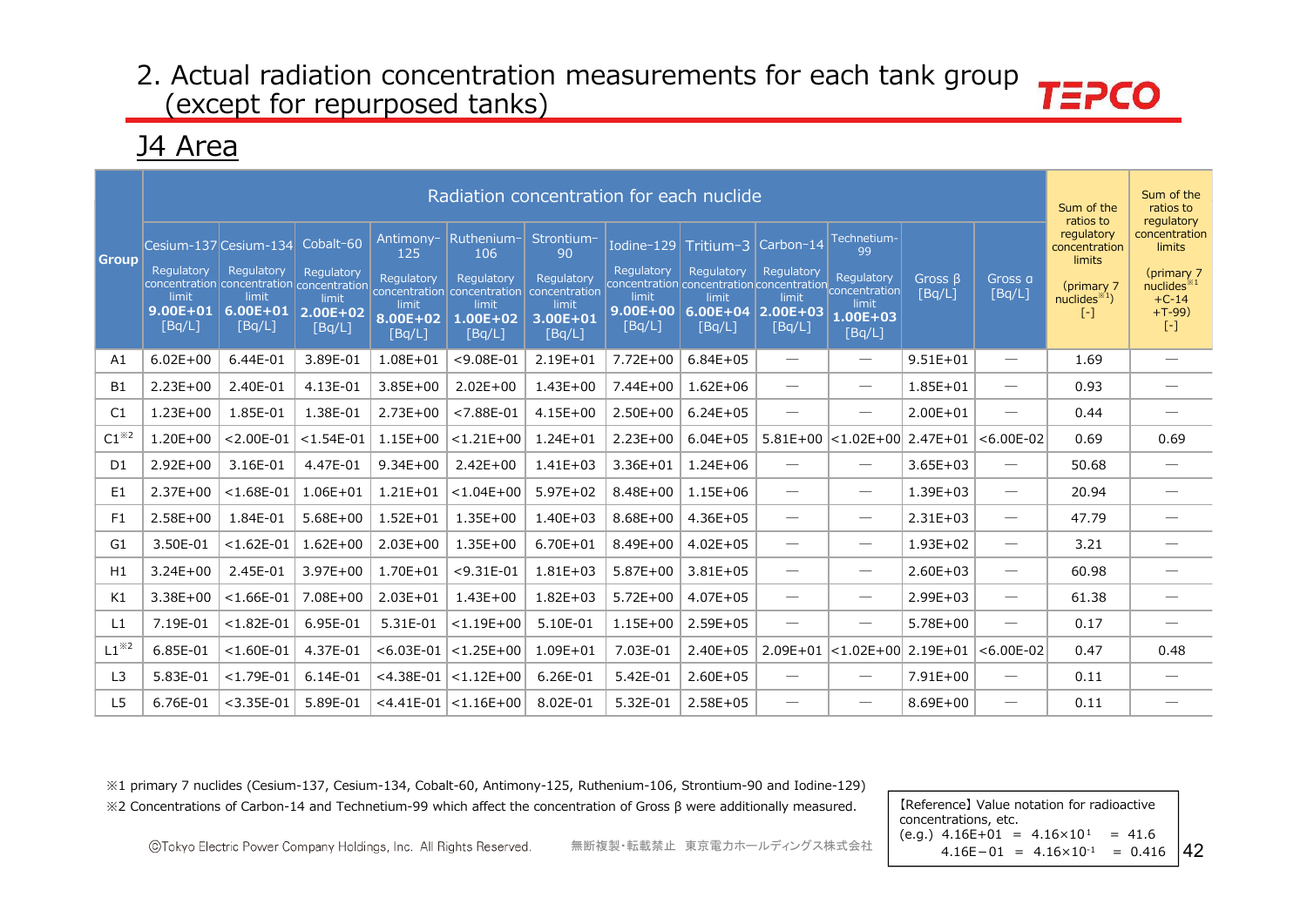# 2. Actual radiation concentration measurements for each tank group (except for repurposed tanks)

## J4 Area

| Group | Radiation concentration for each nuclide | | | | | | | | | | | | Sum of the ratios to regulatory concentration limits (primary 7 nuclides※1) [-] | Sum of the ratios to regulatory concentration limits (primary 7 nuclides※1 +C-14 +T-99) [-] |
|---|---|---|---|---|---|---|---|---|---|---|---|---|---|---|
| | Cesium-137 Regulatory concentration limit 9.00E+01 [Bq/L] | Cesium-134 Regulatory concentration limit 6.00E+01 [Bq/L] | Cobalt-60 Regulatory concentration limit 2.00E+02 [Bq/L] | Antimony-125 Regulatory concentration limit 8.00E+02 [Bq/L] | Ruthenium-106 Regulatory concentration limit 1.00E+02 [Bq/L] | Strontium-90 Regulatory concentration limit 3.00E+01 [Bq/L] | Iodine-129 Regulatory concentration limit 9.00E+00 [Bq/L] | Tritium-3 Regulatory concentration limit 6.00E+04 [Bq/L] | Carbon-14 Regulatory concentration limit 2.00E+03 [Bq/L] | Technetium-99 Regulatory concentration limit 1.00E+03 [Bq/L] | Gross β [Bq/L] | Gross α [Bq/L] | | |
| A1 | 6.02E+00 | 6.44E-01 | 3.89E-01 | 1.08E+01 | <9.08E-01 | 2.19E+01 | 7.72E+00 | 6.84E+05 | — | — | 9.51E+01 | — | 1.69 | — |
| B1 | 2.23E+00 | 2.40E-01 | 4.13E-01 | 3.85E+00 | 2.02E+00 | 1.43E+00 | 7.44E+00 | 1.62E+06 | — | — | 1.85E+01 | — | 0.93 | — |
| C1 | 1.23E+00 | 1.85E-01 | 1.38E-01 | 2.73E+00 | <7.88E-01 | 4.15E+00 | 2.50E+00 | 6.24E+05 | — | — | 2.00E+01 | — | 0.44 | — |
| C1※2 | 1.20E+00 | <2.00E-01 | <1.54E-01 | 1.15E+00 | <1.21E+00 | 1.24E+01 | 2.23E+00 | 6.04E+05 | 5.81E+00 | <1.02E+00 | 2.47E+01 | <6.00E-02 | 0.69 | 0.69 |
| D1 | 2.92E+00 | 3.16E-01 | 4.47E-01 | 9.34E+00 | 2.42E+00 | 1.41E+03 | 3.36E+01 | 1.24E+06 | — | — | 3.65E+03 | — | 50.68 | — |
| E1 | 2.37E+00 | <1.68E-01 | 1.06E+01 | 1.21E+01 | <1.04E+00 | 5.97E+02 | 8.48E+00 | 1.15E+06 | — | — | 1.39E+03 | — | 20.94 | — |
| F1 | 2.58E+00 | 1.84E-01 | 5.68E+00 | 1.52E+01 | 1.35E+00 | 1.40E+03 | 8.68E+00 | 4.36E+05 | — | — | 2.31E+03 | — | 47.79 | — |
| G1 | 3.50E-01 | <1.62E-01 | 1.62E+00 | 2.03E+00 | 1.35E+00 | 6.70E+01 | 8.49E+00 | 4.02E+05 | — | — | 1.93E+02 | — | 3.21 | — |
| H1 | 3.24E+00 | 2.45E-01 | 3.97E+00 | 1.70E+01 | <9.31E-01 | 1.81E+03 | 5.87E+00 | 3.81E+05 | — | — | 2.60E+03 | — | 60.98 | — |
| K1 | 3.38E+00 | <1.66E-01 | 7.08E+00 | 2.03E+01 | 1.43E+00 | 1.82E+03 | 5.72E+00 | 4.07E+05 | — | — | 2.99E+03 | — | 61.38 | — |
| L1 | 7.19E-01 | <1.82E-01 | 6.95E-01 | 5.31E-01 | <1.19E+00 | 5.10E-01 | 1.15E+00 | 2.59E+05 | — | — | 5.78E+00 | — | 0.17 | — |
| L1※2 | 6.85E-01 | <1.60E-01 | 4.37E-01 | <6.03E-01 | <1.25E+00 | 1.09E+01 | 7.03E-01 | 2.40E+05 | 2.09E+01 | <1.02E+00 | 2.19E+01 | <6.00E-02 | 0.47 | 0.48 |
| L3 | 5.83E-01 | <1.79E-01 | 6.14E-01 | <4.38E-01 | <1.12E+00 | 6.26E-01 | 5.42E-01 | 2.60E+05 | — | — | 7.91E+00 | — | 0.11 | — |
| L5 | 6.76E-01 | <3.35E-01 | 5.89E-01 | <4.41E-01 | <1.16E+00 | 8.02E-01 | 5.32E-01 | 2.58E+05 | — | — | 8.69E+00 | — | 0.11 | — |

※1 primary 7 nuclides (Cesium-137, Cesium-134, Cobalt-60, Antimony-125, Ruthenium-106, Strontium-90 and Iodine-129)

※2 Concentrations of Carbon-14 and Technetium-99 which affect the concentration of Gross β were additionally measured.

【Reference】Value notation for radioactive concentrations, etc.
(e.g.) 4.16E+01 = $4.16\times10^{1}$ = 41.6
4.16E−01 = $4.16\times10^{-1}$ = 0.416

ⓒTokyo Electric Power Company Holdings, Inc. All Rights Reserved. 無断複製･転載禁止 東京電力ホールディングス株式会社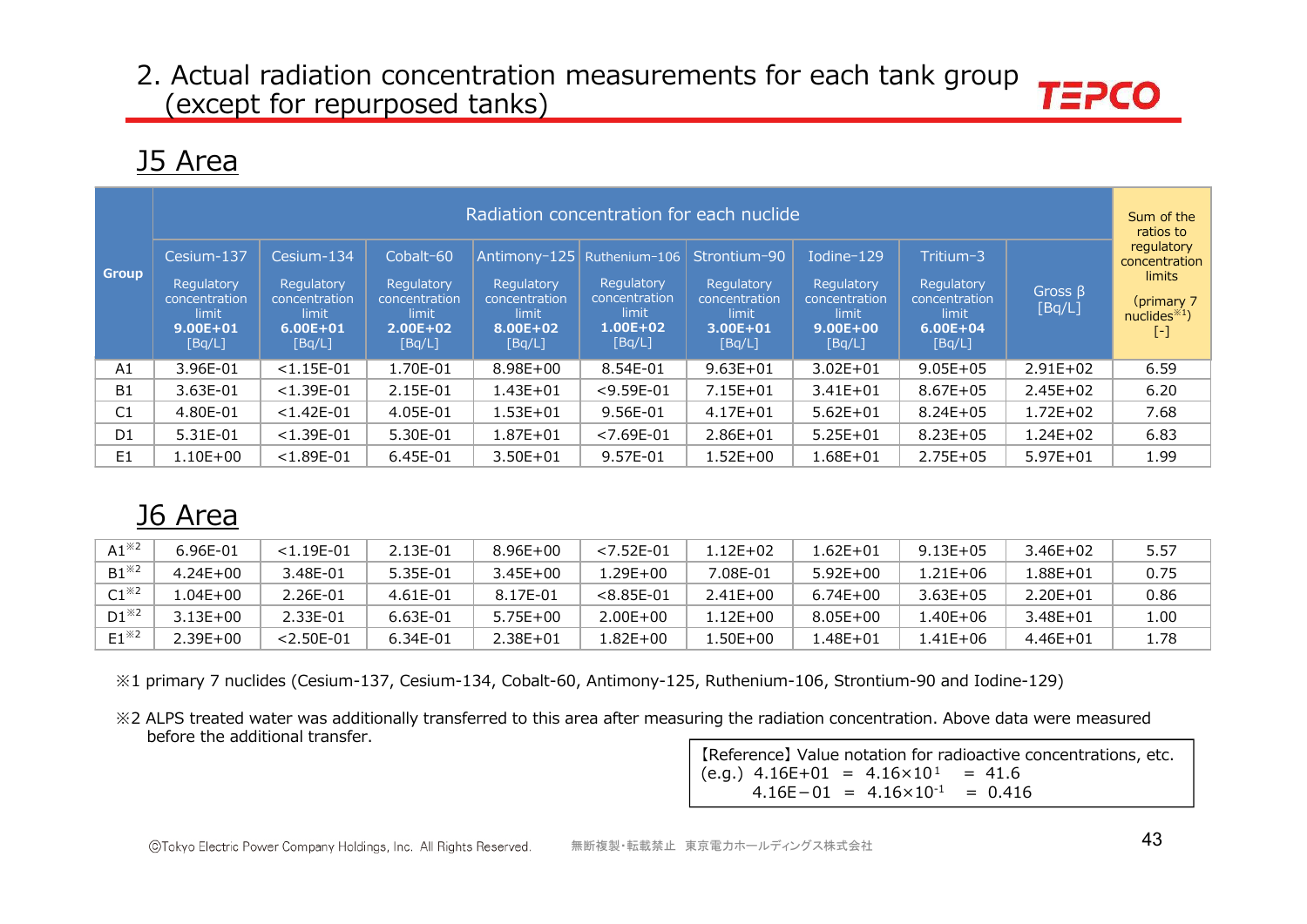## 2. Actual radiation concentration measurements for each tank group (except for repurposed tanks)

### J5 Area

| Group | Radiation concentration for each nuclide | | | | | | | | | Sum of the ratios to regulatory concentration limits (primary 7 nuclides※1) [-] |
|---|---|---|---|---|---|---|---|---|---|---|
| | Cesium-137 Regulatory concentration limit **9.00E+01** [Bq/L] | Cesium-134 Regulatory concentration limit **6.00E+01** [Bq/L] | Cobalt-60 Regulatory concentration limit **2.00E+02** [Bq/L] | Antimony-125 Regulatory concentration limit **8.00E+02** [Bq/L] | Ruthenium-106 Regulatory concentration limit **1.00E+02** [Bq/L] | Strontium-90 Regulatory concentration limit **3.00E+01** [Bq/L] | Iodine-129 Regulatory concentration limit **9.00E+00** [Bq/L] | Tritium-3 Regulatory concentration limit **6.00E+04** [Bq/L] | Gross β [Bq/L] | |
| A1 | 3.96E-01 | <1.15E-01 | 1.70E-01 | 8.98E+00 | 8.54E-01 | 9.63E+01 | 3.02E+01 | 9.05E+05 | 2.91E+02 | 6.59 |
| B1 | 3.63E-01 | <1.39E-01 | 2.15E-01 | 1.43E+01 | <9.59E-01 | 7.15E+01 | 3.41E+01 | 8.67E+05 | 2.45E+02 | 6.20 |
| C1 | 4.80E-01 | <1.42E-01 | 4.05E-01 | 1.53E+01 | 9.56E-01 | 4.17E+01 | 5.62E+01 | 8.24E+05 | 1.72E+02 | 7.68 |
| D1 | 5.31E-01 | <1.39E-01 | 5.30E-01 | 1.87E+01 | <7.69E-01 | 2.86E+01 | 5.25E+01 | 8.23E+05 | 1.24E+02 | 6.83 |
| E1 | 1.10E+00 | <1.89E-01 | 6.45E-01 | 3.50E+01 | 9.57E-01 | 1.52E+00 | 1.68E+01 | 2.75E+05 | 5.97E+01 | 1.99 |

### J6 Area

| Group | Cesium-137 | Cesium-134 | Cobalt-60 | Antimony-125 | Ruthenium-106 | Strontium-90 | Iodine-129 | Tritium-3 | Gross β | Sum of the ratios |
|---|---|---|---|---|---|---|---|---|---|---|
| A1※2 | 6.96E-01 | <1.19E-01 | 2.13E-01 | 8.96E+00 | <7.52E-01 | 1.12E+02 | 1.62E+01 | 9.13E+05 | 3.46E+02 | 5.57 |
| B1※2 | 4.24E+00 | 3.48E-01 | 5.35E-01 | 3.45E+00 | 1.29E+00 | 7.08E-01 | 5.92E+00 | 1.21E+06 | 1.88E+01 | 0.75 |
| C1※2 | 1.04E+00 | 2.26E-01 | 4.61E-01 | 8.17E-01 | <8.85E-01 | 2.41E+00 | 6.74E+00 | 3.63E+05 | 2.20E+01 | 0.86 |
| D1※2 | 3.13E+00 | 2.33E-01 | 6.63E-01 | 5.75E+00 | 2.00E+00 | 1.12E+00 | 8.05E+00 | 1.40E+06 | 3.48E+01 | 1.00 |
| E1※2 | 2.39E+00 | <2.50E-01 | 6.34E-01 | 2.38E+01 | 1.82E+00 | 1.50E+00 | 1.48E+01 | 1.41E+06 | 4.46E+01 | 1.78 |

※1 primary 7 nuclides (Cesium-137, Cesium-134, Cobalt-60, Antimony-125, Ruthenium-106, Strontium-90 and Iodine-129)

※2 ALPS treated water was additionally transferred to this area after measuring the radiation concentration. Above data were measured before the additional transfer.

【Reference】Value notation for radioactive concentrations, etc.
(e.g.) 4.16E+01 = $4.16\times10^{1}$ = 41.6
4.16E−01 = $4.16\times10^{-1}$ = 0.416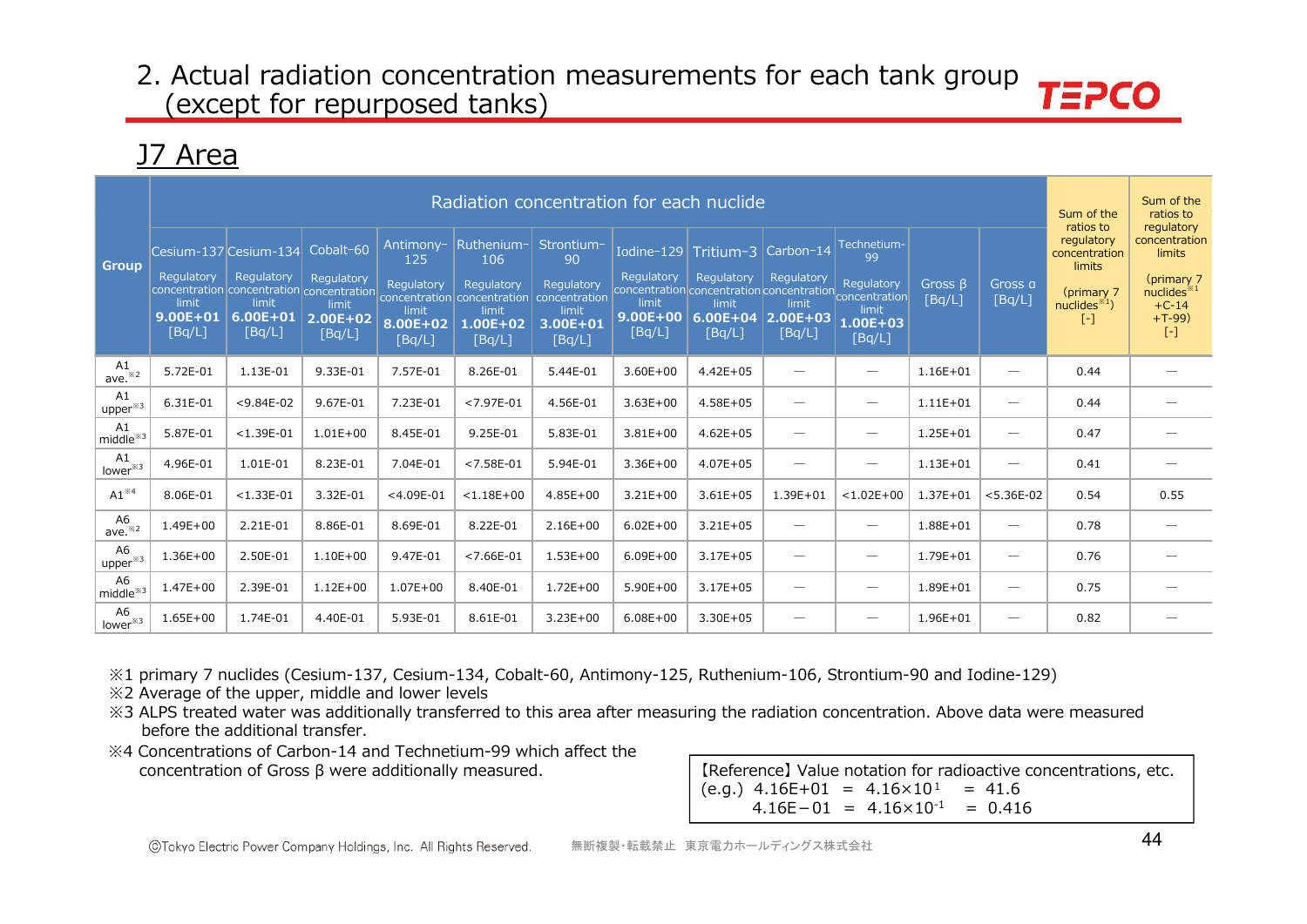## 2. Actual radiation concentration measurements for each tank group (except for repurposed tanks)

### J7 Area

| Group | Radiation concentration for each nuclide | | | | | | | | | | | | Sum of the ratios to regulatory concentration limits (primary 7 nuclides※1) [-] | Sum of the ratios to regulatory concentration limits (primary 7 nuclides※1 +C-14 +T-99) [-] |
|---|---|---|---|---|---|---|---|---|---|---|---|---|---|---|
| | Cesium-137 Regulatory concentration limit **9.00E+01** [Bq/L] | Cesium-134 Regulatory concentration limit **6.00E+01** [Bq/L] | Cobalt-60 Regulatory concentration limit **2.00E+02** [Bq/L] | Antimony-125 Regulatory concentration limit **8.00E+02** [Bq/L] | Ruthenium-106 Regulatory concentration limit **1.00E+02** [Bq/L] | Strontium-90 Regulatory concentration limit **3.00E+01** [Bq/L] | Iodine-129 Regulatory concentration limit **9.00E+00** [Bq/L] | Tritium-3 Regulatory concentration limit **6.00E+04** [Bq/L] | Carbon-14 Regulatory concentration limit **2.00E+03** [Bq/L] | Technetium-99 Regulatory concentration limit **1.00E+03** [Bq/L] | Gross β [Bq/L] | Gross α [Bq/L] | | |
| A1 ave.※2 | 5.72E-01 | 1.13E-01 | 9.33E-01 | 7.57E-01 | 8.26E-01 | 5.44E-01 | 3.60E+00 | 4.42E+05 | ― | ― | 1.16E+01 | ― | 0.44 | ― |
| A1 upper※3 | 6.31E-01 | <9.84E-02 | 9.67E-01 | 7.23E-01 | <7.97E-01 | 4.56E-01 | 3.63E+00 | 4.58E+05 | ― | ― | 1.11E+01 | ― | 0.44 | ― |
| A1 middle※3 | 5.87E-01 | <1.39E-01 | 1.01E+00 | 8.45E-01 | 9.25E-01 | 5.83E-01 | 3.81E+00 | 4.62E+05 | ― | ― | 1.25E+01 | ― | 0.47 | ― |
| A1 lower※3 | 4.96E-01 | 1.01E-01 | 8.23E-01 | 7.04E-01 | <7.58E-01 | 5.94E-01 | 3.36E+00 | 4.07E+05 | ― | ― | 1.13E+01 | ― | 0.41 | ― |
| A1※4 | 8.06E-01 | <1.33E-01 | 3.32E-01 | <4.09E-01 | <1.18E+00 | 4.85E+00 | 3.21E+00 | 3.61E+05 | 1.39E+01 | <1.02E+00 | 1.37E+01 | <5.36E-02 | 0.54 | 0.55 |
| A6 ave.※2 | 1.49E+00 | 2.21E-01 | 8.86E-01 | 8.69E-01 | 8.22E-01 | 2.16E+00 | 6.02E+00 | 3.21E+05 | ― | ― | 1.88E+01 | ― | 0.78 | ― |
| A6 upper※3 | 1.36E+00 | 2.50E-01 | 1.10E+00 | 9.47E-01 | <7.66E-01 | 1.53E+00 | 6.09E+00 | 3.17E+05 | ― | ― | 1.79E+01 | ― | 0.76 | ― |
| A6 middle※3 | 1.47E+00 | 2.39E-01 | 1.12E+00 | 1.07E+00 | 8.40E-01 | 1.72E+00 | 5.90E+00 | 3.17E+05 | ― | ― | 1.89E+01 | ― | 0.75 | ― |
| A6 lower※3 | 1.65E+00 | 1.74E-01 | 4.40E-01 | 5.93E-01 | 8.61E-01 | 3.23E+00 | 6.08E+00 | 3.30E+05 | ― | ― | 1.96E+01 | ― | 0.82 | ― |

※1 primary 7 nuclides (Cesium-137, Cesium-134, Cobalt-60, Antimony-125, Ruthenium-106, Strontium-90 and Iodine-129)
※2 Average of the upper, middle and lower levels
※3 ALPS treated water was additionally transferred to this area after measuring the radiation concentration. Above data were measured before the additional transfer.
※4 Concentrations of Carbon-14 and Technetium-99 which affect the concentration of Gross β were additionally measured.

【Reference】Value notation for radioactive concentrations, etc.
(e.g.) 4.16E+01 = $4.16 \times 10^{1}$ = 41.6
4.16E−01 = $4.16 \times 10^{-1}$ = 0.416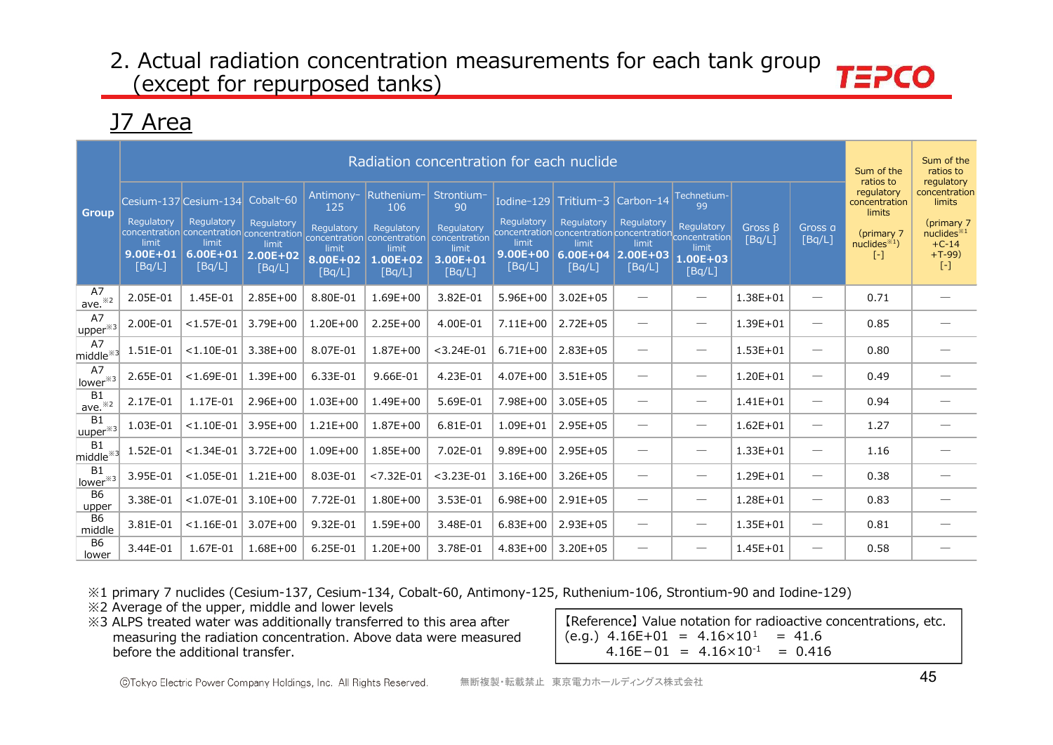# 2. Actual radiation concentration measurements for each tank group (except for repurposed tanks)

## J7 Area

| Group | Cesium-137<br>Regulatory concentration limit<br>**9.00E+01**<br>[Bq/L] | Cesium-134<br>Regulatory concentration limit<br>**6.00E+01**<br>[Bq/L] | Cobalt-60<br>Regulatory concentration limit<br>**2.00E+02**<br>[Bq/L] | Antimony-125<br>Regulatory concentration limit<br>**8.00E+02**<br>[Bq/L] | Ruthenium-106<br>Regulatory concentration limit<br>**1.00E+02**<br>[Bq/L] | Strontium-90<br>Regulatory concentration limit<br>**3.00E+01**<br>[Bq/L] | Iodine-129<br>Regulatory concentration limit<br>**9.00E+00**<br>[Bq/L] | Tritium-3<br>Regulatory concentration limit<br>**6.00E+04**<br>[Bq/L] | Carbon-14<br>Regulatory concentration limit<br>**2.00E+03**<br>[Bq/L] | Technetium-99<br>Regulatory concentration limit<br>**1.00E+03**<br>[Bq/L] | Gross β<br>[Bq/L] | Gross α<br>[Bq/L] | Sum of the ratios to regulatory concentration limits<br>(primary 7 nuclides※1)<br>[-] | Sum of the ratios to regulatory concentration limits<br>(primary 7 nuclides※1 +C-14 +T-99)<br>[-] |
|---|---|---|---|---|---|---|---|---|---|---|---|---|---|---|
| A7 ave.※2 | 2.05E-01 | 1.45E-01 | 2.85E+00 | 8.80E-01 | 1.69E+00 | 3.82E-01 | 5.96E+00 | 3.02E+05 | — | — | 1.38E+01 | — | 0.71 | — |
| A7 upper※3 | 2.00E-01 | <1.57E-01 | 3.79E+00 | 1.20E+00 | 2.25E+00 | 4.00E-01 | 7.11E+00 | 2.72E+05 | — | — | 1.39E+01 | — | 0.85 | — |
| A7 middle※3 | 1.51E-01 | <1.10E-01 | 3.38E+00 | 8.07E-01 | 1.87E+00 | <3.24E-01 | 6.71E+00 | 2.83E+05 | — | — | 1.53E+01 | — | 0.80 | — |
| A7 lower※3 | 2.65E-01 | <1.69E-01 | 1.39E+00 | 6.33E-01 | 9.66E-01 | 4.23E-01 | 4.07E+00 | 3.51E+05 | — | — | 1.20E+01 | — | 0.49 | — |
| B1 ave.※2 | 2.17E-01 | 1.17E-01 | 2.96E+00 | 1.03E+00 | 1.49E+00 | 5.69E-01 | 7.98E+00 | 3.05E+05 | — | — | 1.41E+01 | — | 0.94 | — |
| B1 uuper※3 | 1.03E-01 | <1.10E-01 | 3.95E+00 | 1.21E+00 | 1.87E+00 | 6.81E-01 | 1.09E+01 | 2.95E+05 | — | — | 1.62E+01 | — | 1.27 | — |
| B1 middle※3 | 1.52E-01 | <1.34E-01 | 3.72E+00 | 1.09E+00 | 1.85E+00 | 7.02E-01 | 9.89E+00 | 2.95E+05 | — | — | 1.33E+01 | — | 1.16 | — |
| B1 lower※3 | 3.95E-01 | <1.05E-01 | 1.21E+00 | 8.03E-01 | <7.32E-01 | <3.23E-01 | 3.16E+00 | 3.26E+05 | — | — | 1.29E+01 | — | 0.38 | — |
| B6 upper | 3.38E-01 | <1.07E-01 | 3.10E+00 | 7.72E-01 | 1.80E+00 | 3.53E-01 | 6.98E+00 | 2.91E+05 | — | — | 1.28E+01 | — | 0.83 | — |
| B6 middle | 3.81E-01 | <1.16E-01 | 3.07E+00 | 9.32E-01 | 1.59E+00 | 3.48E-01 | 6.83E+00 | 2.93E+05 | — | — | 1.35E+01 | — | 0.81 | — |
| B6 lower | 3.44E-01 | 1.67E-01 | 1.68E+00 | 6.25E-01 | 1.20E+00 | 3.78E-01 | 4.83E+00 | 3.20E+05 | — | — | 1.45E+01 | — | 0.58 | — |

※1 primary 7 nuclides (Cesium-137, Cesium-134, Cobalt-60, Antimony-125, Ruthenium-106, Strontium-90 and Iodine-129)
※2 Average of the upper, middle and lower levels
※3 ALPS treated water was additionally transferred to this area after measuring the radiation concentration. Above data were measured before the additional transfer.

【Reference】Value notation for radioactive concentrations, etc.
(e.g.) 4.16E+01 = $4.16 \times 10^{1}$ = 41.6
4.16E−01 = $4.16 \times 10^{-1}$ = 0.416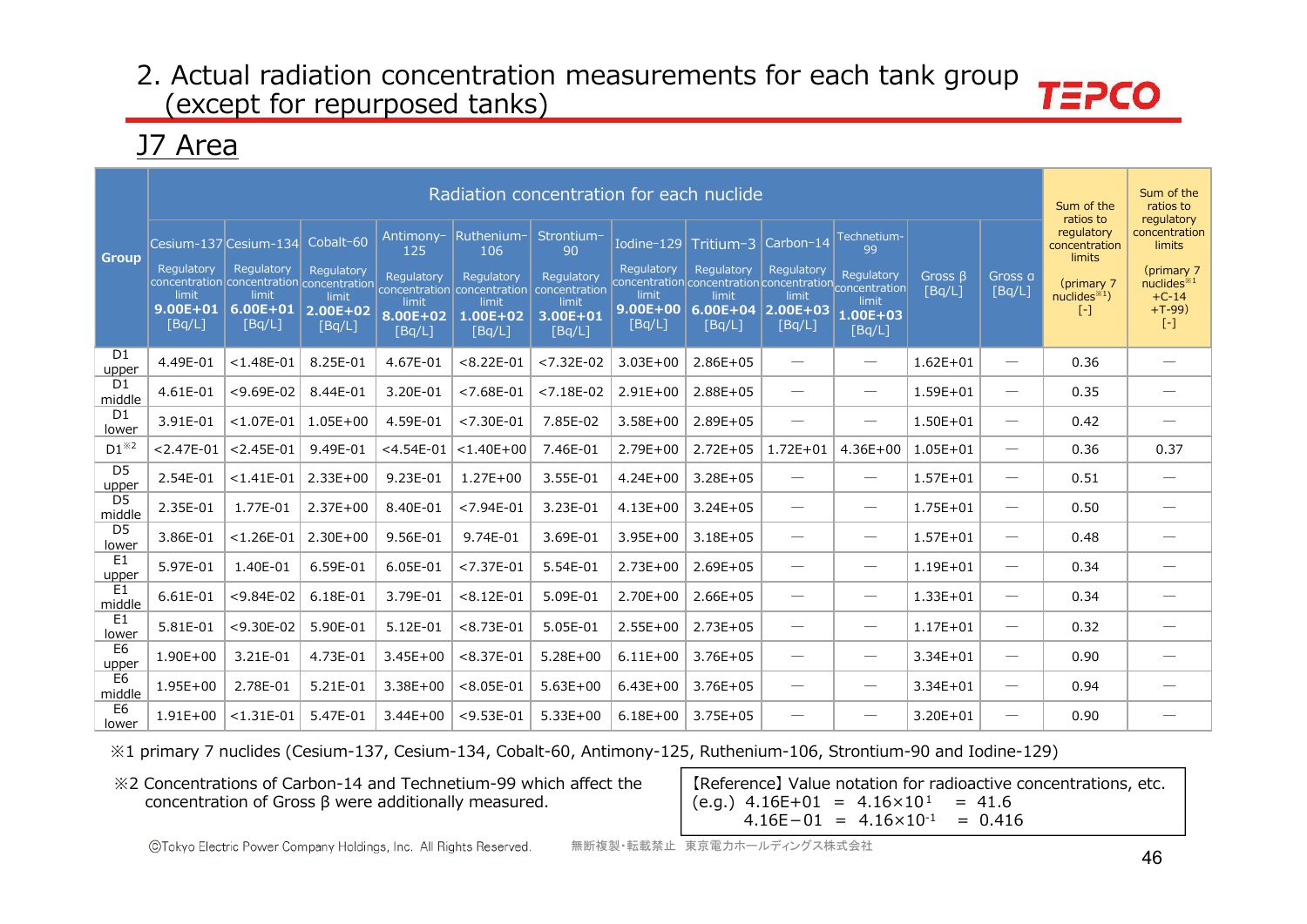# 2. Actual radiation concentration measurements for each tank group (except for repurposed tanks)

## J7 Area

| Group | Radiation concentration for each nuclide | | | | | | | | | | | | Sum of the ratios to regulatory concentration limits (primary 7 nuclides※1) [-] | Sum of the ratios to regulatory concentration limits (primary 7 nuclides※1 +C-14 +T-99) [-] |
|---|---|---|---|---|---|---|---|---|---|---|---|---|---|---|
| | Cesium-137 Regulatory concentration limit 9.00E+01 [Bq/L] | Cesium-134 Regulatory concentration limit 6.00E+01 [Bq/L] | Cobalt-60 Regulatory concentration limit 2.00E+02 [Bq/L] | Antimony-125 Regulatory concentration limit 8.00E+02 [Bq/L] | Ruthenium-106 Regulatory concentration limit 1.00E+02 [Bq/L] | Strontium-90 Regulatory concentration limit 3.00E+01 [Bq/L] | Iodine-129 Regulatory concentration limit 9.00E+00 [Bq/L] | Tritium-3 Regulatory concentration limit 6.00E+04 [Bq/L] | Carbon-14 Regulatory concentration limit 2.00E+03 [Bq/L] | Technetium-99 Regulatory concentration limit 1.00E+03 [Bq/L] | Gross β [Bq/L] | Gross α [Bq/L] | | |
| D1 upper | 4.49E-01 | <1.48E-01 | 8.25E-01 | 4.67E-01 | <8.22E-01 | <7.32E-02 | 3.03E+00 | 2.86E+05 | — | — | 1.62E+01 | — | 0.36 | — |
| D1 middle | 4.61E-01 | <9.69E-02 | 8.44E-01 | 3.20E-01 | <7.68E-01 | <7.18E-02 | 2.91E+00 | 2.88E+05 | — | — | 1.59E+01 | — | 0.35 | — |
| D1 lower | 3.91E-01 | <1.07E-01 | 1.05E+00 | 4.59E-01 | <7.30E-01 | 7.85E-02 | 3.58E+00 | 2.89E+05 | — | — | 1.50E+01 | — | 0.42 | — |
| D1※2 | <2.47E-01 | <2.45E-01 | 9.49E-01 | <4.54E-01 | <1.40E+00 | 7.46E-01 | 2.79E+00 | 2.72E+05 | 1.72E+01 | 4.36E+00 | 1.05E+01 | — | 0.36 | 0.37 |
| D5 upper | 2.54E-01 | <1.41E-01 | 2.33E+00 | 9.23E-01 | 1.27E+00 | 3.55E-01 | 4.24E+00 | 3.28E+05 | — | — | 1.57E+01 | — | 0.51 | — |
| D5 middle | 2.35E-01 | 1.77E-01 | 2.37E+00 | 8.40E-01 | <7.94E-01 | 3.23E-01 | 4.13E+00 | 3.24E+05 | — | — | 1.75E+01 | — | 0.50 | — |
| D5 lower | 3.86E-01 | <1.26E-01 | 2.30E+00 | 9.56E-01 | 9.74E-01 | 3.69E-01 | 3.95E+00 | 3.18E+05 | — | — | 1.57E+01 | — | 0.48 | — |
| E1 upper | 5.97E-01 | 1.40E-01 | 6.59E-01 | 6.05E-01 | <7.37E-01 | 5.54E-01 | 2.73E+00 | 2.69E+05 | — | — | 1.19E+01 | — | 0.34 | — |
| E1 middle | 6.61E-01 | <9.84E-02 | 6.18E-01 | 3.79E-01 | <8.12E-01 | 5.09E-01 | 2.70E+00 | 2.66E+05 | — | — | 1.33E+01 | — | 0.34 | — |
| E1 lower | 5.81E-01 | <9.30E-02 | 5.90E-01 | 5.12E-01 | <8.73E-01 | 5.05E-01 | 2.55E+00 | 2.73E+05 | — | — | 1.17E+01 | — | 0.32 | — |
| E6 upper | 1.90E+00 | 3.21E-01 | 4.73E-01 | 3.45E+00 | <8.37E-01 | 5.28E+00 | 6.11E+00 | 3.76E+05 | — | — | 3.34E+01 | — | 0.90 | — |
| E6 middle | 1.95E+00 | 2.78E-01 | 5.21E-01 | 3.38E+00 | <8.05E-01 | 5.63E+00 | 6.43E+00 | 3.76E+05 | — | — | 3.34E+01 | — | 0.94 | — |
| E6 lower | 1.91E+00 | <1.31E-01 | 5.47E-01 | 3.44E+00 | <9.53E-01 | 5.33E+00 | 6.18E+00 | 3.75E+05 | — | — | 3.20E+01 | — | 0.90 | — |

※1 primary 7 nuclides (Cesium-137, Cesium-134, Cobalt-60, Antimony-125, Ruthenium-106, Strontium-90 and Iodine-129)

※2 Concentrations of Carbon-14 and Technetium-99 which affect the concentration of Gross β were additionally measured.

【Reference】Value notation for radioactive concentrations, etc.
(e.g.) 4.16E+01 = $4.16\times10^{1}$ = 41.6
4.16E−01 = $4.16\times10^{-1}$ = 0.416

©Tokyo Electric Power Company Holdings, Inc. All Rights Reserved. 無断複製・転載禁止 東京電力ホールディングス株式会社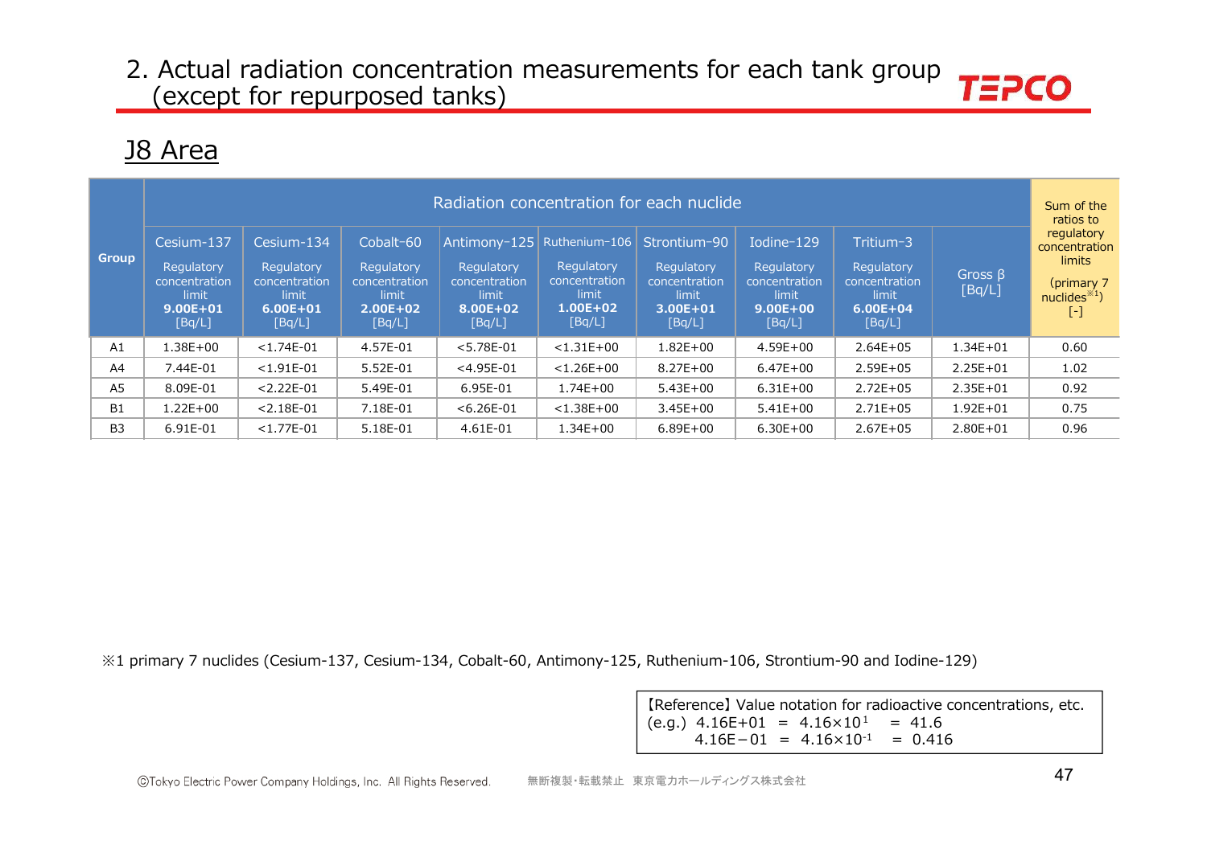## 2. Actual radiation concentration measurements for each tank group (except for repurposed tanks)

### J8 Area

| Group | Radiation concentration for each nuclide | | | | | | | | | Sum of the ratios to regulatory concentration limits (primary 7 nuclides※1) [-] |
|---|---|---|---|---|---|---|---|---|---|---|
| | Cesium-137 Regulatory concentration limit **9.00E+01** [Bq/L] | Cesium-134 Regulatory concentration limit **6.00E+01** [Bq/L] | Cobalt-60 Regulatory concentration limit **2.00E+02** [Bq/L] | Antimony-125 Regulatory concentration limit **8.00E+02** [Bq/L] | Ruthenium-106 Regulatory concentration limit **1.00E+02** [Bq/L] | Strontium-90 Regulatory concentration limit **3.00E+01** [Bq/L] | Iodine-129 Regulatory concentration limit **9.00E+00** [Bq/L] | Tritium-3 Regulatory concentration limit **6.00E+04** [Bq/L] | Gross β [Bq/L] | |
| A1 | 1.38E+00 | <1.74E-01 | 4.57E-01 | <5.78E-01 | <1.31E+00 | 1.82E+00 | 4.59E+00 | 2.64E+05 | 1.34E+01 | 0.60 |
| A4 | 7.44E-01 | <1.91E-01 | 5.52E-01 | <4.95E-01 | <1.26E+00 | 8.27E+00 | 6.47E+00 | 2.59E+05 | 2.25E+01 | 1.02 |
| A5 | 8.09E-01 | <2.22E-01 | 5.49E-01 | 6.95E-01 | 1.74E+00 | 5.43E+00 | 6.31E+00 | 2.72E+05 | 2.35E+01 | 0.92 |
| B1 | 1.22E+00 | <2.18E-01 | 7.18E-01 | <6.26E-01 | <1.38E+00 | 3.45E+00 | 5.41E+00 | 2.71E+05 | 1.92E+01 | 0.75 |
| B3 | 6.91E-01 | <1.77E-01 | 5.18E-01 | 4.61E-01 | 1.34E+00 | 6.89E+00 | 6.30E+00 | 2.67E+05 | 2.80E+01 | 0.96 |

※1 primary 7 nuclides (Cesium-137, Cesium-134, Cobalt-60, Antimony-125, Ruthenium-106, Strontium-90 and Iodine-129)

【Reference】Value notation for radioactive concentrations, etc.
(e.g.) 4.16E+01 = $4.16 \times 10^{1}$ = 41.6
4.16E−01 = $4.16 \times 10^{-1}$ = 0.416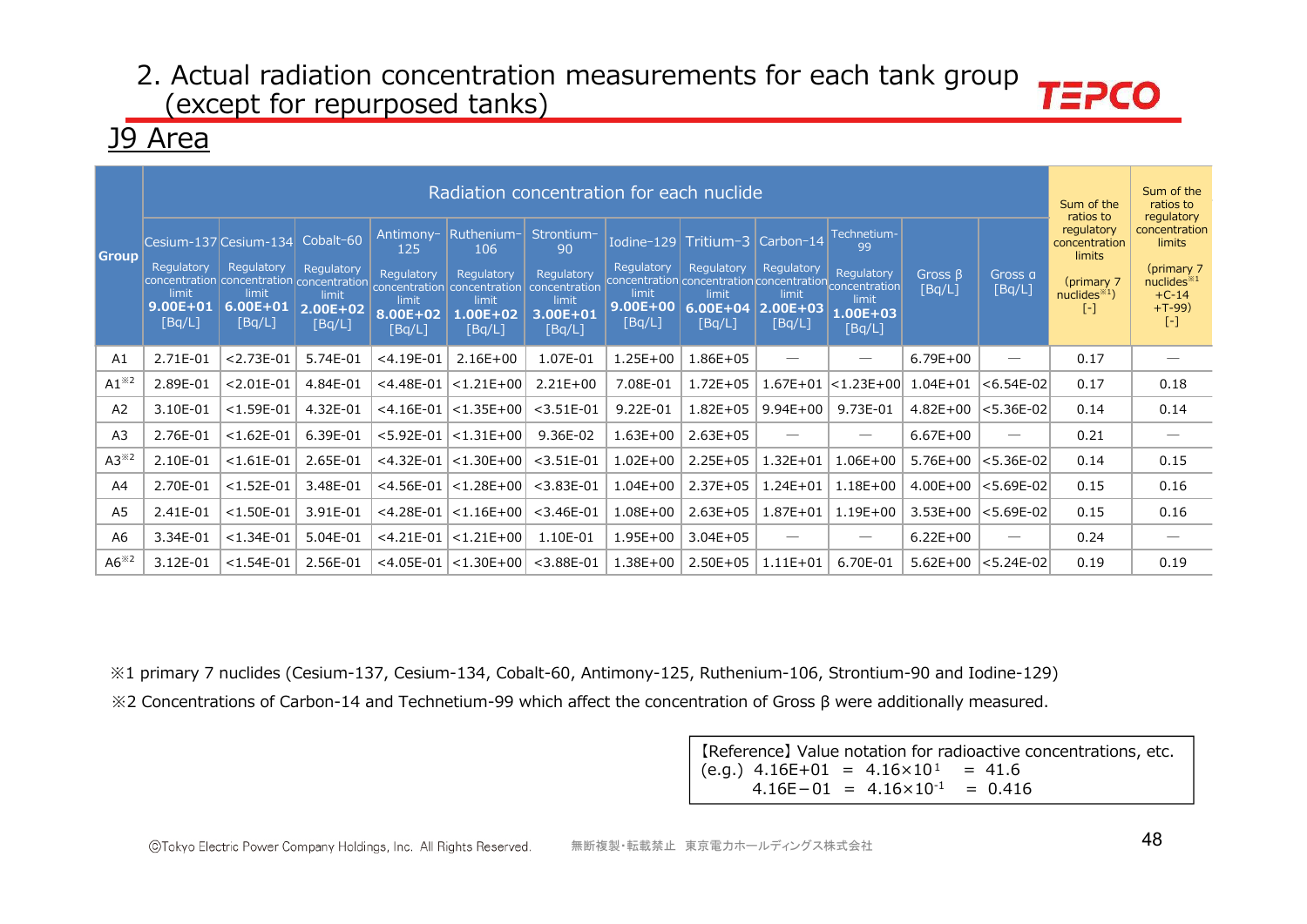## 2. Actual radiation concentration measurements for each tank group (except for repurposed tanks)

### J9 Area

| Group | Radiation concentration for each nuclide | | | | | | | | | | | | Sum of the ratios to regulatory concentration limits (primary 7 nuclides※1) [-] | Sum of the ratios to regulatory concentration limits (primary 7 nuclides※1 +C-14 +T-99) [-] |
|---|---|---|---|---|---|---|---|---|---|---|---|---|---|---|
| | Cesium-137 Regulatory concentration limit **9.00E+01** [Bq/L] | Cesium-134 Regulatory concentration limit **6.00E+01** [Bq/L] | Cobalt-60 Regulatory concentration limit **2.00E+02** [Bq/L] | Antimony-125 Regulatory concentration limit **8.00E+02** [Bq/L] | Ruthenium-106 Regulatory concentration limit **1.00E+02** [Bq/L] | Strontium-90 Regulatory concentration limit **3.00E+01** [Bq/L] | Iodine-129 Regulatory concentration limit **9.00E+00** [Bq/L] | Tritium-3 Regulatory concentration limit **6.00E+04** [Bq/L] | Carbon-14 Regulatory concentration limit **2.00E+03** [Bq/L] | Technetium-99 Regulatory concentration limit **1.00E+03** [Bq/L] | Gross β [Bq/L] | Gross α [Bq/L] | | |
| A1 | 2.71E-01 | <2.73E-01 | 5.74E-01 | <4.19E-01 | 2.16E+00 | 1.07E-01 | 1.25E+00 | 1.86E+05 | — | — | 6.79E+00 | — | 0.17 | — |
| A1※2 | 2.89E-01 | <2.01E-01 | 4.84E-01 | <4.48E-01 | <1.21E+00 | 2.21E+00 | 7.08E-01 | 1.72E+05 | 1.67E+01 | <1.23E+00 | 1.04E+01 | <6.54E-02 | 0.17 | 0.18 |
| A2 | 3.10E-01 | <1.59E-01 | 4.32E-01 | <4.16E-01 | <1.35E+00 | <3.51E-01 | 9.22E-01 | 1.82E+05 | 9.94E+00 | 9.73E-01 | 4.82E+00 | <5.36E-02 | 0.14 | 0.14 |
| A3 | 2.76E-01 | <1.62E-01 | 6.39E-01 | <5.92E-01 | <1.31E+00 | 9.36E-02 | 1.63E+00 | 2.63E+05 | — | — | 6.67E+00 | — | 0.21 | — |
| A3※2 | 2.10E-01 | <1.61E-01 | 2.65E-01 | <4.32E-01 | <1.30E+00 | <3.51E-01 | 1.02E+00 | 2.25E+05 | 1.32E+01 | 1.06E+00 | 5.76E+00 | <5.36E-02 | 0.14 | 0.15 |
| A4 | 2.70E-01 | <1.52E-01 | 3.48E-01 | <4.56E-01 | <1.28E+00 | <3.83E-01 | 1.04E+00 | 2.37E+05 | 1.24E+01 | 1.18E+00 | 4.00E+00 | <5.69E-02 | 0.15 | 0.16 |
| A5 | 2.41E-01 | <1.50E-01 | 3.91E-01 | <4.28E-01 | <1.16E+00 | <3.46E-01 | 1.08E+00 | 2.63E+05 | 1.87E+01 | 1.19E+00 | 3.53E+00 | <5.69E-02 | 0.15 | 0.16 |
| A6 | 3.34E-01 | <1.34E-01 | 5.04E-01 | <4.21E-01 | <1.21E+00 | 1.10E-01 | 1.95E+00 | 3.04E+05 | — | — | 6.22E+00 | — | 0.24 | — |
| A6※2 | 3.12E-01 | <1.54E-01 | 2.56E-01 | <4.05E-01 | <1.30E+00 | <3.88E-01 | 1.38E+00 | 2.50E+05 | 1.11E+01 | 6.70E-01 | 5.62E+00 | <5.24E-02 | 0.19 | 0.19 |

※1 primary 7 nuclides (Cesium-137, Cesium-134, Cobalt-60, Antimony-125, Ruthenium-106, Strontium-90 and Iodine-129)

※2 Concentrations of Carbon-14 and Technetium-99 which affect the concentration of Gross β were additionally measured.

【Reference】Value notation for radioactive concentrations, etc.
(e.g.) 4.16E+01 = $4.16\times10^{1}$ = 41.6
4.16E−01 = $4.16\times10^{-1}$ = 0.416

ⒸTokyo Electric Power Company Holdings, Inc. All Rights Reserved. 無断複製・転載禁止 東京電力ホールディングス株式会社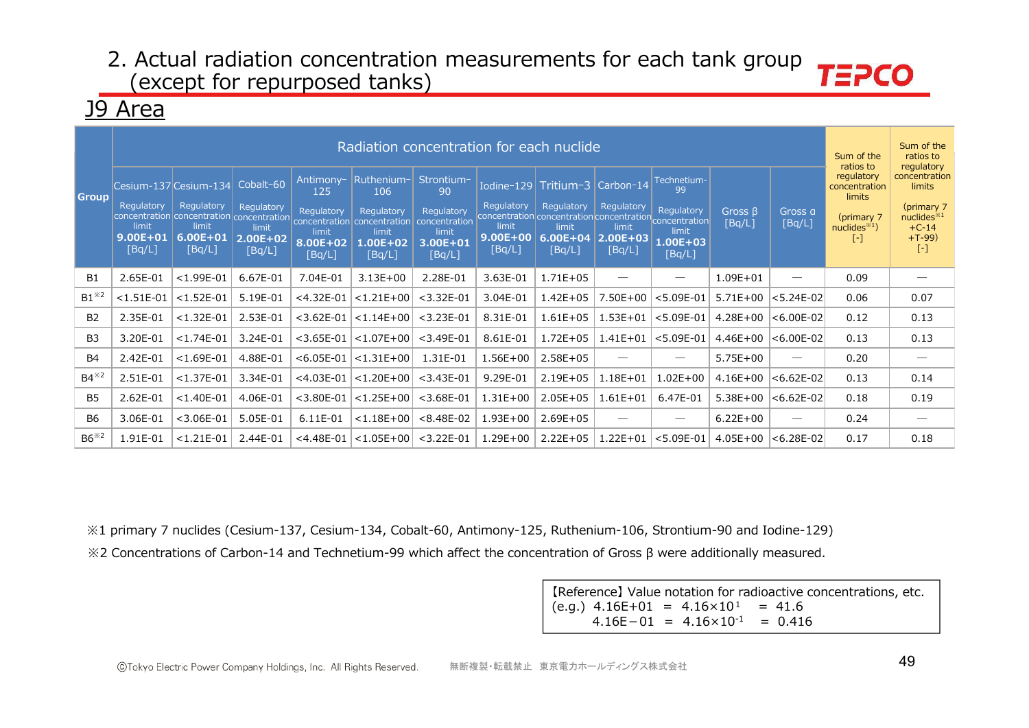## 2. Actual radiation concentration measurements for each tank group (except for repurposed tanks)

### J9 Area

| Group | Radiation concentration for each nuclide | | | | | | | | | | | | Sum of the ratios to regulatory concentration limits (primary 7 nuclides※1) [-] | Sum of the ratios to regulatory concentration limits (primary 7 nuclides※1 +C-14 +T-99) [-] |
|---|---|---|---|---|---|---|---|---|---|---|---|---|---|---|
| | Cesium-137 Regulatory concentration limit 9.00E+01 [Bq/L] | Cesium-134 Regulatory concentration limit 6.00E+01 [Bq/L] | Cobalt-60 Regulatory concentration limit 2.00E+02 [Bq/L] | Antimony-125 Regulatory concentration limit 8.00E+02 [Bq/L] | Ruthenium-106 Regulatory concentration limit 1.00E+02 [Bq/L] | Strontium-90 Regulatory concentration limit 3.00E+01 [Bq/L] | Iodine-129 Regulatory concentration limit 9.00E+00 [Bq/L] | Tritium-3 Regulatory concentration limit 6.00E+04 [Bq/L] | Carbon-14 Regulatory concentration limit 2.00E+03 [Bq/L] | Technetium-99 Regulatory concentration limit 1.00E+03 [Bq/L] | Gross β [Bq/L] | Gross α [Bq/L] | | |
| B1 | 2.65E-01 | <1.99E-01 | 6.67E-01 | 7.04E-01 | 3.13E+00 | 2.28E-01 | 3.63E-01 | 1.71E+05 | — | — | 1.09E+01 | — | 0.09 | — |
| B1※2 | <1.51E-01 | <1.52E-01 | 5.19E-01 | <4.32E-01 | <1.21E+00 | <3.32E-01 | 3.04E-01 | 1.42E+05 | 7.50E+00 | <5.09E-01 | 5.71E+00 | <5.24E-02 | 0.06 | 0.07 |
| B2 | 2.35E-01 | <1.32E-01 | 2.53E-01 | <3.62E-01 | <1.14E+00 | <3.23E-01 | 8.31E-01 | 1.61E+05 | 1.53E+01 | <5.09E-01 | 4.28E+00 | <6.00E-02 | 0.12 | 0.13 |
| B3 | 3.20E-01 | <1.74E-01 | 3.24E-01 | <3.65E-01 | <1.07E+00 | <3.49E-01 | 8.61E-01 | 1.72E+05 | 1.41E+01 | <5.09E-01 | 4.46E+00 | <6.00E-02 | 0.13 | 0.13 |
| B4 | 2.42E-01 | <1.69E-01 | 4.88E-01 | <6.05E-01 | <1.31E+00 | 1.31E-01 | 1.56E+00 | 2.58E+05 | — | — | 5.75E+00 | — | 0.20 | — |
| B4※2 | 2.51E-01 | <1.37E-01 | 3.34E-01 | <4.03E-01 | <1.20E+00 | <3.43E-01 | 9.29E-01 | 2.19E+05 | 1.18E+01 | 1.02E+00 | 4.16E+00 | <6.62E-02 | 0.13 | 0.14 |
| B5 | 2.62E-01 | <1.40E-01 | 4.06E-01 | <3.80E-01 | <1.25E+00 | <3.68E-01 | 1.31E+00 | 2.05E+05 | 1.61E+01 | 6.47E-01 | 5.38E+00 | <6.62E-02 | 0.18 | 0.19 |
| B6 | 3.06E-01 | <3.06E-01 | 5.05E-01 | 6.11E-01 | <1.18E+00 | <8.48E-02 | 1.93E+00 | 2.69E+05 | — | — | 6.22E+00 | — | 0.24 | — |
| B6※2 | 1.91E-01 | <1.21E-01 | 2.44E-01 | <4.48E-01 | <1.05E+00 | <3.22E-01 | 1.29E+00 | 2.22E+05 | 1.22E+01 | <5.09E-01 | 4.05E+00 | <6.28E-02 | 0.17 | 0.18 |

※1 primary 7 nuclides (Cesium-137, Cesium-134, Cobalt-60, Antimony-125, Ruthenium-106, Strontium-90 and Iodine-129)

※2 Concentrations of Carbon-14 and Technetium-99 which affect the concentration of Gross β were additionally measured.

【Reference】Value notation for radioactive concentrations, etc.
(e.g.) 4.16E+01 = $4.16 \times 10^{1}$ = 41.6
4.16E−01 = $4.16 \times 10^{-1}$ = 0.416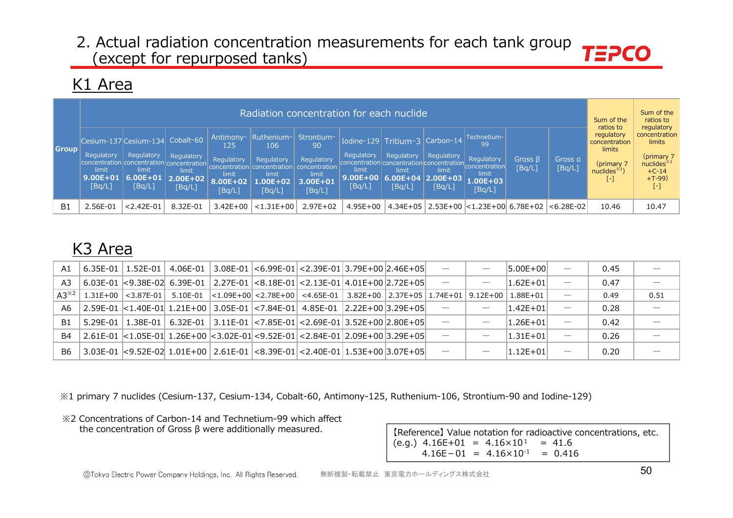# 2. Actual radiation concentration measurements for each tank group (except for repurposed tanks)

## K1 Area

| Group | Radiation concentration for each nuclide | | | | | | | | | | | | Sum of the ratios to regulatory concentration limits (primary 7 nuclides※1) [-] | Sum of the ratios to regulatory concentration limits (primary 7 nuclides※1 +C-14 +T-99) [-] |
|---|---|---|---|---|---|---|---|---|---|---|---|---|---|---|
| | Cesium-137 Regulatory concentration limit 9.00E+01 [Bq/L] | Cesium-134 Regulatory concentration limit 6.00E+01 [Bq/L] | Cobalt-60 Regulatory concentration limit 2.00E+02 [Bq/L] | Antimony-125 Regulatory concentration limit 8.00E+02 [Bq/L] | Ruthenium-106 Regulatory concentration limit 1.00E+02 [Bq/L] | Strontium-90 Regulatory concentration limit 3.00E+01 [Bq/L] | Iodine-129 Regulatory concentration limit 9.00E+00 [Bq/L] | Tritium-3 Regulatory concentration limit 6.00E+04 [Bq/L] | Carbon-14 Regulatory concentration limit 2.00E+03 [Bq/L] | Technetium-99 Regulatory concentration limit 1.00E+03 [Bq/L] | Gross β [Bq/L] | Gross α [Bq/L] | | |
| B1 | 2.56E-01 | <2.42E-01 | 8.32E-01 | 3.42E+00 | <1.31E+00 | 2.97E+02 | 4.95E+00 | 4.34E+05 | 2.53E+00 | <1.23E+00 | 6.78E+02 | <6.28E-02 | 10.46 | 10.47 |

## K3 Area

| Group | Cesium-137 | Cesium-134 | Cobalt-60 | Antimony-125 | Ruthenium-106 | Strontium-90 | Iodine-129 | Tritium-3 | Carbon-14 | Technetium-99 | Gross β | Gross α | Sum (primary 7) | Sum (primary 7 +C-14 +T-99) |
|---|---|---|---|---|---|---|---|---|---|---|---|---|---|---|
| A1 | 6.35E-01 | 1.52E-01 | 4.06E-01 | 3.08E-01 | <6.99E-01 | <2.39E-01 | 3.79E+00 | 2.46E+05 | — | — | 5.00E+00 | — | 0.45 | — |
| A3 | 6.03E-01 | <9.38E-02 | 6.39E-01 | 2.27E-01 | <8.18E-01 | <2.13E-01 | 4.01E+00 | 2.72E+05 | — | — | 1.62E+01 | — | 0.47 | — |
| A3※2 | 1.31E+00 | <3.87E-01 | 5.10E-01 | <1.09E+00 | <2.78E+00 | <4.65E-01 | 3.82E+00 | 2.37E+05 | 1.74E+01 | 9.12E+00 | 1.88E+01 | — | 0.49 | 0.51 |
| A6 | 2.59E-01 | <1.40E-01 | 1.21E+00 | 3.05E-01 | <7.84E-01 | 4.85E-01 | 2.22E+00 | 3.29E+05 | — | — | 1.42E+01 | — | 0.28 | — |
| B1 | 5.29E-01 | 1.38E-01 | 6.32E-01 | 3.11E-01 | <7.85E-01 | <2.69E-01 | 3.52E+00 | 2.80E+05 | — | — | 1.26E+01 | — | 0.42 | — |
| B4 | 2.61E-01 | <1.05E-01 | 1.26E+00 | <3.02E-01 | <9.52E-01 | <2.84E-01 | 2.09E+00 | 3.29E+05 | — | — | 1.31E+01 | — | 0.26 | — |
| B6 | 3.03E-01 | <9.52E-02 | 1.01E+00 | 2.61E-01 | <8.39E-01 | <2.40E-01 | 1.53E+00 | 3.07E+05 | — | — | 1.12E+01 | — | 0.20 | — |

※1 primary 7 nuclides (Cesium-137, Cesium-134, Cobalt-60, Antimony-125, Ruthenium-106, Strontium-90 and Iodine-129)

※2 Concentrations of Carbon-14 and Technetium-99 which affect the concentration of Gross β were additionally measured.

【Reference】Value notation for radioactive concentrations, etc.
(e.g.) 4.16E+01 = $4.16\times10^{1}$ = 41.6
4.16E−01 = $4.16\times10^{-1}$ = 0.416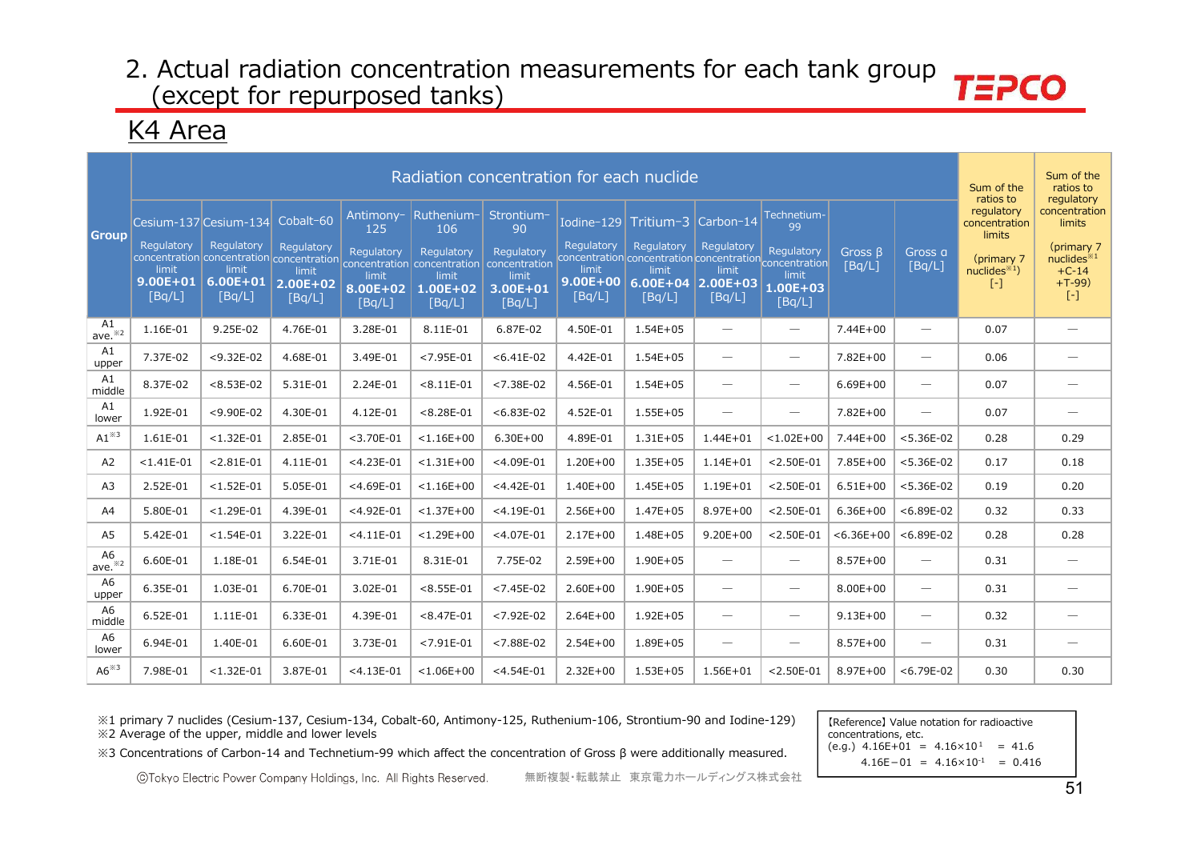## 2. Actual radiation concentration measurements for each tank group (except for repurposed tanks)

### K4 Area

| Group | Radiation concentration for each nuclide | | | | | | | | | | | | Sum of the ratios to regulatory concentration limits (primary 7 nuclides※1) [-] | Sum of the ratios to regulatory concentration limits (primary 7 nuclides※1 +C-14 +T-99) [-] |
|---|---|---|---|---|---|---|---|---|---|---|---|---|---|---|
| | Cesium-137 Regulatory concentration limit **9.00E+01** [Bq/L] | Cesium-134 Regulatory concentration limit **6.00E+01** [Bq/L] | Cobalt-60 Regulatory concentration limit **2.00E+02** [Bq/L] | Antimony-125 Regulatory concentration limit **8.00E+02** [Bq/L] | Ruthenium-106 Regulatory concentration limit **1.00E+02** [Bq/L] | Strontium-90 Regulatory concentration limit **3.00E+01** [Bq/L] | Iodine-129 Regulatory concentration limit **9.00E+00** [Bq/L] | Tritium-3 Regulatory concentration limit **6.00E+04** [Bq/L] | Carbon-14 Regulatory concentration limit **2.00E+03** [Bq/L] | Technetium-99 Regulatory concentration limit **1.00E+03** [Bq/L] | Gross β [Bq/L] | Gross α [Bq/L] | | |
| A1 ave.※2 | 1.16E-01 | 9.25E-02 | 4.76E-01 | 3.28E-01 | 8.11E-01 | 6.87E-02 | 4.50E-01 | 1.54E+05 | — | — | 7.44E+00 | — | 0.07 | — |
| A1 upper | 7.37E-02 | <9.32E-02 | 4.68E-01 | 3.49E-01 | <7.95E-01 | <6.41E-02 | 4.42E-01 | 1.54E+05 | — | — | 7.82E+00 | — | 0.06 | — |
| A1 middle | 8.37E-02 | <8.53E-02 | 5.31E-01 | 2.24E-01 | <8.11E-01 | <7.38E-02 | 4.56E-01 | 1.54E+05 | — | — | 6.69E+00 | — | 0.07 | — |
| A1 lower | 1.92E-01 | <9.90E-02 | 4.30E-01 | 4.12E-01 | <8.28E-01 | <6.83E-02 | 4.52E-01 | 1.55E+05 | — | — | 7.82E+00 | — | 0.07 | — |
| A1※3 | 1.61E-01 | <1.32E-01 | 2.85E-01 | <3.70E-01 | <1.16E+00 | 6.30E+00 | 4.89E-01 | 1.31E+05 | 1.44E+01 | <1.02E+00 | 7.44E+00 | <5.36E-02 | 0.28 | 0.29 |
| A2 | <1.41E-01 | <2.81E-01 | 4.11E-01 | <4.23E-01 | <1.31E+00 | <4.09E-01 | 1.20E+00 | 1.35E+05 | 1.14E+01 | <2.50E-01 | 7.85E+00 | <5.36E-02 | 0.17 | 0.18 |
| A3 | 2.52E-01 | <1.52E-01 | 5.05E-01 | <4.69E-01 | <1.16E+00 | <4.42E-01 | 1.40E+00 | 1.45E+05 | 1.19E+01 | <2.50E-01 | 6.51E+00 | <5.36E-02 | 0.19 | 0.20 |
| A4 | 5.80E-01 | <1.29E-01 | 4.39E-01 | <4.92E-01 | <1.37E+00 | <4.19E-01 | 2.56E+00 | 1.47E+05 | 8.97E+00 | <2.50E-01 | 6.36E+00 | <6.89E-02 | 0.32 | 0.33 |
| A5 | 5.42E-01 | <1.54E-01 | 3.22E-01 | <4.11E-01 | <1.29E+00 | <4.07E-01 | 2.17E+00 | 1.48E+05 | 9.20E+00 | <2.50E-01 | <6.36E+00 | <6.89E-02 | 0.28 | 0.28 |
| A6 ave.※2 | 6.60E-01 | 1.18E-01 | 6.54E-01 | 3.71E-01 | 8.31E-01 | 7.75E-02 | 2.59E+00 | 1.90E+05 | — | — | 8.57E+00 | — | 0.31 | — |
| A6 upper | 6.35E-01 | 1.03E-01 | 6.70E-01 | 3.02E-01 | <8.55E-01 | <7.45E-02 | 2.60E+00 | 1.90E+05 | — | — | 8.00E+00 | — | 0.31 | — |
| A6 middle | 6.52E-01 | 1.11E-01 | 6.33E-01 | 4.39E-01 | <8.47E-01 | <7.92E-02 | 2.64E+00 | 1.92E+05 | — | — | 9.13E+00 | — | 0.32 | — |
| A6 lower | 6.94E-01 | 1.40E-01 | 6.60E-01 | 3.73E-01 | <7.91E-01 | <7.88E-02 | 2.54E+00 | 1.89E+05 | — | — | 8.57E+00 | — | 0.31 | — |
| A6※3 | 7.98E-01 | <1.32E-01 | 3.87E-01 | <4.13E-01 | <1.06E+00 | <4.54E-01 | 2.32E+00 | 1.53E+05 | 1.56E+01 | <2.50E-01 | 8.97E+00 | <6.79E-02 | 0.30 | 0.30 |

※1 primary 7 nuclides (Cesium-137, Cesium-134, Cobalt-60, Antimony-125, Ruthenium-106, Strontium-90 and Iodine-129)
※2 Average of the upper, middle and lower levels
※3 Concentrations of Carbon-14 and Technetium-99 which affect the concentration of Gross β were additionally measured.

【Reference】Value notation for radioactive concentrations, etc.
(e.g.) 4.16E+01 = $4.16\times10^{1}$ = 41.6
4.16E−01 = $4.16\times10^{-1}$ = 0.416

©Tokyo Electric Power Company Holdings, Inc. All Rights Reserved. 無断複製・転載禁止 東京電力ホールディングス株式会社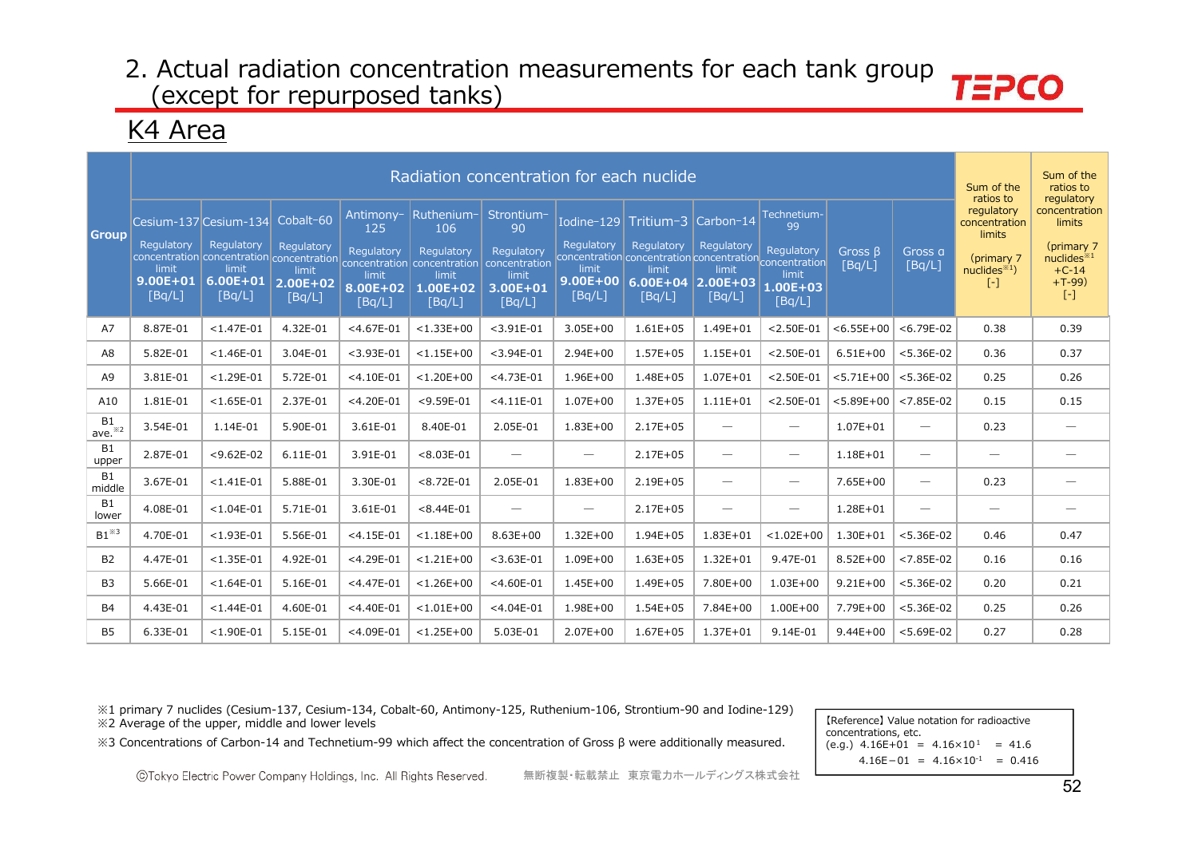## 2. Actual radiation concentration measurements for each tank group (except for repurposed tanks)

### K4 Area

| Group | Radiation concentration for each nuclide | | | | | | | | | | | | Sum of the ratios to regulatory concentration limits (primary 7 nuclides※1) [-] | Sum of the ratios to regulatory concentration limits (primary 7 nuclides※1 +C-14 +T-99) [-] |
|---|---|---|---|---|---|---|---|---|---|---|---|---|---|---|
| | Cesium-137 Regulatory concentration limit **9.00E+01** [Bq/L] | Cesium-134 Regulatory concentration limit **6.00E+01** [Bq/L] | Cobalt-60 Regulatory concentration limit **2.00E+02** [Bq/L] | Antimony-125 Regulatory concentration limit **8.00E+02** [Bq/L] | Ruthenium-106 Regulatory concentration limit **1.00E+02** [Bq/L] | Strontium-90 Regulatory concentration limit **3.00E+01** [Bq/L] | Iodine-129 Regulatory concentration limit **9.00E+00** [Bq/L] | Tritium-3 Regulatory concentration limit **6.00E+04** [Bq/L] | Carbon-14 Regulatory concentration limit **2.00E+03** [Bq/L] | Technetium-99 Regulatory concentration limit **1.00E+03** [Bq/L] | Gross β [Bq/L] | Gross α [Bq/L] | | |
| A7 | 8.87E-01 | <1.47E-01 | 4.32E-01 | <4.67E-01 | <1.33E+00 | <3.91E-01 | 3.05E+00 | 1.61E+05 | 1.49E+01 | <2.50E-01 | <6.55E+00 | <6.79E-02 | 0.38 | 0.39 |
| A8 | 5.82E-01 | <1.46E-01 | 3.04E-01 | <3.93E-01 | <1.15E+00 | <3.94E-01 | 2.94E+00 | 1.57E+05 | 1.15E+01 | <2.50E-01 | 6.51E+00 | <5.36E-02 | 0.36 | 0.37 |
| A9 | 3.81E-01 | <1.29E-01 | 5.72E-01 | <4.10E-01 | <1.20E+00 | <4.73E-01 | 1.96E+00 | 1.48E+05 | 1.07E+01 | <2.50E-01 | <5.71E+00 | <5.36E-02 | 0.25 | 0.26 |
| A10 | 1.81E-01 | <1.65E-01 | 2.37E-01 | <4.20E-01 | <9.59E-01 | <4.11E-01 | 1.07E+00 | 1.37E+05 | 1.11E+01 | <2.50E-01 | <5.89E+00 | <7.85E-02 | 0.15 | 0.15 |
| B1 ave.※2 | 3.54E-01 | 1.14E-01 | 5.90E-01 | 3.61E-01 | 8.40E-01 | 2.05E-01 | 1.83E+00 | 2.17E+05 | ― | ― | 1.07E+01 | ― | 0.23 | ― |
| B1 upper | 2.87E-01 | <9.62E-02 | 6.11E-01 | 3.91E-01 | <8.03E-01 | ― | ― | 2.17E+05 | ― | ― | 1.18E+01 | ― | ― | ― |
| B1 middle | 3.67E-01 | <1.41E-01 | 5.88E-01 | 3.30E-01 | <8.72E-01 | 2.05E-01 | 1.83E+00 | 2.19E+05 | ― | ― | 7.65E+00 | ― | 0.23 | ― |
| B1 lower | 4.08E-01 | <1.04E-01 | 5.71E-01 | 3.61E-01 | <8.44E-01 | ― | ― | 2.17E+05 | ― | ― | 1.28E+01 | ― | ― | ― |
| B1※3 | 4.70E-01 | <1.93E-01 | 5.56E-01 | <4.15E-01 | <1.18E+00 | 8.63E+00 | 1.32E+00 | 1.94E+05 | 1.83E+01 | <1.02E+00 | 1.30E+01 | <5.36E-02 | 0.46 | 0.47 |
| B2 | 4.47E-01 | <1.35E-01 | 4.92E-01 | <4.29E-01 | <1.21E+00 | <3.63E-01 | 1.09E+00 | 1.63E+05 | 1.32E+01 | 9.47E-01 | 8.52E+00 | <7.85E-02 | 0.16 | 0.16 |
| B3 | 5.66E-01 | <1.64E-01 | 5.16E-01 | <4.47E-01 | <1.26E+00 | <4.60E-01 | 1.45E+00 | 1.49E+05 | 7.80E+00 | 1.03E+00 | 9.21E+00 | <5.36E-02 | 0.20 | 0.21 |
| B4 | 4.43E-01 | <1.44E-01 | 4.60E-01 | <4.40E-01 | <1.01E+00 | <4.04E-01 | 1.98E+00 | 1.54E+05 | 7.84E+00 | 1.00E+00 | 7.79E+00 | <5.36E-02 | 0.25 | 0.26 |
| B5 | 6.33E-01 | <1.90E-01 | 5.15E-01 | <4.09E-01 | <1.25E+00 | 5.03E-01 | 2.07E+00 | 1.67E+05 | 1.37E+01 | 9.14E-01 | 9.44E+00 | <5.69E-02 | 0.27 | 0.28 |

※1 primary 7 nuclides (Cesium-137, Cesium-134, Cobalt-60, Antimony-125, Ruthenium-106, Strontium-90 and Iodine-129)
※2 Average of the upper, middle and lower levels
※3 Concentrations of Carbon-14 and Technetium-99 which affect the concentration of Gross β were additionally measured.

【Reference】Value notation for radioactive concentrations, etc.
(e.g.) 4.16E+01 = $4.16\times10^{1}$ = 41.6
4.16E−01 = $4.16\times10^{-1}$ = 0.416

©Tokyo Electric Power Company Holdings, Inc. All Rights Reserved. 無断複製・転載禁止 東京電力ホールディングス株式会社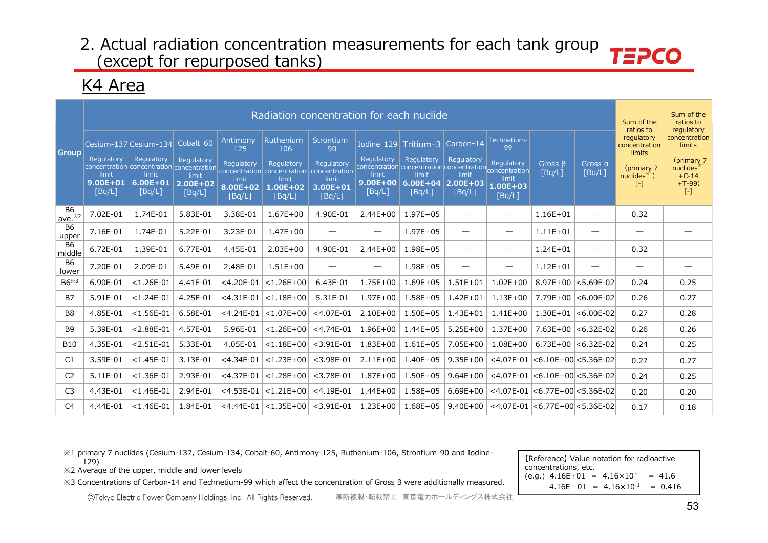# 2. Actual radiation concentration measurements for each tank group (except for repurposed tanks)

## K4 Area

| Group | Radiation concentration for each nuclide | | | | | | | | | | | | Sum of the ratios to regulatory concentration limits (primary 7 nuclides※1) [-] | Sum of the ratios to regulatory concentration limits (primary 7 nuclides※1 +C-14 +T-99) [-] |
|---|---|---|---|---|---|---|---|---|---|---|---|---|---|---|
| | Cesium-137 Regulatory concentration limit **9.00E+01** [Bq/L] | Cesium-134 Regulatory concentration limit **6.00E+01** [Bq/L] | Cobalt-60 Regulatory concentration limit **2.00E+02** [Bq/L] | Antimony-125 Regulatory concentration limit **8.00E+02** [Bq/L] | Ruthenium-106 Regulatory concentration limit **1.00E+02** [Bq/L] | Strontium-90 Regulatory concentration limit **3.00E+01** [Bq/L] | Iodine-129 Regulatory concentration limit **9.00E+00** [Bq/L] | Tritium-3 Regulatory concentration limit **6.00E+04** [Bq/L] | Carbon-14 Regulatory concentration limit **2.00E+03** [Bq/L] | Technetium-99 Regulatory concentration limit **1.00E+03** [Bq/L] | Gross β [Bq/L] | Gross α [Bq/L] | | |
| B6 ave.※2 | 7.02E-01 | 1.74E-01 | 5.83E-01 | 3.38E-01 | 1.67E+00 | 4.90E-01 | 2.44E+00 | 1.97E+05 | — | — | 1.16E+01 | — | 0.32 | — |
| B6 upper | 7.16E-01 | 1.74E-01 | 5.22E-01 | 3.23E-01 | 1.47E+00 | — | — | 1.97E+05 | — | — | 1.11E+01 | — | — | — |
| B6 middle | 6.72E-01 | 1.39E-01 | 6.77E-01 | 4.45E-01 | 2.03E+00 | 4.90E-01 | 2.44E+00 | 1.98E+05 | — | — | 1.24E+01 | — | 0.32 | — |
| B6 lower | 7.20E-01 | 2.09E-01 | 5.49E-01 | 2.48E-01 | 1.51E+00 | — | — | 1.98E+05 | — | — | 1.12E+01 | — | — | — |
| B6※3 | 6.90E-01 | <1.26E-01 | 4.41E-01 | <4.20E-01 | <1.26E+00 | 6.43E-01 | 1.75E+00 | 1.69E+05 | 1.51E+01 | 1.02E+00 | 8.97E+00 | <5.69E-02 | 0.24 | 0.25 |
| B7 | 5.91E-01 | <1.24E-01 | 4.25E-01 | <4.31E-01 | <1.18E+00 | 5.31E-01 | 1.97E+00 | 1.58E+05 | 1.42E+01 | 1.13E+00 | 7.79E+00 | <6.00E-02 | 0.26 | 0.27 |
| B8 | 4.85E-01 | <1.56E-01 | 6.58E-01 | <4.24E-01 | <1.07E+00 | <4.07E-01 | 2.10E+00 | 1.50E+05 | 1.43E+01 | 1.41E+00 | 1.30E+01 | <6.00E-02 | 0.27 | 0.28 |
| B9 | 5.39E-01 | <2.88E-01 | 4.57E-01 | 5.96E-01 | <1.26E+00 | <4.74E-01 | 1.96E+00 | 1.44E+05 | 5.25E+00 | 1.37E+00 | 7.63E+00 | <6.32E-02 | 0.26 | 0.26 |
| B10 | 4.35E-01 | <2.51E-01 | 5.33E-01 | 4.05E-01 | <1.18E+00 | <3.91E-01 | 1.83E+00 | 1.61E+05 | 7.05E+00 | 1.08E+00 | 6.73E+00 | <6.32E-02 | 0.24 | 0.25 |
| C1 | 3.59E-01 | <1.45E-01 | 3.13E-01 | <4.34E-01 | <1.23E+00 | <3.98E-01 | 2.11E+00 | 1.40E+05 | 9.35E+00 | <4.07E-01 | <6.10E+00 | <5.36E-02 | 0.27 | 0.27 |
| C2 | 5.11E-01 | <1.36E-01 | 2.93E-01 | <4.37E-01 | <1.28E+00 | <3.78E-01 | 1.87E+00 | 1.50E+05 | 9.64E+00 | <4.07E-01 | <6.10E+00 | <5.36E-02 | 0.24 | 0.25 |
| C3 | 4.43E-01 | <1.46E-01 | 2.94E-01 | <4.53E-01 | <1.21E+00 | <4.19E-01 | 1.44E+00 | 1.58E+05 | 6.69E+00 | <4.07E-01 | <6.77E+00 | <5.36E-02 | 0.20 | 0.20 |
| C4 | 4.44E-01 | <1.46E-01 | 1.84E-01 | <4.44E-01 | <1.35E+00 | <3.91E-01 | 1.23E+00 | 1.68E+05 | 9.40E+00 | <4.07E-01 | <6.77E+00 | <5.36E-02 | 0.17 | 0.18 |

※1 primary 7 nuclides (Cesium-137, Cesium-134, Cobalt-60, Antimony-125, Ruthenium-106, Strontium-90 and Iodine-129)
※2 Average of the upper, middle and lower levels
※3 Concentrations of Carbon-14 and Technetium-99 which affect the concentration of Gross β were additionally measured.

【Reference】Value notation for radioactive concentrations, etc.
(e.g.) 4.16E+01 = $4.16\times10^{1}$ = 41.6
4.16E−01 = $4.16\times10^{-1}$ = 0.416

ⒸTokyo Electric Power Company Holdings, Inc. All Rights Reserved. 無断複製・転載禁止 東京電力ホールディングス株式会社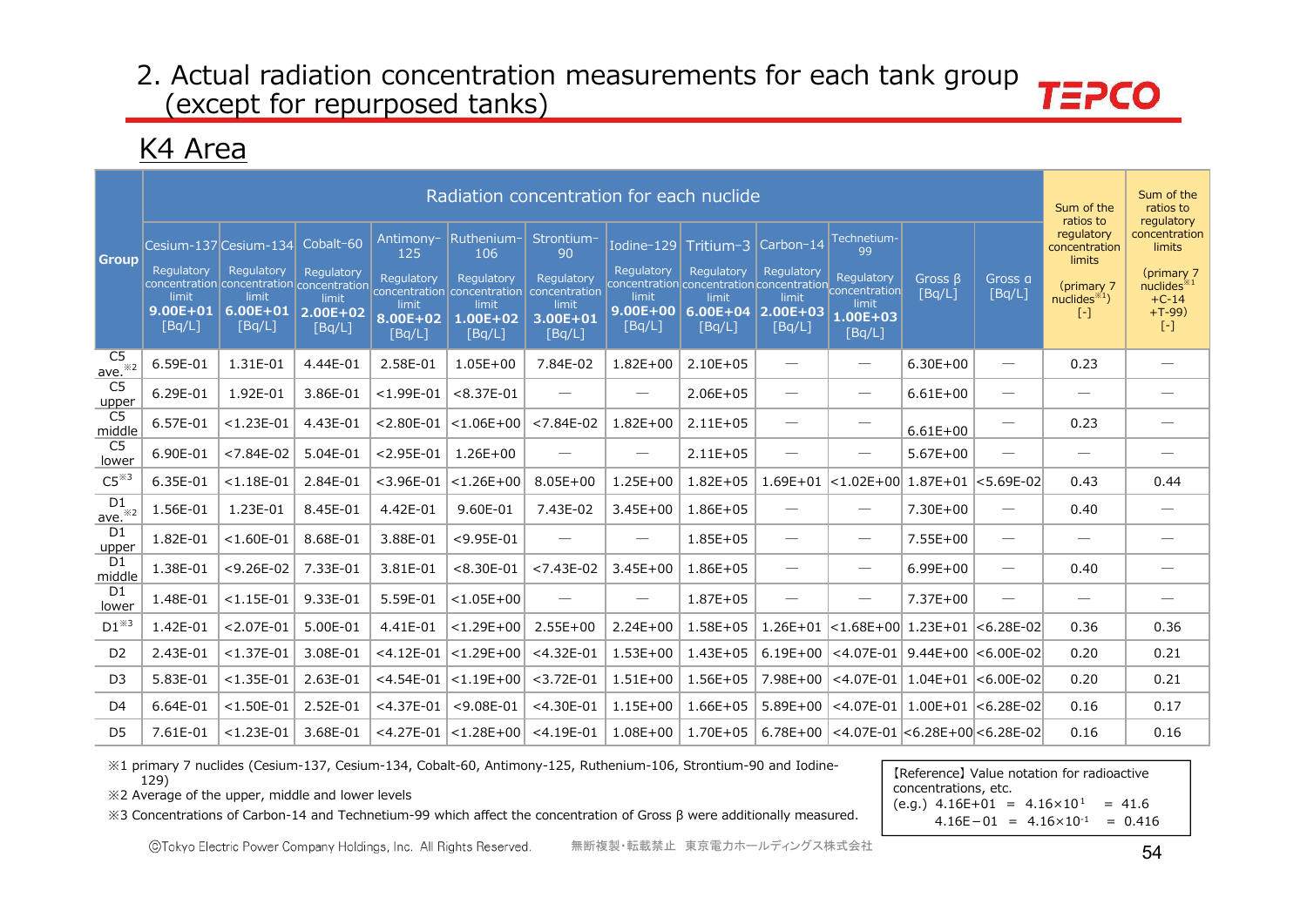# 2. Actual radiation concentration measurements for each tank group (except for repurposed tanks)

## K4 Area

| Group | Radiation concentration for each nuclide | | | | | | | | | | | | Sum of the ratios to regulatory concentration limits (primary 7 nuclides※1) [-] | Sum of the ratios to regulatory concentration limits (primary 7 nuclides※1 +C-14 +T-99) [-] |
|---|---|---|---|---|---|---|---|---|---|---|---|---|---|---|
| | Cesium-137 Regulatory concentration limit 9.00E+01 [Bq/L] | Cesium-134 Regulatory concentration limit 6.00E+01 [Bq/L] | Cobalt-60 Regulatory concentration limit 2.00E+02 [Bq/L] | Antimony-125 Regulatory concentration limit 8.00E+02 [Bq/L] | Ruthenium-106 Regulatory concentration limit 1.00E+02 [Bq/L] | Strontium-90 Regulatory concentration limit 3.00E+01 [Bq/L] | Iodine-129 Regulatory concentration limit 9.00E+00 [Bq/L] | Tritium-3 Regulatory concentration limit 6.00E+04 [Bq/L] | Carbon-14 Regulatory concentration limit 2.00E+03 [Bq/L] | Technetium-99 Regulatory concentration limit 1.00E+03 [Bq/L] | Gross β [Bq/L] | Gross α [Bq/L] | | |
| C5 ave.※2 | 6.59E-01 | 1.31E-01 | 4.44E-01 | 2.58E-01 | 1.05E+00 | 7.84E-02 | 1.82E+00 | 2.10E+05 | — | — | 6.30E+00 | — | 0.23 | — |
| C5 upper | 6.29E-01 | 1.92E-01 | 3.86E-01 | <1.99E-01 | <8.37E-01 | — | — | 2.06E+05 | — | — | 6.61E+00 | — | — | — |
| C5 middle | 6.57E-01 | <1.23E-01 | 4.43E-01 | <2.80E-01 | <1.06E+00 | <7.84E-02 | 1.82E+00 | 2.11E+05 | — | — | 6.61E+00 | — | 0.23 | — |
| C5 lower | 6.90E-01 | <7.84E-02 | 5.04E-01 | <2.95E-01 | 1.26E+00 | — | — | 2.11E+05 | — | — | 5.67E+00 | — | — | — |
| C5※3 | 6.35E-01 | <1.18E-01 | 2.84E-01 | <3.96E-01 | <1.26E+00 | 8.05E+00 | 1.25E+00 | 1.82E+05 | 1.69E+01 | <1.02E+00 | 1.87E+01 | <5.69E-02 | 0.43 | 0.44 |
| D1 ave.※2 | 1.56E-01 | 1.23E-01 | 8.45E-01 | 4.42E-01 | 9.60E-01 | 7.43E-02 | 3.45E+00 | 1.86E+05 | — | — | 7.30E+00 | — | 0.40 | — |
| D1 upper | 1.82E-01 | <1.60E-01 | 8.68E-01 | 3.88E-01 | <9.95E-01 | — | — | 1.85E+05 | — | — | 7.55E+00 | — | — | — |
| D1 middle | 1.38E-01 | <9.26E-02 | 7.33E-01 | 3.81E-01 | <8.30E-01 | <7.43E-02 | 3.45E+00 | 1.86E+05 | — | — | 6.99E+00 | — | 0.40 | — |
| D1 lower | 1.48E-01 | <1.15E-01 | 9.33E-01 | 5.59E-01 | <1.05E+00 | — | — | 1.87E+05 | — | — | 7.37E+00 | — | — | — |
| D1※3 | 1.42E-01 | <2.07E-01 | 5.00E-01 | 4.41E-01 | <1.29E+00 | 2.55E+00 | 2.24E+00 | 1.58E+05 | 1.26E+01 | <1.68E+00 | 1.23E+01 | <6.28E-02 | 0.36 | 0.36 |
| D2 | 2.43E-01 | <1.37E-01 | 3.08E-01 | <4.12E-01 | <1.29E+00 | <4.32E-01 | 1.53E+00 | 1.43E+05 | 6.19E+00 | <4.07E-01 | 9.44E+00 | <6.00E-02 | 0.20 | 0.21 |
| D3 | 5.83E-01 | <1.35E-01 | 2.63E-01 | <4.54E-01 | <1.19E+00 | <3.72E-01 | 1.51E+00 | 1.56E+05 | 7.98E+00 | <4.07E-01 | 1.04E+01 | <6.00E-02 | 0.20 | 0.21 |
| D4 | 6.64E-01 | <1.50E-01 | 2.52E-01 | <4.37E-01 | <9.08E-01 | <4.30E-01 | 1.15E+00 | 1.66E+05 | 5.89E+00 | <4.07E-01 | 1.00E+01 | <6.28E-02 | 0.16 | 0.17 |
| D5 | 7.61E-01 | <1.23E-01 | 3.68E-01 | <4.27E-01 | <1.28E+00 | <4.19E-01 | 1.08E+00 | 1.70E+05 | 6.78E+00 | <4.07E-01 | <6.28E+00 | <6.28E-02 | 0.16 | 0.16 |

※1 primary 7 nuclides (Cesium-137, Cesium-134, Cobalt-60, Antimony-125, Ruthenium-106, Strontium-90 and Iodine-129)

※2 Average of the upper, middle and lower levels

※3 Concentrations of Carbon-14 and Technetium-99 which affect the concentration of Gross β were additionally measured.

【Reference】 Value notation for radioactive concentrations, etc.
(e.g.) 4.16E+01 = $4.16 \times 10^{1}$ = 41.6
4.16E−01 = $4.16 \times 10^{-1}$ = 0.416

ⒸTokyo Electric Power Company Holdings, Inc. All Rights Reserved. 無断複製・転載禁止 東京電力ホールディングス株式会社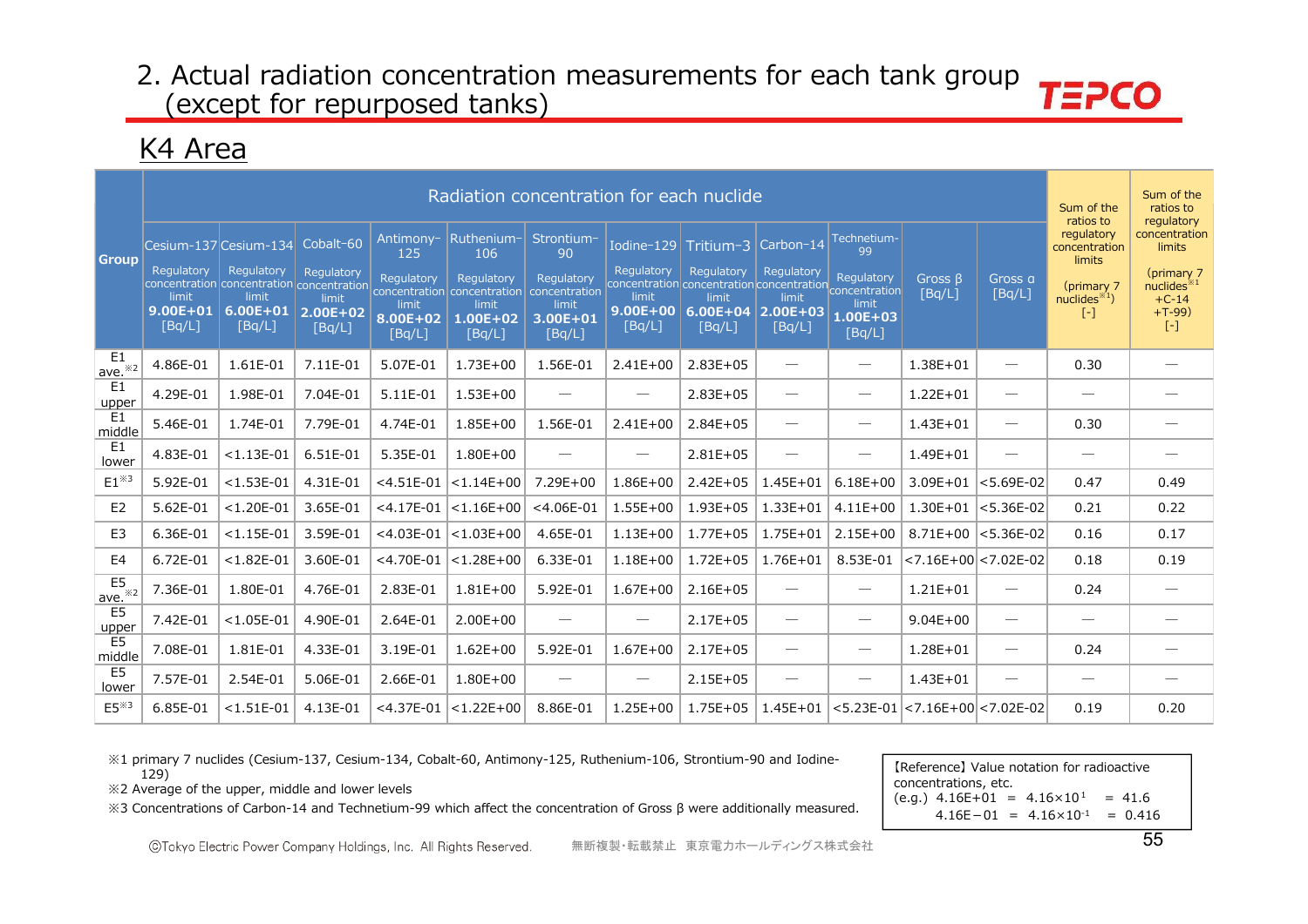# 2. Actual radiation concentration measurements for each tank group (except for repurposed tanks)

## K4 Area

| Group | Radiation concentration for each nuclide | | | | | | | | | | | | Sum of the ratios to regulatory concentration limits (primary 7 nuclides※1) [-] | Sum of the ratios to regulatory concentration limits (primary 7 nuclides※1 +C-14 +T-99) [-] |
|---|---|---|---|---|---|---|---|---|---|---|---|---|---|---|
| | Cesium-137 Regulatory concentration limit 9.00E+01 [Bq/L] | Cesium-134 Regulatory concentration limit 6.00E+01 [Bq/L] | Cobalt-60 Regulatory concentration limit 2.00E+02 [Bq/L] | Antimony-125 Regulatory concentration limit 8.00E+02 [Bq/L] | Ruthenium-106 Regulatory concentration limit 1.00E+02 [Bq/L] | Strontium-90 Regulatory concentration limit 3.00E+01 [Bq/L] | Iodine-129 Regulatory concentration limit 9.00E+00 [Bq/L] | Tritium-3 Regulatory concentration limit 6.00E+04 [Bq/L] | Carbon-14 Regulatory concentration limit 2.00E+03 [Bq/L] | Technetium-99 Regulatory concentration limit 1.00E+03 [Bq/L] | Gross β [Bq/L] | Gross α [Bq/L] | | |
| E1 ave.※2 | 4.86E-01 | 1.61E-01 | 7.11E-01 | 5.07E-01 | 1.73E+00 | 1.56E-01 | 2.41E+00 | 2.83E+05 | — | — | 1.38E+01 | — | 0.30 | — |
| E1 upper | 4.29E-01 | 1.98E-01 | 7.04E-01 | 5.11E-01 | 1.53E+00 | — | — | 2.83E+05 | — | — | 1.22E+01 | — | — | — |
| E1 middle | 5.46E-01 | 1.74E-01 | 7.79E-01 | 4.74E-01 | 1.85E+00 | 1.56E-01 | 2.41E+00 | 2.84E+05 | — | — | 1.43E+01 | — | 0.30 | — |
| E1 lower | 4.83E-01 | <1.13E-01 | 6.51E-01 | 5.35E-01 | 1.80E+00 | — | — | 2.81E+05 | — | — | 1.49E+01 | — | — | — |
| E1※3 | 5.92E-01 | <1.53E-01 | 4.31E-01 | <4.51E-01 | <1.14E+00 | 7.29E+00 | 1.86E+00 | 2.42E+05 | 1.45E+01 | 6.18E+00 | 3.09E+01 | <5.69E-02 | 0.47 | 0.49 |
| E2 | 5.62E-01 | <1.20E-01 | 3.65E-01 | <4.17E-01 | <1.16E+00 | <4.06E-01 | 1.55E+00 | 1.93E+05 | 1.33E+01 | 4.11E+00 | 1.30E+01 | <5.36E-02 | 0.21 | 0.22 |
| E3 | 6.36E-01 | <1.15E-01 | 3.59E-01 | <4.03E-01 | <1.03E+00 | 4.65E-01 | 1.13E+00 | 1.77E+05 | 1.75E+01 | 2.15E+00 | 8.71E+00 | <5.36E-02 | 0.16 | 0.17 |
| E4 | 6.72E-01 | <1.82E-01 | 3.60E-01 | <4.70E-01 | <1.28E+00 | 6.33E-01 | 1.18E+00 | 1.72E+05 | 1.76E+01 | 8.53E-01 | <7.16E+00 | <7.02E-02 | 0.18 | 0.19 |
| E5 ave.※2 | 7.36E-01 | 1.80E-01 | 4.76E-01 | 2.83E-01 | 1.81E+00 | 5.92E-01 | 1.67E+00 | 2.16E+05 | — | — | 1.21E+01 | — | 0.24 | — |
| E5 upper | 7.42E-01 | <1.05E-01 | 4.90E-01 | 2.64E-01 | 2.00E+00 | — | — | 2.17E+05 | — | — | 9.04E+00 | — | — | — |
| E5 middle | 7.08E-01 | 1.81E-01 | 4.33E-01 | 3.19E-01 | 1.62E+00 | 5.92E-01 | 1.67E+00 | 2.17E+05 | — | — | 1.28E+01 | — | 0.24 | — |
| E5 lower | 7.57E-01 | 2.54E-01 | 5.06E-01 | 2.66E-01 | 1.80E+00 | — | — | 2.15E+05 | — | — | 1.43E+01 | — | — | — |
| E5※3 | 6.85E-01 | <1.51E-01 | 4.13E-01 | <4.37E-01 | <1.22E+00 | 8.86E-01 | 1.25E+00 | 1.75E+05 | 1.45E+01 | <5.23E-01 | <7.16E+00 | <7.02E-02 | 0.19 | 0.20 |

※1 primary 7 nuclides (Cesium-137, Cesium-134, Cobalt-60, Antimony-125, Ruthenium-106, Strontium-90 and Iodine-129)
※2 Average of the upper, middle and lower levels
※3 Concentrations of Carbon-14 and Technetium-99 which affect the concentration of Gross β were additionally measured.

【Reference】Value notation for radioactive concentrations, etc.
(e.g.) 4.16E+01 = $4.16\times10^{1}$ = 41.6
4.16E−01 = $4.16\times10^{-1}$ = 0.416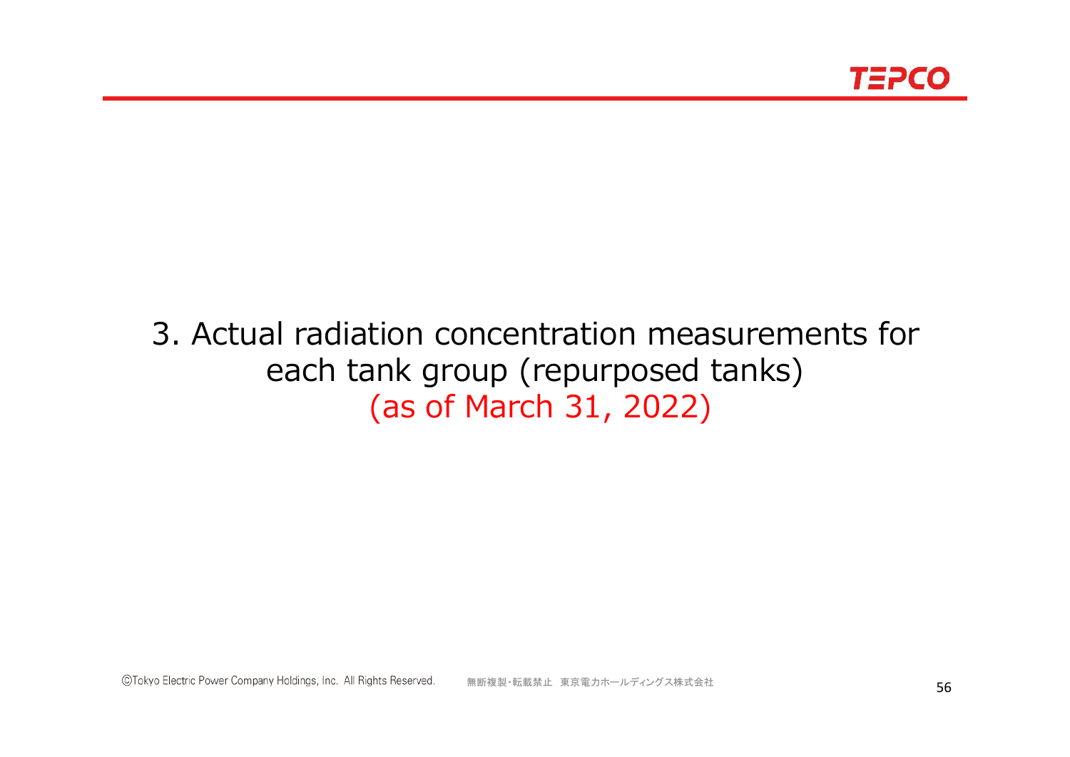# 3. Actual radiation concentration measurements for each tank group (repurposed tanks) (as of March 31, 2022)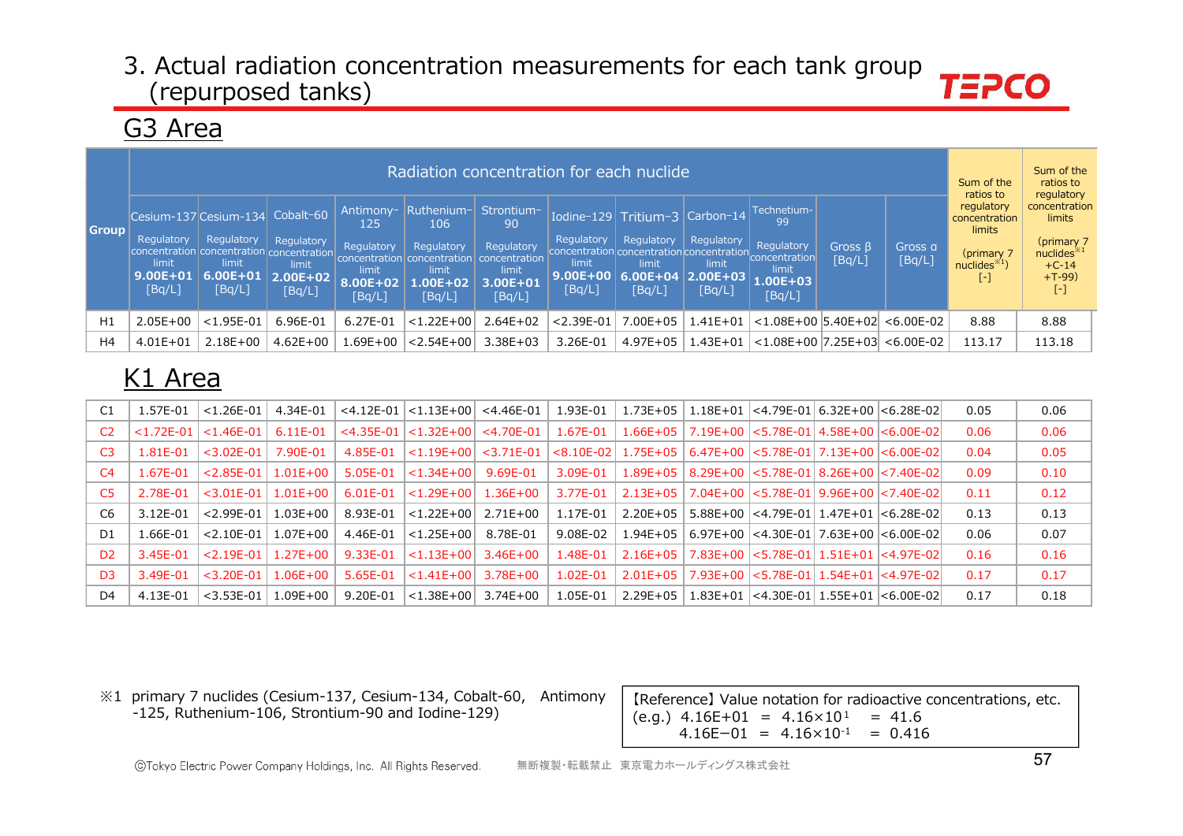# 3. Actual radiation concentration measurements for each tank group (repurposed tanks)

## G3 Area

| Group | Radiation concentration for each nuclide | | | | | | | | | | | | Sum of the ratios to regulatory concentration limits (primary 7 nuclides※1) [-] | Sum of the ratios to regulatory concentration limits (primary 7 nuclides※1 +C-14 +T-99) [-] |
|---|---|---|---|---|---|---|---|---|---|---|---|---|---|---|
| | Cesium-137 Regulatory concentration limit **9.00E+01** [Bq/L] | Cesium-134 Regulatory concentration limit **6.00E+01** [Bq/L] | Cobalt-60 Regulatory concentration limit **2.00E+02** [Bq/L] | Antimony-125 Regulatory concentration limit **8.00E+02** [Bq/L] | Ruthenium-106 Regulatory concentration limit **1.00E+02** [Bq/L] | Strontium-90 Regulatory concentration limit **3.00E+01** [Bq/L] | Iodine-129 Regulatory concentration limit **9.00E+00** [Bq/L] | Tritium-3 Regulatory concentration limit **6.00E+04** [Bq/L] | Carbon-14 Regulatory concentration limit **2.00E+03** [Bq/L] | Technetium-99 Regulatory concentration limit **1.00E+03** [Bq/L] | Gross β [Bq/L] | Gross α [Bq/L] | | |
| H1 | 2.05E+00 | <1.95E-01 | 6.96E-01 | 6.27E-01 | <1.22E+00 | 2.64E+02 | <2.39E-01 | 7.00E+05 | 1.41E+01 | <1.08E+00 | 5.40E+02 | <6.00E-02 | 8.88 | 8.88 |
| H4 | 4.01E+01 | 2.18E+00 | 4.62E+00 | 1.69E+00 | <2.54E+00 | 3.38E+03 | 3.26E-01 | 4.97E+05 | 1.43E+01 | <1.08E+00 | 7.25E+03 | <6.00E-02 | 113.17 | 113.18 |

## K1 Area

| Group | Cesium-137 | Cesium-134 | Cobalt-60 | Antimony-125 | Ruthenium-106 | Strontium-90 | Iodine-129 | Tritium-3 | Carbon-14 | Technetium-99 | Gross β | Gross α | Sum (primary 7 nuclides) | Sum (primary 7 nuclides +C-14 +T-99) |
|---|---|---|---|---|---|---|---|---|---|---|---|---|---|---|
| C1 | 1.57E-01 | <1.26E-01 | 4.34E-01 | <4.12E-01 | <1.13E+00 | <4.46E-01 | 1.93E-01 | 1.73E+05 | 1.18E+01 | <4.79E-01 | 6.32E+00 | <6.28E-02 | 0.05 | 0.06 |
| C2 | <1.72E-01 | <1.46E-01 | 6.11E-01 | <4.35E-01 | <1.32E+00 | <4.70E-01 | 1.67E-01 | 1.66E+05 | 7.19E+00 | <5.78E-01 | 4.58E+00 | <6.00E-02 | 0.06 | 0.06 |
| C3 | 1.81E-01 | <3.02E-01 | 7.90E-01 | 4.85E-01 | <1.19E+00 | <3.71E-01 | <8.10E-02 | 1.75E+05 | 6.47E+00 | <5.78E-01 | 7.13E+00 | <6.00E-02 | 0.04 | 0.05 |
| C4 | 1.67E-01 | <2.85E-01 | 1.01E+00 | 5.05E-01 | <1.34E+00 | 9.69E-01 | 3.09E-01 | 1.89E+05 | 8.29E+00 | <5.78E-01 | 8.26E+00 | <7.40E-02 | 0.09 | 0.10 |
| C5 | 2.78E-01 | <3.01E-01 | 1.01E+00 | 6.01E-01 | <1.29E+00 | 1.36E+00 | 3.77E-01 | 2.13E+05 | 7.04E+00 | <5.78E-01 | 9.96E+00 | <7.40E-02 | 0.11 | 0.12 |
| C6 | 3.12E-01 | <2.99E-01 | 1.03E+00 | 8.93E-01 | <1.22E+00 | 2.71E+00 | 1.17E-01 | 2.20E+05 | 5.88E+00 | <4.79E-01 | 1.47E+01 | <6.28E-02 | 0.13 | 0.13 |
| D1 | 1.66E-01 | <2.10E-01 | 1.07E+00 | 4.46E-01 | <1.25E+00 | 8.78E-01 | 9.08E-02 | 1.94E+05 | 6.97E+00 | <4.30E-01 | 7.63E+00 | <6.00E-02 | 0.06 | 0.07 |
| D2 | 3.45E-01 | <2.19E-01 | 1.27E+00 | 9.33E-01 | <1.13E+00 | 3.46E+00 | 1.48E-01 | 2.16E+05 | 7.83E+00 | <5.78E-01 | 1.51E+01 | <4.97E-02 | 0.16 | 0.16 |
| D3 | 3.49E-01 | <3.20E-01 | 1.06E+00 | 5.65E-01 | <1.41E+00 | 3.78E+00 | 1.02E-01 | 2.01E+05 | 7.93E+00 | <5.78E-01 | 1.54E+01 | <4.97E-02 | 0.17 | 0.17 |
| D4 | 4.13E-01 | <3.53E-01 | 1.09E+00 | 9.20E-01 | <1.38E+00 | 3.74E+00 | 1.05E-01 | 2.29E+05 | 1.83E+01 | <4.30E-01 | 1.55E+01 | <6.00E-02 | 0.17 | 0.18 |

※1 primary 7 nuclides (Cesium-137, Cesium-134, Cobalt-60, Antimony-125, Ruthenium-106, Strontium-90 and Iodine-129)

【Reference】Value notation for radioactive concentrations, etc.
(e.g.) 4.16E+01 = $4.16\times10^{1}$ = 41.6
4.16E−01 = $4.16\times10^{-1}$ = 0.416

ⒸTokyo Electric Power Company Holdings, Inc. All Rights Reserved. 無断複製・転載禁止 東京電力ホールディングス株式会社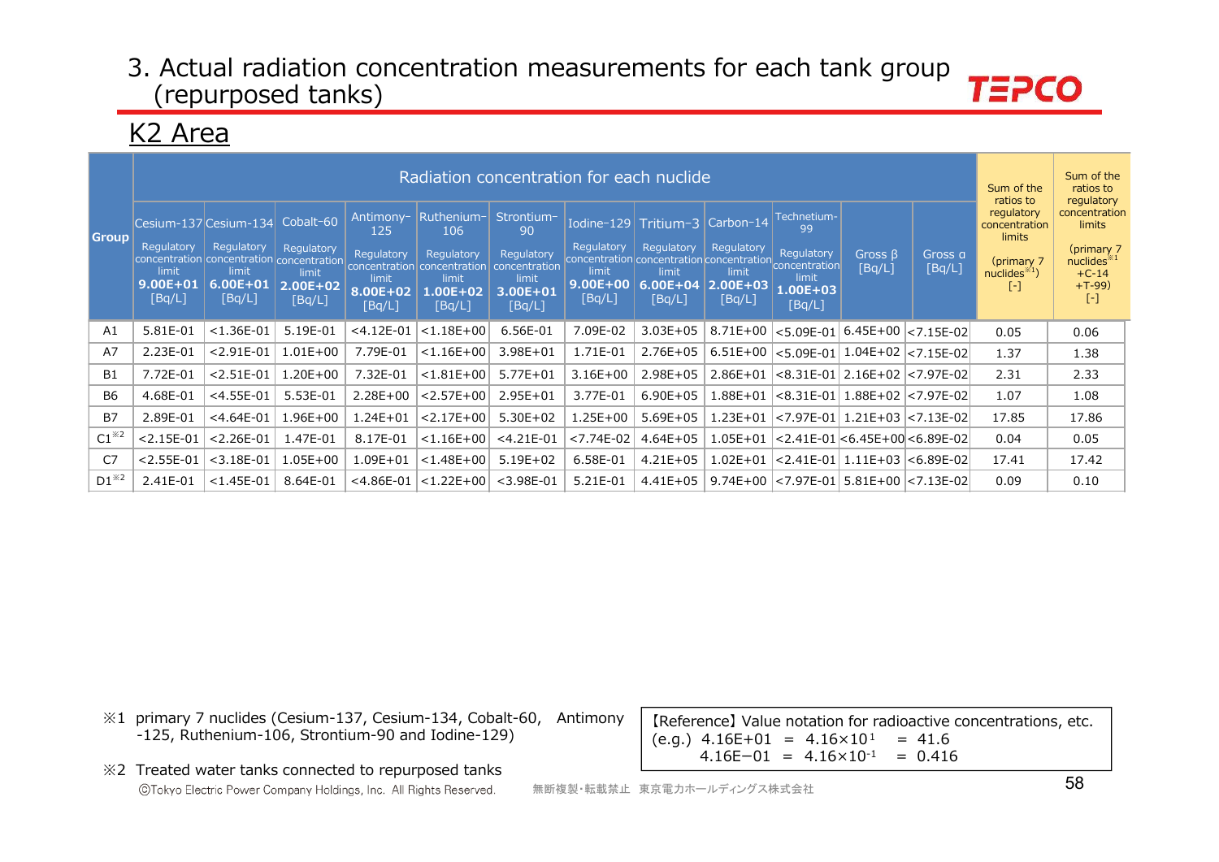# 3. Actual radiation concentration measurements for each tank group (repurposed tanks)

## K2 Area

| Group | Radiation concentration for each nuclide | | | | | | | | | | | | Sum of the ratios to regulatory concentration limits (primary 7 nuclides※1) [-] | Sum of the ratios to regulatory concentration limits (primary 7 nuclides※1 +C-14 +T-99) [-] |
|---|---|---|---|---|---|---|---|---|---|---|---|---|---|---|
| | Cesium-137 Regulatory concentration limit **9.00E+01** [Bq/L] | Cesium-134 Regulatory concentration limit **6.00E+01** [Bq/L] | Cobalt-60 Regulatory concentration limit **2.00E+02** [Bq/L] | Antimony-125 Regulatory concentration limit **8.00E+02** [Bq/L] | Ruthenium-106 Regulatory concentration limit **1.00E+02** [Bq/L] | Strontium-90 Regulatory concentration limit **3.00E+01** [Bq/L] | Iodine-129 Regulatory concentration limit **9.00E+00** [Bq/L] | Tritium-3 Regulatory concentration limit **6.00E+04** [Bq/L] | Carbon-14 Regulatory concentration limit **2.00E+03** [Bq/L] | Technetium-99 Regulatory concentration limit **1.00E+03** [Bq/L] | Gross β [Bq/L] | Gross α [Bq/L] | | |
| A1 | 5.81E-01 | <1.36E-01 | 5.19E-01 | <4.12E-01 | <1.18E+00 | 6.56E-01 | 7.09E-02 | 3.03E+05 | 8.71E+00 | <5.09E-01 | 6.45E+00 | <7.15E-02 | 0.05 | 0.06 |
| A7 | 2.23E-01 | <2.91E-01 | 1.01E+00 | 7.79E-01 | <1.16E+00 | 3.98E+01 | 1.71E-01 | 2.76E+05 | 6.51E+00 | <5.09E-01 | 1.04E+02 | <7.15E-02 | 1.37 | 1.38 |
| B1 | 7.72E-01 | <2.51E-01 | 1.20E+00 | 7.32E-01 | <1.81E+00 | 5.77E+01 | 3.16E+00 | 2.98E+05 | 2.86E+01 | <8.31E-01 | 2.16E+02 | <7.97E-02 | 2.31 | 2.33 |
| B6 | 4.68E-01 | <4.55E-01 | 5.53E-01 | 2.28E+00 | <2.57E+00 | 2.95E+01 | 3.77E-01 | 6.90E+05 | 1.88E+01 | <8.31E-01 | 1.88E+02 | <7.97E-02 | 1.07 | 1.08 |
| B7 | 2.89E-01 | <4.64E-01 | 1.96E+00 | 1.24E+01 | <2.17E+00 | 5.30E+02 | 1.25E+00 | 5.69E+05 | 1.23E+01 | <7.97E-01 | 1.21E+03 | <7.13E-02 | 17.85 | 17.86 |
| C1※2 | <2.15E-01 | <2.26E-01 | 1.47E-01 | 8.17E-01 | <1.16E+00 | <4.21E-01 | <7.74E-02 | 4.64E+05 | 1.05E+01 | <2.41E-01 | <6.45E+00 | <6.89E-02 | 0.04 | 0.05 |
| C7 | <2.55E-01 | <3.18E-01 | 1.05E+00 | 1.09E+01 | <1.48E+00 | 5.19E+02 | 6.58E-01 | 4.21E+05 | 1.02E+01 | <2.41E-01 | 1.11E+03 | <6.89E-02 | 17.41 | 17.42 |
| D1※2 | 2.41E-01 | <1.45E-01 | 8.64E-01 | <4.86E-01 | <1.22E+00 | <3.98E-01 | 5.21E-01 | 4.41E+05 | 9.74E+00 | <7.97E-01 | 5.81E+00 | <7.13E-02 | 0.09 | 0.10 |

※1 primary 7 nuclides (Cesium-137, Cesium-134, Cobalt-60, Antimony-125, Ruthenium-106, Strontium-90 and Iodine-129)

※2 Treated water tanks connected to repurposed tanks

【Reference】Value notation for radioactive concentrations, etc.
(e.g.) 4.16E+01 = $4.16\times10^{1}$ = 41.6
4.16E−01 = $4.16\times10^{-1}$ = 0.416